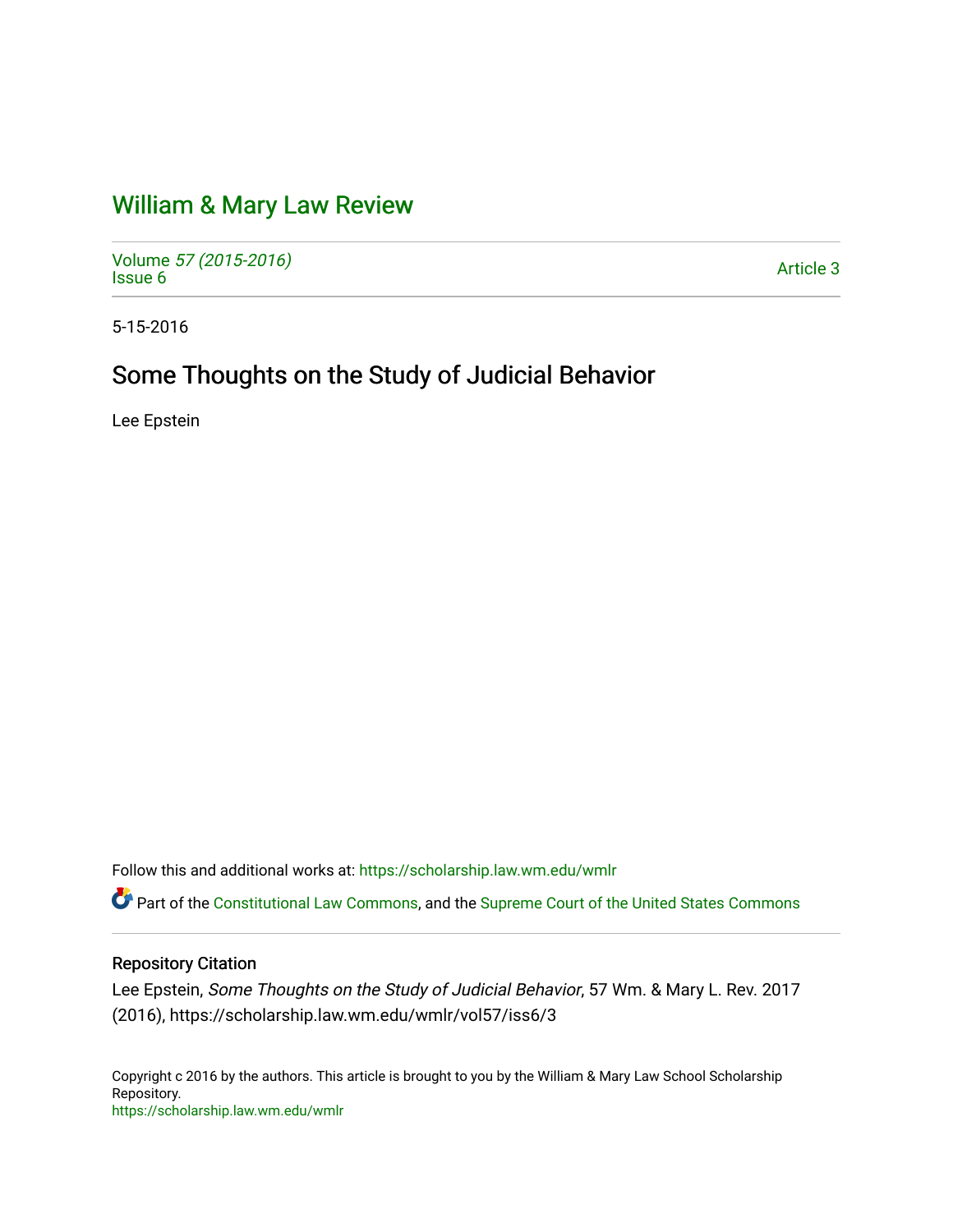# William & Mary Law Review

Volume *57 (2015-2016)*
Issue 6

Article 3

5-15-2016

## Some Thoughts on the Study of Judicial Behavior

Lee Epstein

Follow this and additional works at: https://scholarship.law.wm.edu/wmlr

Part of the Constitutional Law Commons, and the Supreme Court of the United States Commons

### Repository Citation

Lee Epstein, *Some Thoughts on the Study of Judicial Behavior*, 57 Wm. & Mary L. Rev. 2017 (2016), https://scholarship.law.wm.edu/wmlr/vol57/iss6/3

Copyright c 2016 by the authors. This article is brought to you by the William & Mary Law School Scholarship Repository.
https://scholarship.law.wm.edu/wmlr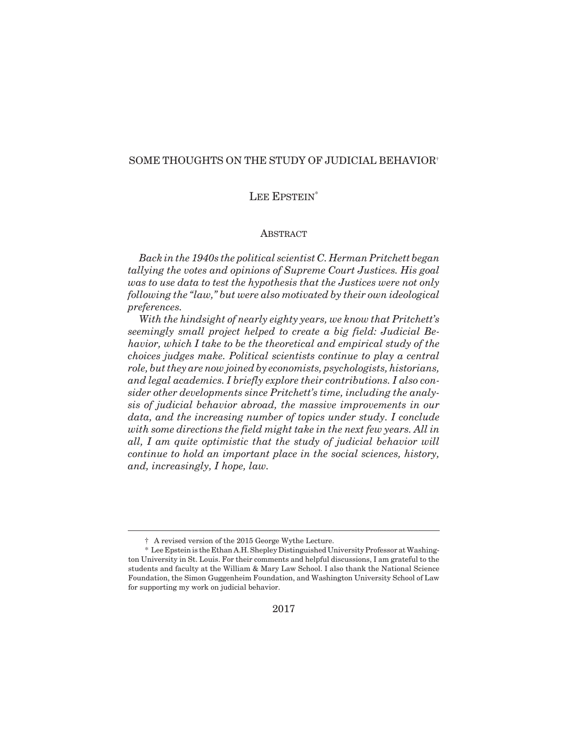# SOME THOUGHTS ON THE STUDY OF JUDICIAL BEHAVIOR[†]

## LEE EPSTEIN[*]

### ABSTRACT

*Back in the 1940s the political scientist C. Herman Pritchett began tallying the votes and opinions of Supreme Court Justices. His goal was to use data to test the hypothesis that the Justices were not only following the "law," but were also motivated by their own ideological preferences.*

*With the hindsight of nearly eighty years, we know that Pritchett's seemingly small project helped to create a big field: Judicial Behavior, which I take to be the theoretical and empirical study of the choices judges make. Political scientists continue to play a central role, but they are now joined by economists, psychologists, historians, and legal academics. I briefly explore their contributions. I also consider other developments since Pritchett's time, including the analysis of judicial behavior abroad, the massive improvements in our data, and the increasing number of topics under study. I conclude with some directions the field might take in the next few years. All in all, I am quite optimistic that the study of judicial behavior will continue to hold an important place in the social sciences, history, and, increasingly, I hope, law.*

---

† A revised version of the 2015 George Wythe Lecture.

\* Lee Epstein is the Ethan A.H. Shepley Distinguished University Professor at Washington University in St. Louis. For their comments and helpful discussions, I am grateful to the students and faculty at the William & Mary Law School. I also thank the National Science Foundation, the Simon Guggenheim Foundation, and Washington University School of Law for supporting my work on judicial behavior.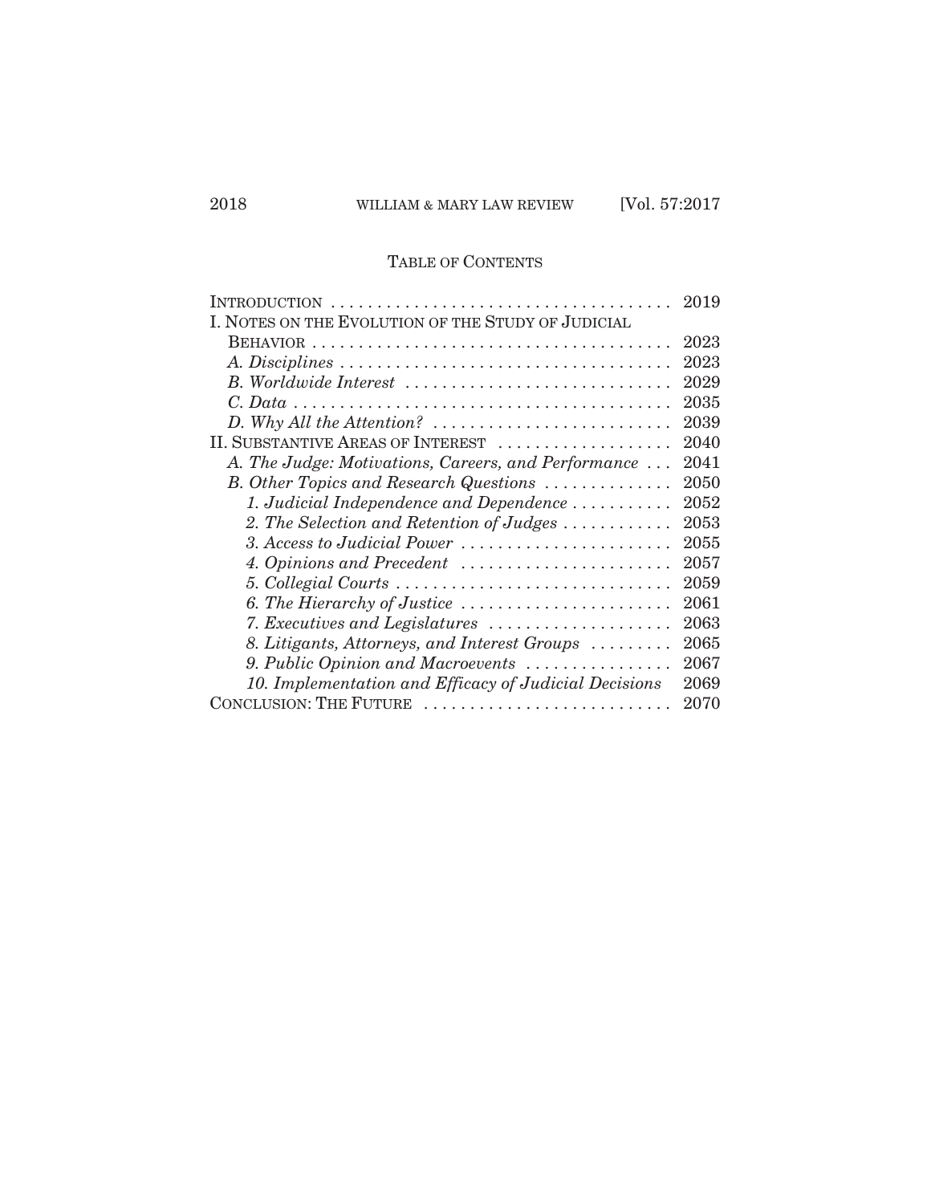## TABLE OF CONTENTS

| | |
|---|---|
| INTRODUCTION | 2019 |
| I. NOTES ON THE EVOLUTION OF THE STUDY OF JUDICIAL BEHAVIOR | 2023 |
| *A. Disciplines* | 2023 |
| *B. Worldwide Interest* | 2029 |
| *C. Data* | 2035 |
| *D. Why All the Attention?* | 2039 |
| II. SUBSTANTIVE AREAS OF INTEREST | 2040 |
| *A. The Judge: Motivations, Careers, and Performance* | 2041 |
| *B. Other Topics and Research Questions* | 2050 |
| *1. Judicial Independence and Dependence* | 2052 |
| *2. The Selection and Retention of Judges* | 2053 |
| *3. Access to Judicial Power* | 2055 |
| *4. Opinions and Precedent* | 2057 |
| *5. Collegial Courts* | 2059 |
| *6. The Hierarchy of Justice* | 2061 |
| *7. Executives and Legislatures* | 2063 |
| *8. Litigants, Attorneys, and Interest Groups* | 2065 |
| *9. Public Opinion and Macroevents* | 2067 |
| *10. Implementation and Efficacy of Judicial Decisions* | 2069 |
| CONCLUSION: THE FUTURE | 2070 |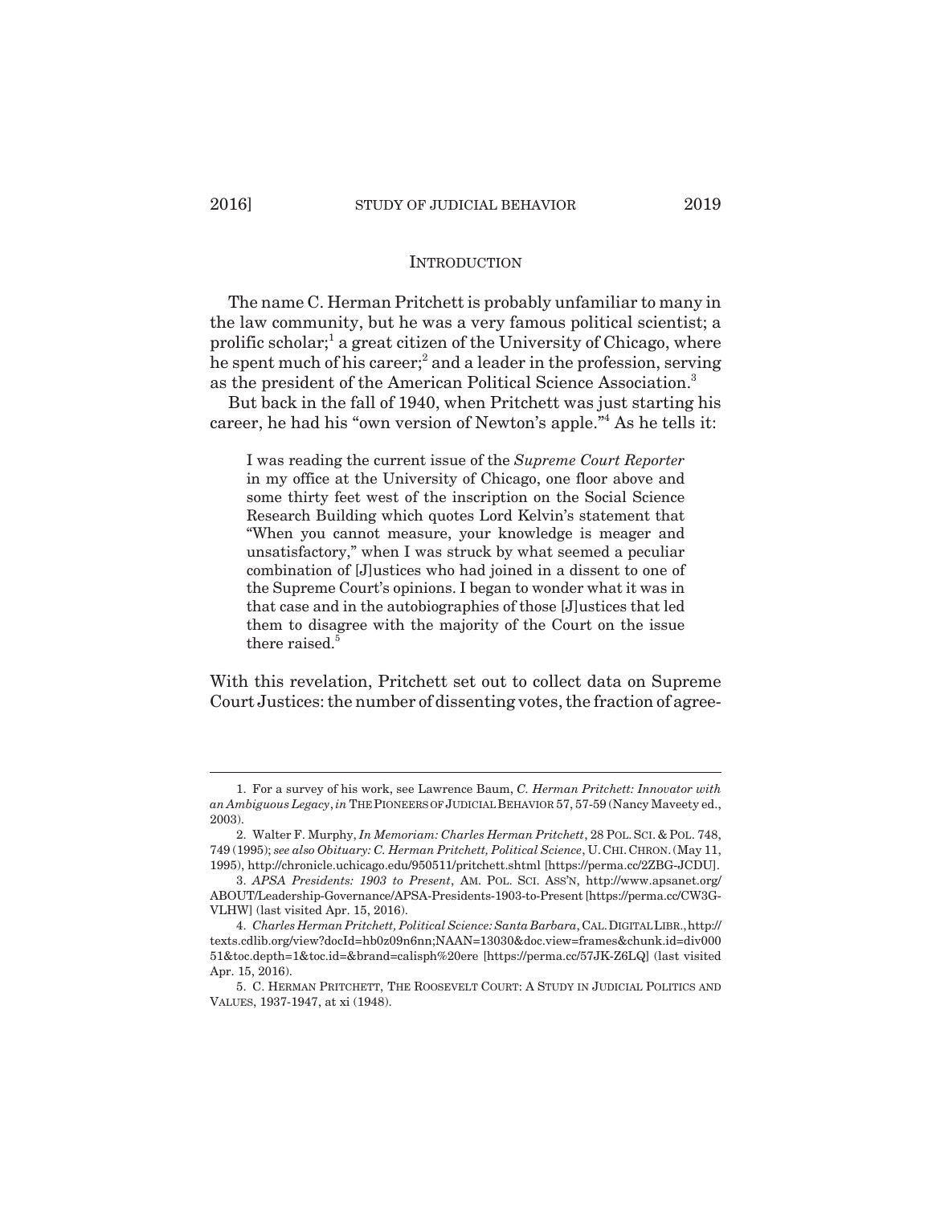## INTRODUCTION

The name C. Herman Pritchett is probably unfamiliar to many in the law community, but he was a very famous political scientist; a prolific scholar;[1] a great citizen of the University of Chicago, where he spent much of his career;[2] and a leader in the profession, serving as the president of the American Political Science Association.[3]

But back in the fall of 1940, when Pritchett was just starting his career, he had his "own version of Newton's apple."[4] As he tells it:

> I was reading the current issue of the *Supreme Court Reporter* in my office at the University of Chicago, one floor above and some thirty feet west of the inscription on the Social Science Research Building which quotes Lord Kelvin's statement that "When you cannot measure, your knowledge is meager and unsatisfactory," when I was struck by what seemed a peculiar combination of [J]ustices who had joined in a dissent to one of the Supreme Court's opinions. I began to wonder what it was in that case and in the autobiographies of those [J]ustices that led them to disagree with the majority of the Court on the issue there raised.[5]

With this revelation, Pritchett set out to collect data on Supreme Court Justices: the number of dissenting votes, the fraction of agree-

---

1. For a survey of his work, see Lawrence Baum, *C. Herman Pritchett: Innovator with an Ambiguous Legacy*, *in* THE PIONEERS OF JUDICIAL BEHAVIOR 57, 57-59 (Nancy Maveety ed., 2003).

2. Walter F. Murphy, *In Memoriam: Charles Herman Pritchett*, 28 POL. SCI. & POL. 748, 749 (1995); *see also Obituary: C. Herman Pritchett, Political Science*, U. CHI. CHRON. (May 11, 1995), http://chronicle.uchicago.edu/950511/pritchett.shtml [https://perma.cc/2ZBG-JCDU].

3. *APSA Presidents: 1903 to Present*, AM. POL. SCI. ASS'N, http://www.apsanet.org/ABOUT/Leadership-Governance/APSA-Presidents-1903-to-Present [https://perma.cc/CW3G-VLHW] (last visited Apr. 15, 2016).

4. *Charles Herman Pritchett, Political Science: Santa Barbara*, CAL. DIGITAL LIBR., http://texts.cdlib.org/view?docId=hb0z09n6nn;NAAN=13030&doc.view=frames&chunk.id=div00051&toc.depth=1&toc.id=&brand=calisph%20ere [https://perma.cc/57JK-Z6LQ] (last visited Apr. 15, 2016).

5. C. HERMAN PRITCHETT, THE ROOSEVELT COURT: A STUDY IN JUDICIAL POLITICS AND VALUES, 1937-1947, at xi (1948).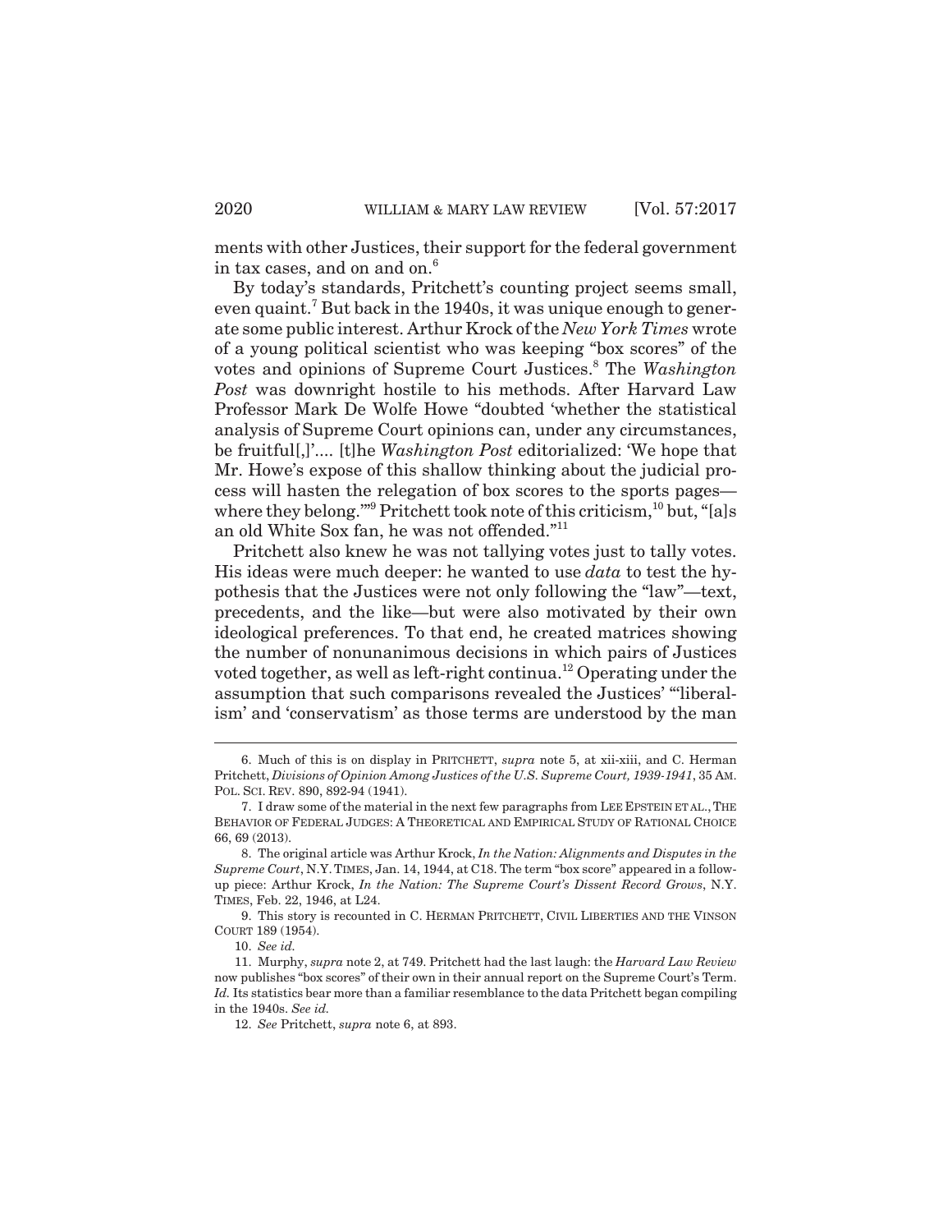ments with other Justices, their support for the federal government in tax cases, and on and on.[6]

By today's standards, Pritchett's counting project seems small, even quaint.[7] But back in the 1940s, it was unique enough to generate some public interest. Arthur Krock of the *New York Times* wrote of a young political scientist who was keeping "box scores" of the votes and opinions of Supreme Court Justices.[8] The *Washington Post* was downright hostile to his methods. After Harvard Law Professor Mark De Wolfe Howe "doubted 'whether the statistical analysis of Supreme Court opinions can, under any circumstances, be fruitful[,]'.... [t]he *Washington Post* editorialized: 'We hope that Mr. Howe's expose of this shallow thinking about the judicial process will hasten the relegation of box scores to the sports pages—where they belong.'"[9] Pritchett took note of this criticism,[10] but, "[a]s an old White Sox fan, he was not offended."[11]

Pritchett also knew he was not tallying votes just to tally votes. His ideas were much deeper: he wanted to use *data* to test the hypothesis that the Justices were not only following the "law"—text, precedents, and the like—but were also motivated by their own ideological preferences. To that end, he created matrices showing the number of nonunanimous decisions in which pairs of Justices voted together, as well as left-right continua.[12] Operating under the assumption that such comparisons revealed the Justices' "'liberalism' and 'conservatism' as those terms are understood by the man

---

6. Much of this is on display in PRITCHETT, *supra* note 5, at xii-xiii, and C. Herman Pritchett, *Divisions of Opinion Among Justices of the U.S. Supreme Court, 1939-1941*, 35 AM. POL. SCI. REV. 890, 892-94 (1941).

7. I draw some of the material in the next few paragraphs from LEE EPSTEIN ET AL., THE BEHAVIOR OF FEDERAL JUDGES: A THEORETICAL AND EMPIRICAL STUDY OF RATIONAL CHOICE 66, 69 (2013).

8. The original article was Arthur Krock, *In the Nation: Alignments and Disputes in the Supreme Court*, N.Y. TIMES, Jan. 14, 1944, at C18. The term "box score" appeared in a follow-up piece: Arthur Krock, *In the Nation: The Supreme Court's Dissent Record Grows*, N.Y. TIMES, Feb. 22, 1946, at L24.

9. This story is recounted in C. HERMAN PRITCHETT, CIVIL LIBERTIES AND THE VINSON COURT 189 (1954).

10. *See id.*

11. Murphy, *supra* note 2, at 749. Pritchett had the last laugh: the *Harvard Law Review* now publishes "box scores" of their own in their annual report on the Supreme Court's Term. *Id.* Its statistics bear more than a familiar resemblance to the data Pritchett began compiling in the 1940s. *See id.*

12. *See* Pritchett, *supra* note 6, at 893.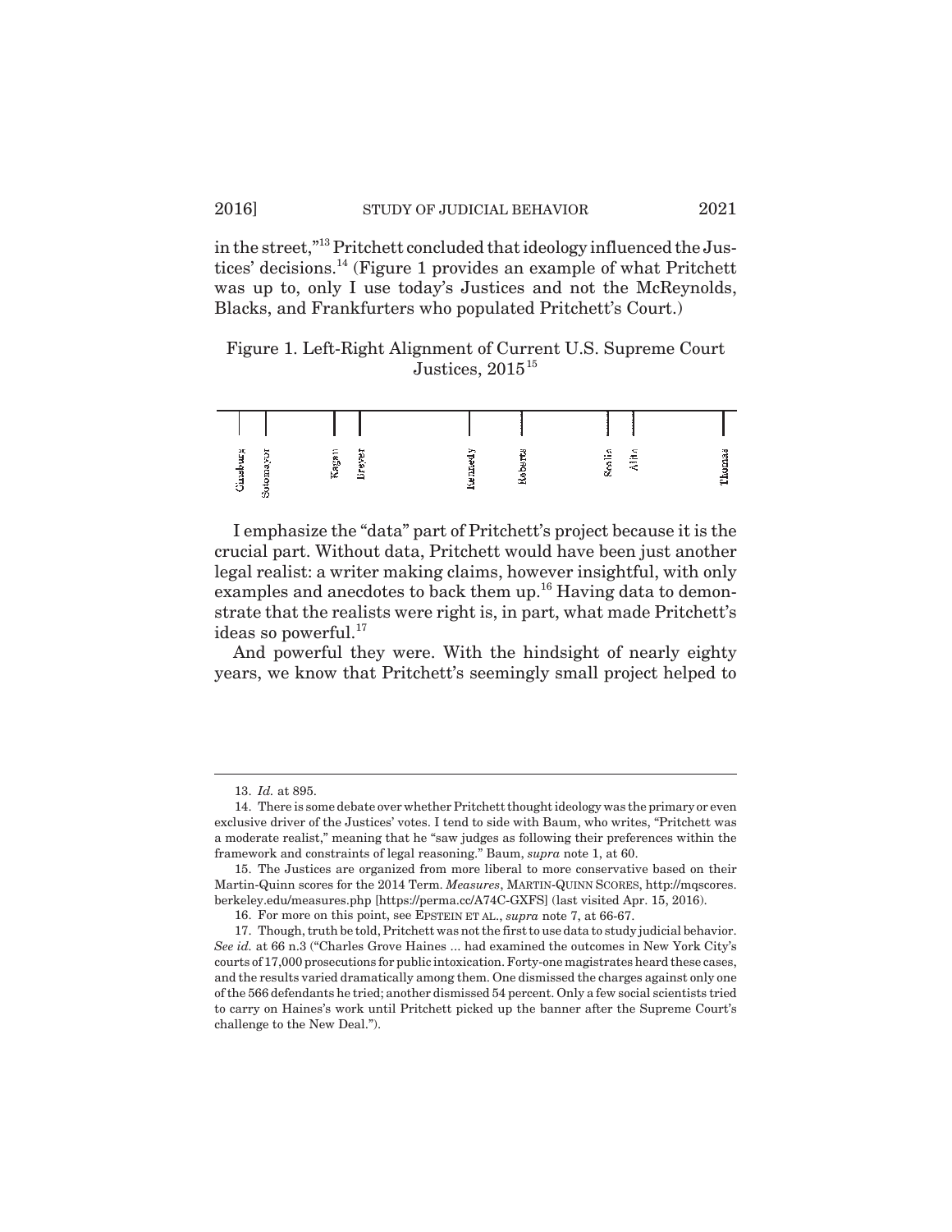in the street,"[13] Pritchett concluded that ideology influenced the Justices' decisions.[14] (Figure 1 provides an example of what Pritchett was up to, only I use today's Justices and not the McReynolds, Blacks, and Frankfurters who populated Pritchett's Court.)

Figure 1. Left-Right Alignment of Current U.S. Supreme Court Justices, 2015[15]

Ginsburg | Sotomayor | Kagan | Breyer | Kennedy | Roberts | Scalia | Alito | Thomas

I emphasize the "data" part of Pritchett's project because it is the crucial part. Without data, Pritchett would have been just another legal realist: a writer making claims, however insightful, with only examples and anecdotes to back them up.[16] Having data to demonstrate that the realists were right is, in part, what made Pritchett's ideas so powerful.[17]

And powerful they were. With the hindsight of nearly eighty years, we know that Pritchett's seemingly small project helped to

---

13. *Id.* at 895.

14. There is some debate over whether Pritchett thought ideology was the primary or even exclusive driver of the Justices' votes. I tend to side with Baum, who writes, "Pritchett was a moderate realist," meaning that he "saw judges as following their preferences within the framework and constraints of legal reasoning." Baum, *supra* note 1, at 60.

15. The Justices are organized from more liberal to more conservative based on their Martin-Quinn scores for the 2014 Term. *Measures*, MARTIN-QUINN SCORES, http://mqscores.berkeley.edu/measures.php [https://perma.cc/A74C-GXFS] (last visited Apr. 15, 2016).

16. For more on this point, see EPSTEIN ET AL., *supra* note 7, at 66-67.

17. Though, truth be told, Pritchett was not the first to use data to study judicial behavior. *See id.* at 66 n.3 ("Charles Grove Haines ... had examined the outcomes in New York City's courts of 17,000 prosecutions for public intoxication. Forty-one magistrates heard these cases, and the results varied dramatically among them. One dismissed the charges against only one of the 566 defendants he tried; another dismissed 54 percent. Only a few social scientists tried to carry on Haines's work until Pritchett picked up the banner after the Supreme Court's challenge to the New Deal.").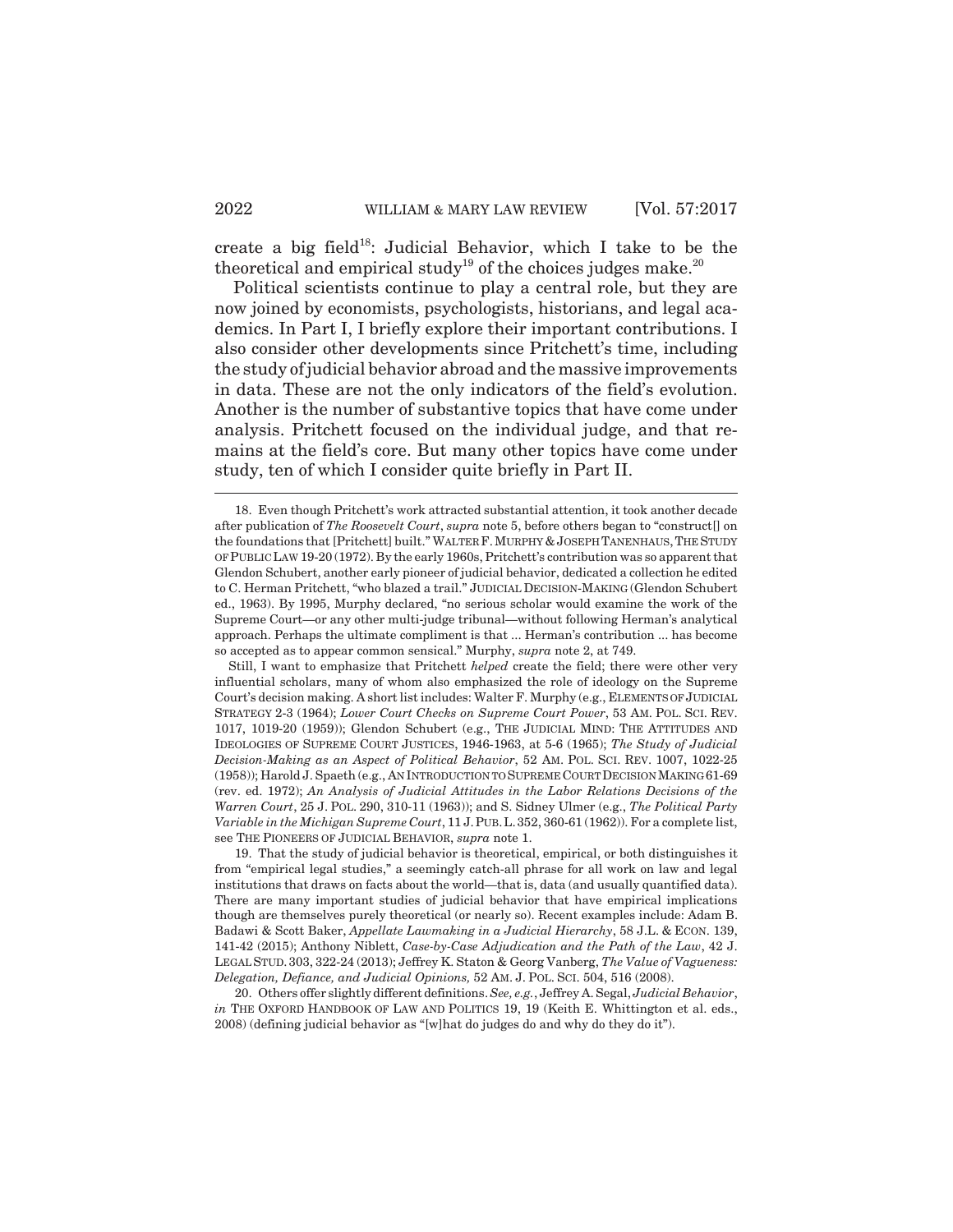create a big field[18]: Judicial Behavior, which I take to be the theoretical and empirical study[19] of the choices judges make.[20]

Political scientists continue to play a central role, but they are now joined by economists, psychologists, historians, and legal academics. In Part I, I briefly explore their important contributions. I also consider other developments since Pritchett's time, including the study of judicial behavior abroad and the massive improvements in data. These are not the only indicators of the field's evolution. Another is the number of substantive topics that have come under analysis. Pritchett focused on the individual judge, and that remains at the field's core. But many other topics have come under study, ten of which I consider quite briefly in Part II.

---

18. Even though Pritchett's work attracted substantial attention, it took another decade after publication of *The Roosevelt Court*, *supra* note 5, before others began to "construct[] on the foundations that [Pritchett] built." WALTER F. MURPHY & JOSEPH TANENHAUS, THE STUDY OF PUBLIC LAW 19-20 (1972). By the early 1960s, Pritchett's contribution was so apparent that Glendon Schubert, another early pioneer of judicial behavior, dedicated a collection he edited to C. Herman Pritchett, "who blazed a trail." JUDICIAL DECISION-MAKING (Glendon Schubert ed., 1963). By 1995, Murphy declared, "no serious scholar would examine the work of the Supreme Court—or any other multi-judge tribunal—without following Herman's analytical approach. Perhaps the ultimate compliment is that ... Herman's contribution ... has become so accepted as to appear common sensical." Murphy, *supra* note 2, at 749.

Still, I want to emphasize that Pritchett *helped* create the field; there were other very influential scholars, many of whom also emphasized the role of ideology on the Supreme Court's decision making. A short list includes: Walter F. Murphy (e.g., ELEMENTS OF JUDICIAL STRATEGY 2-3 (1964); *Lower Court Checks on Supreme Court Power*, 53 AM. POL. SCI. REV. 1017, 1019-20 (1959)); Glendon Schubert (e.g., THE JUDICIAL MIND: THE ATTITUDES AND IDEOLOGIES OF SUPREME COURT JUSTICES, 1946-1963, at 5-6 (1965); *The Study of Judicial Decision-Making as an Aspect of Political Behavior*, 52 AM. POL. SCI. REV. 1007, 1022-25 (1958)); Harold J. Spaeth (e.g., AN INTRODUCTION TO SUPREME COURT DECISION MAKING 61-69 (rev. ed. 1972); *An Analysis of Judicial Attitudes in the Labor Relations Decisions of the Warren Court*, 25 J. POL. 290, 310-11 (1963)); and S. Sidney Ulmer (e.g., *The Political Party Variable in the Michigan Supreme Court*, 11 J. PUB. L. 352, 360-61 (1962)). For a complete list, see THE PIONEERS OF JUDICIAL BEHAVIOR, *supra* note 1.

19. That the study of judicial behavior is theoretical, empirical, or both distinguishes it from "empirical legal studies," a seemingly catch-all phrase for all work on law and legal institutions that draws on facts about the world—that is, data (and usually quantified data). There are many important studies of judicial behavior that have empirical implications though are themselves purely theoretical (or nearly so). Recent examples include: Adam B. Badawi & Scott Baker, *Appellate Lawmaking in a Judicial Hierarchy*, 58 J.L. & ECON. 139, 141-42 (2015); Anthony Niblett, *Case-by-Case Adjudication and the Path of the Law*, 42 J. LEGAL STUD. 303, 322-24 (2013); Jeffrey K. Staton & Georg Vanberg, *The Value of Vagueness: Delegation, Defiance, and Judicial Opinions,* 52 AM. J. POL. SCI. 504, 516 (2008).

20. Others offer slightly different definitions. *See, e.g.*, Jeffrey A. Segal, *Judicial Behavior*, *in* THE OXFORD HANDBOOK OF LAW AND POLITICS 19, 19 (Keith E. Whittington et al. eds., 2008) (defining judicial behavior as "[w]hat do judges do and why do they do it").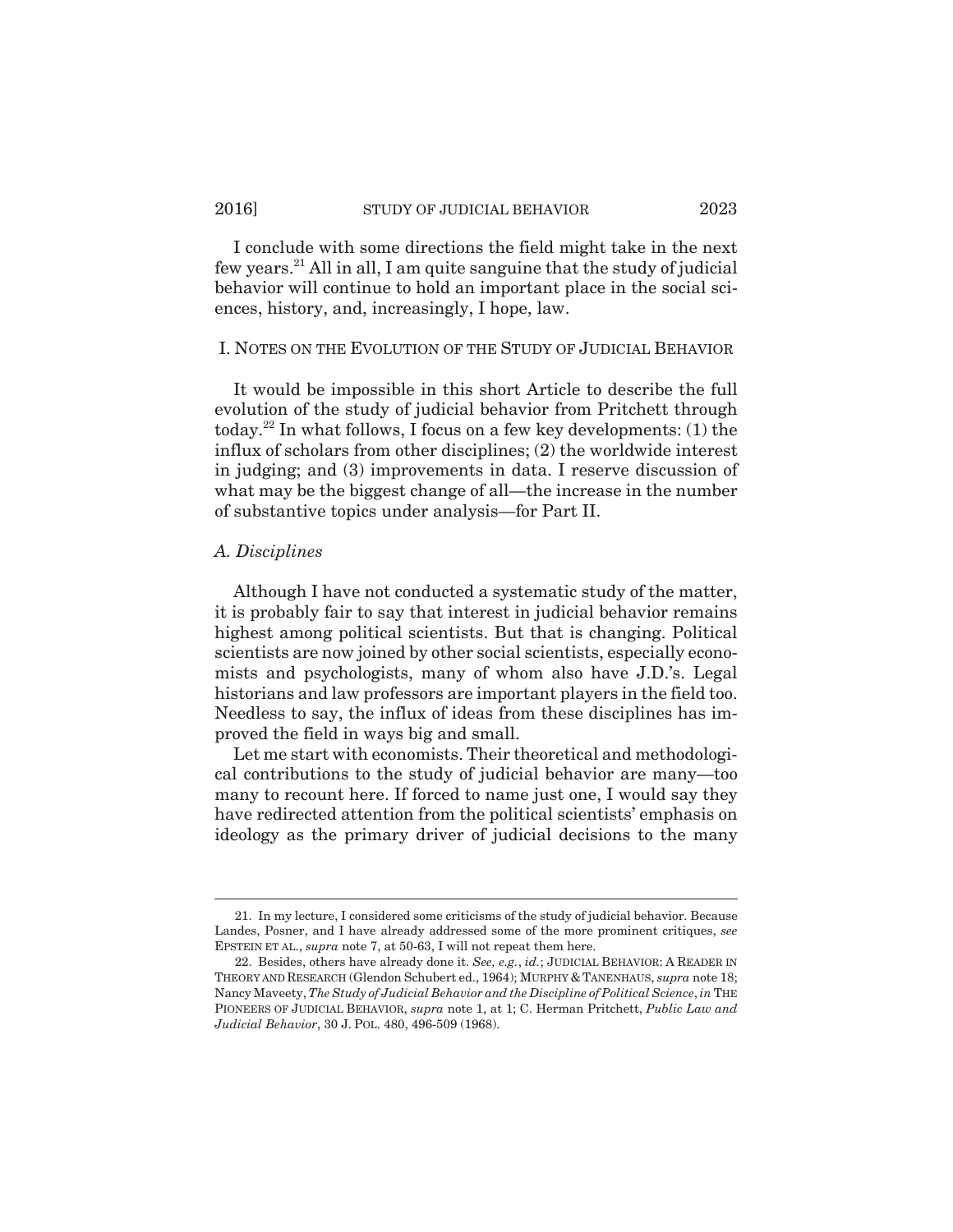I conclude with some directions the field might take in the next few years.[21] All in all, I am quite sanguine that the study of judicial behavior will continue to hold an important place in the social sciences, history, and, increasingly, I hope, law.

## I. Notes on the Evolution of the Study of Judicial Behavior

It would be impossible in this short Article to describe the full evolution of the study of judicial behavior from Pritchett through today.[22] In what follows, I focus on a few key developments: (1) the influx of scholars from other disciplines; (2) the worldwide interest in judging; and (3) improvements in data. I reserve discussion of what may be the biggest change of all—the increase in the number of substantive topics under analysis—for Part II.

### *A. Disciplines*

Although I have not conducted a systematic study of the matter, it is probably fair to say that interest in judicial behavior remains highest among political scientists. But that is changing. Political scientists are now joined by other social scientists, especially economists and psychologists, many of whom also have J.D.'s. Legal historians and law professors are important players in the field too. Needless to say, the influx of ideas from these disciplines has improved the field in ways big and small.

Let me start with economists. Their theoretical and methodological contributions to the study of judicial behavior are many—too many to recount here. If forced to name just one, I would say they have redirected attention from the political scientists' emphasis on ideology as the primary driver of judicial decisions to the many

---

21. In my lecture, I considered some criticisms of the study of judicial behavior. Because Landes, Posner, and I have already addressed some of the more prominent critiques, *see* EPSTEIN ET AL., *supra* note 7, at 50-63, I will not repeat them here.

22. Besides, others have already done it. *See, e.g.*, *id.*; JUDICIAL BEHAVIOR: A READER IN THEORY AND RESEARCH (Glendon Schubert ed., 1964); MURPHY & TANENHAUS, *supra* note 18; Nancy Maveety, *The Study of Judicial Behavior and the Discipline of Political Science*, *in* THE PIONEERS OF JUDICIAL BEHAVIOR, *supra* note 1, at 1; C. Herman Pritchett, *Public Law and Judicial Behavior*, 30 J. POL. 480, 496-509 (1968).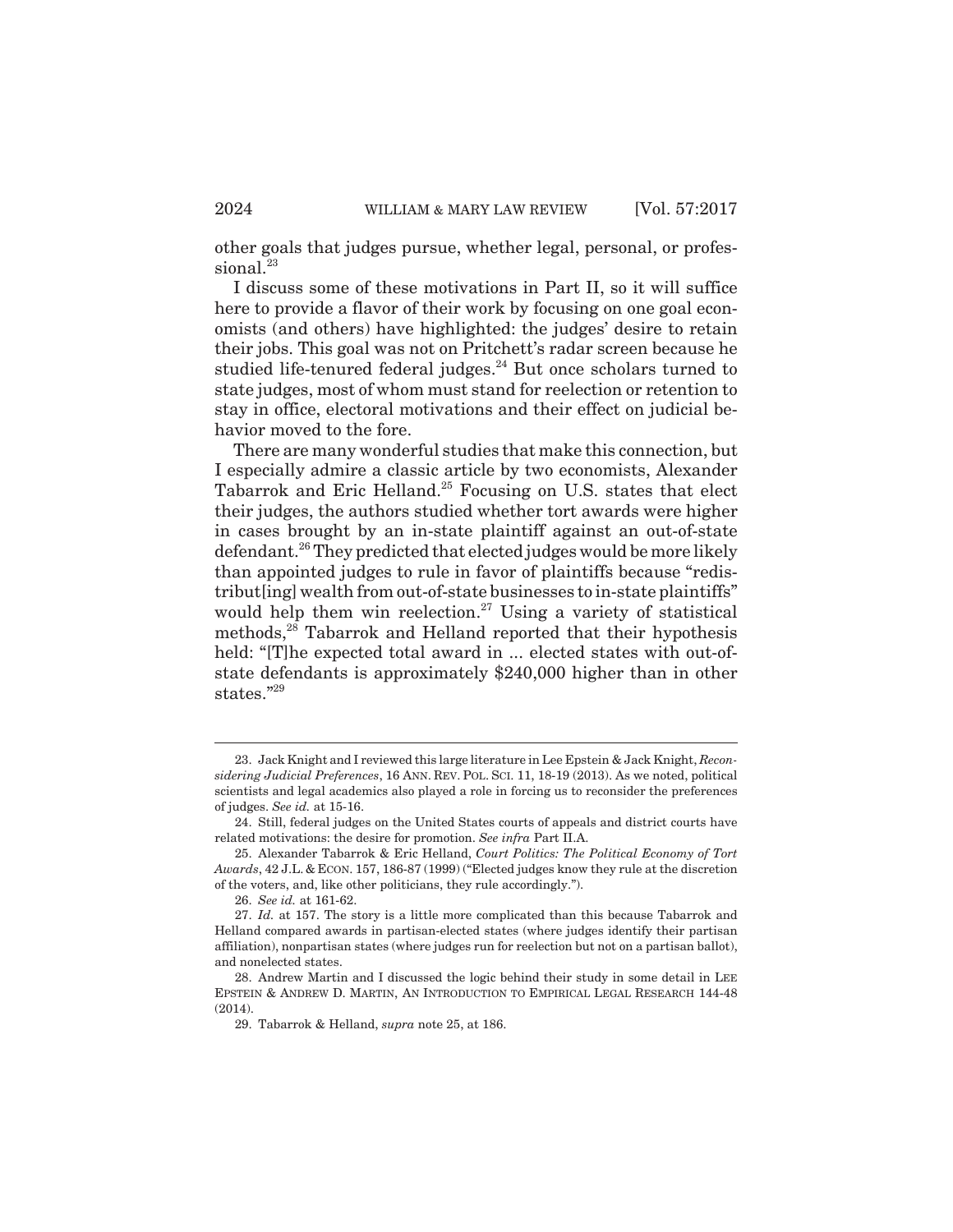other goals that judges pursue, whether legal, personal, or professional.[23]

I discuss some of these motivations in Part II, so it will suffice here to provide a flavor of their work by focusing on one goal economists (and others) have highlighted: the judges' desire to retain their jobs. This goal was not on Pritchett's radar screen because he studied life-tenured federal judges.[24] But once scholars turned to state judges, most of whom must stand for reelection or retention to stay in office, electoral motivations and their effect on judicial behavior moved to the fore.

There are many wonderful studies that make this connection, but I especially admire a classic article by two economists, Alexander Tabarrok and Eric Helland.[25] Focusing on U.S. states that elect their judges, the authors studied whether tort awards were higher in cases brought by an in-state plaintiff against an out-of-state defendant.[26] They predicted that elected judges would be more likely than appointed judges to rule in favor of plaintiffs because "redistribut[ing] wealth from out-of-state businesses to in-state plaintiffs" would help them win reelection.[27] Using a variety of statistical methods,[28] Tabarrok and Helland reported that their hypothesis held: "[T]he expected total award in ... elected states with out-of-state defendants is approximately $240,000 higher than in other states."[29]

---

23. Jack Knight and I reviewed this large literature in Lee Epstein & Jack Knight, *Reconsidering Judicial Preferences*, 16 ANN. REV. POL. SCI. 11, 18-19 (2013). As we noted, political scientists and legal academics also played a role in forcing us to reconsider the preferences of judges. *See id.* at 15-16.

24. Still, federal judges on the United States courts of appeals and district courts have related motivations: the desire for promotion. *See infra* Part II.A.

25. Alexander Tabarrok & Eric Helland, *Court Politics: The Political Economy of Tort Awards*, 42 J.L. & ECON. 157, 186-87 (1999) ("Elected judges know they rule at the discretion of the voters, and, like other politicians, they rule accordingly.").

26. *See id.* at 161-62.

27. *Id.* at 157. The story is a little more complicated than this because Tabarrok and Helland compared awards in partisan-elected states (where judges identify their partisan affiliation), nonpartisan states (where judges run for reelection but not on a partisan ballot), and nonelected states.

28. Andrew Martin and I discussed the logic behind their study in some detail in LEE EPSTEIN & ANDREW D. MARTIN, AN INTRODUCTION TO EMPIRICAL LEGAL RESEARCH 144-48 (2014).

29. Tabarrok & Helland, *supra* note 25, at 186.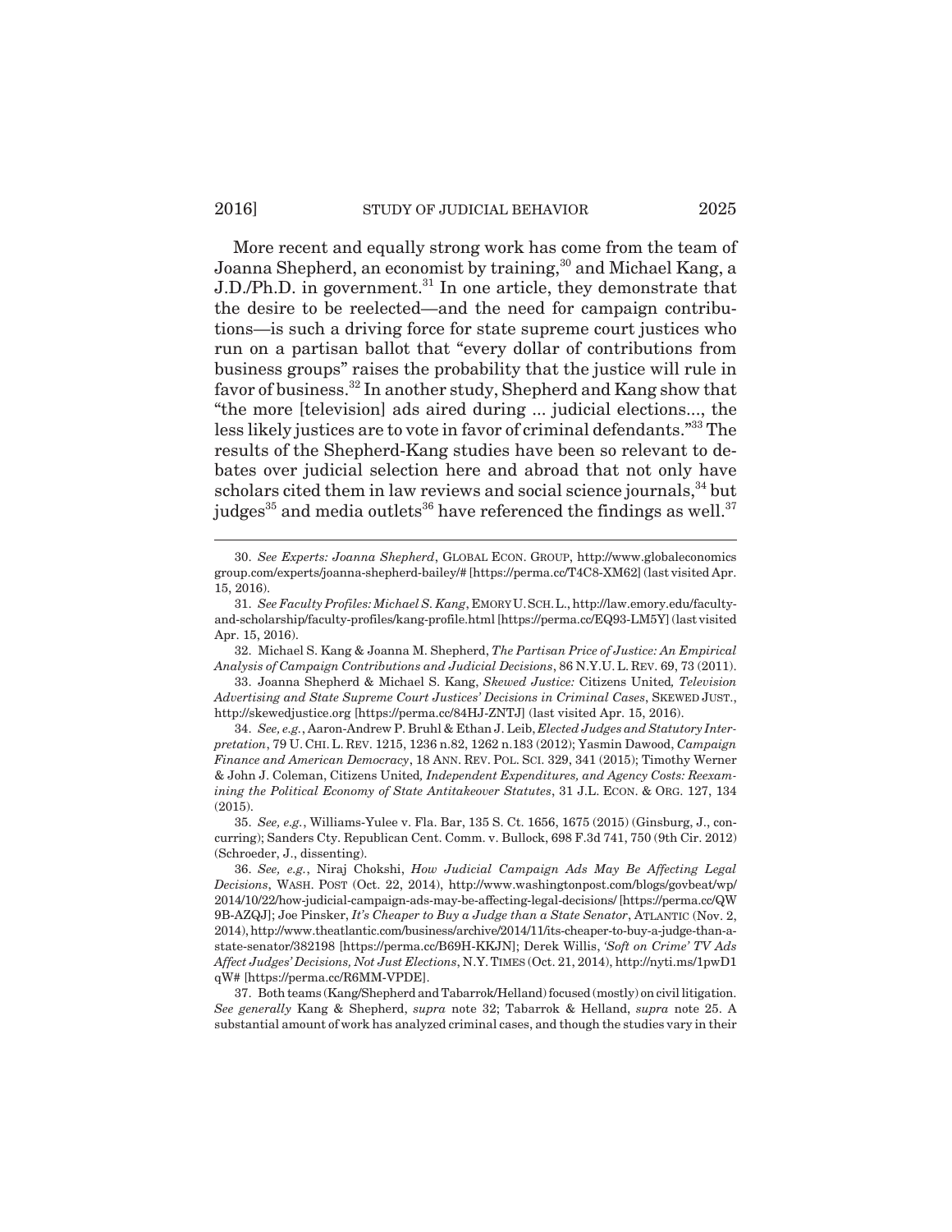More recent and equally strong work has come from the team of Joanna Shepherd, an economist by training,[30] and Michael Kang, a J.D./Ph.D. in government.[31] In one article, they demonstrate that the desire to be reelected—and the need for campaign contributions—is such a driving force for state supreme court justices who run on a partisan ballot that "every dollar of contributions from business groups" raises the probability that the justice will rule in favor of business.[32] In another study, Shepherd and Kang show that "the more [television] ads aired during ... judicial elections..., the less likely justices are to vote in favor of criminal defendants."[33] The results of the Shepherd-Kang studies have been so relevant to debates over judicial selection here and abroad that not only have scholars cited them in law reviews and social science journals,[34] but judges[35] and media outlets[36] have referenced the findings as well.[37]

---

30. *See Experts: Joanna Shepherd*, GLOBAL ECON. GROUP, http://www.globaleconomicsgroup.com/experts/joanna-shepherd-bailey/# [https://perma.cc/T4C8-XM62] (last visited Apr. 15, 2016).

31. *See Faculty Profiles: Michael S. Kang*, EMORY U. SCH. L., http://law.emory.edu/faculty-and-scholarship/faculty-profiles/kang-profile.html [https://perma.cc/EQ93-LM5Y] (last visited Apr. 15, 2016).

32. Michael S. Kang & Joanna M. Shepherd, *The Partisan Price of Justice: An Empirical Analysis of Campaign Contributions and Judicial Decisions*, 86 N.Y.U. L. REV. 69, 73 (2011).

33. Joanna Shepherd & Michael S. Kang, *Skewed Justice:* Citizens United*, Television Advertising and State Supreme Court Justices' Decisions in Criminal Cases*, SKEWED JUST., http://skewedjustice.org [https://perma.cc/84HJ-ZNTJ] (last visited Apr. 15, 2016).

34. *See, e.g.*, Aaron-Andrew P. Bruhl & Ethan J. Leib, *Elected Judges and Statutory Interpretation*, 79 U. CHI. L. REV. 1215, 1236 n.82, 1262 n.183 (2012); Yasmin Dawood, *Campaign Finance and American Democracy*, 18 ANN. REV. POL. SCI. 329, 341 (2015); Timothy Werner & John J. Coleman, Citizens United*, Independent Expenditures, and Agency Costs: Reexamining the Political Economy of State Antitakeover Statutes*, 31 J.L. ECON. & ORG. 127, 134 (2015).

35. *See, e.g.*, Williams-Yulee v. Fla. Bar, 135 S. Ct. 1656, 1675 (2015) (Ginsburg, J., concurring); Sanders Cty. Republican Cent. Comm. v. Bullock, 698 F.3d 741, 750 (9th Cir. 2012) (Schroeder, J., dissenting).

36. *See, e.g.*, Niraj Chokshi, *How Judicial Campaign Ads May Be Affecting Legal Decisions*, WASH. POST (Oct. 22, 2014), http://www.washingtonpost.com/blogs/govbeat/wp/2014/10/22/how-judicial-campaign-ads-may-be-affecting-legal-decisions/ [https://perma.cc/QW9B-AZQJ]; Joe Pinsker, *It's Cheaper to Buy a Judge than a State Senator*, ATLANTIC (Nov. 2, 2014), http://www.theatlantic.com/business/archive/2014/11/its-cheaper-to-buy-a-judge-than-a-state-senator/382198 [https://perma.cc/B69H-KKJN]; Derek Willis, *'Soft on Crime' TV Ads Affect Judges' Decisions, Not Just Elections*, N.Y. TIMES (Oct. 21, 2014), http://nyti.ms/1pwD1qW# [https://perma.cc/R6MM-VPDE].

37. Both teams (Kang/Shepherd and Tabarrok/Helland) focused (mostly) on civil litigation. *See generally* Kang & Shepherd, *supra* note 32; Tabarrok & Helland, *supra* note 25. A substantial amount of work has analyzed criminal cases, and though the studies vary in their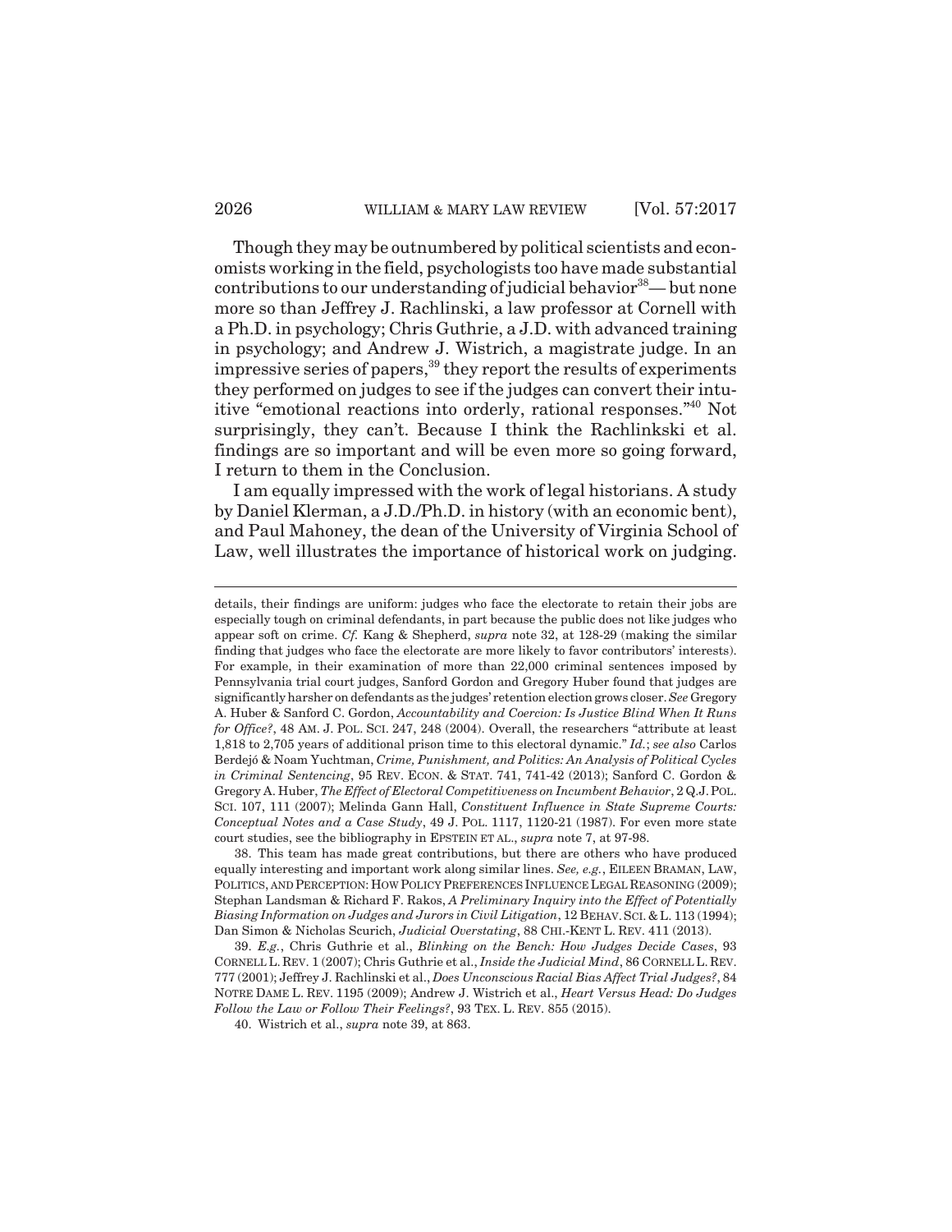Though they may be outnumbered by political scientists and economists working in the field, psychologists too have made substantial contributions to our understanding of judicial behavior[38]— but none more so than Jeffrey J. Rachlinski, a law professor at Cornell with a Ph.D. in psychology; Chris Guthrie, a J.D. with advanced training in psychology; and Andrew J. Wistrich, a magistrate judge. In an impressive series of papers,[39] they report the results of experiments they performed on judges to see if the judges can convert their intuitive "emotional reactions into orderly, rational responses."[40] Not surprisingly, they can't. Because I think the Rachlinkski et al. findings are so important and will be even more so going forward, I return to them in the Conclusion.

I am equally impressed with the work of legal historians. A study by Daniel Klerman, a J.D./Ph.D. in history (with an economic bent), and Paul Mahoney, the dean of the University of Virginia School of Law, well illustrates the importance of historical work on judging.

---

details, their findings are uniform: judges who face the electorate to retain their jobs are especially tough on criminal defendants, in part because the public does not like judges who appear soft on crime. *Cf.* Kang & Shepherd, *supra* note 32, at 128-29 (making the similar finding that judges who face the electorate are more likely to favor contributors' interests). For example, in their examination of more than 22,000 criminal sentences imposed by Pennsylvania trial court judges, Sanford Gordon and Gregory Huber found that judges are significantly harsher on defendants as the judges' retention election grows closer. *See* Gregory A. Huber & Sanford C. Gordon, *Accountability and Coercion: Is Justice Blind When It Runs for Office?*, 48 AM. J. POL. SCI. 247, 248 (2004). Overall, the researchers "attribute at least 1,818 to 2,705 years of additional prison time to this electoral dynamic." *Id.*; *see also* Carlos Berdejó & Noam Yuchtman, *Crime, Punishment, and Politics: An Analysis of Political Cycles in Criminal Sentencing*, 95 REV. ECON. & STAT. 741, 741-42 (2013); Sanford C. Gordon & Gregory A. Huber, *The Effect of Electoral Competitiveness on Incumbent Behavior*, 2 Q.J. POL. SCI. 107, 111 (2007); Melinda Gann Hall, *Constituent Influence in State Supreme Courts: Conceptual Notes and a Case Study*, 49 J. POL. 1117, 1120-21 (1987). For even more state court studies, see the bibliography in EPSTEIN ET AL., *supra* note 7, at 97-98.

38. This team has made great contributions, but there are others who have produced equally interesting and important work along similar lines. *See, e.g.*, EILEEN BRAMAN, LAW, POLITICS, AND PERCEPTION: HOW POLICY PREFERENCES INFLUENCE LEGAL REASONING (2009); Stephan Landsman & Richard F. Rakos, *A Preliminary Inquiry into the Effect of Potentially Biasing Information on Judges and Jurors in Civil Litigation*, 12 BEHAV. SCI. & L. 113 (1994); Dan Simon & Nicholas Scurich, *Judicial Overstating*, 88 CHI.-KENT L. REV. 411 (2013).

39. *E.g.*, Chris Guthrie et al., *Blinking on the Bench: How Judges Decide Cases*, 93 CORNELL L. REV. 1 (2007); Chris Guthrie et al., *Inside the Judicial Mind*, 86 CORNELL L. REV. 777 (2001); Jeffrey J. Rachlinski et al., *Does Unconscious Racial Bias Affect Trial Judges?*, 84 NOTRE DAME L. REV. 1195 (2009); Andrew J. Wistrich et al., *Heart Versus Head: Do Judges Follow the Law or Follow Their Feelings?*, 93 TEX. L. REV. 855 (2015).

40. Wistrich et al., *supra* note 39, at 863.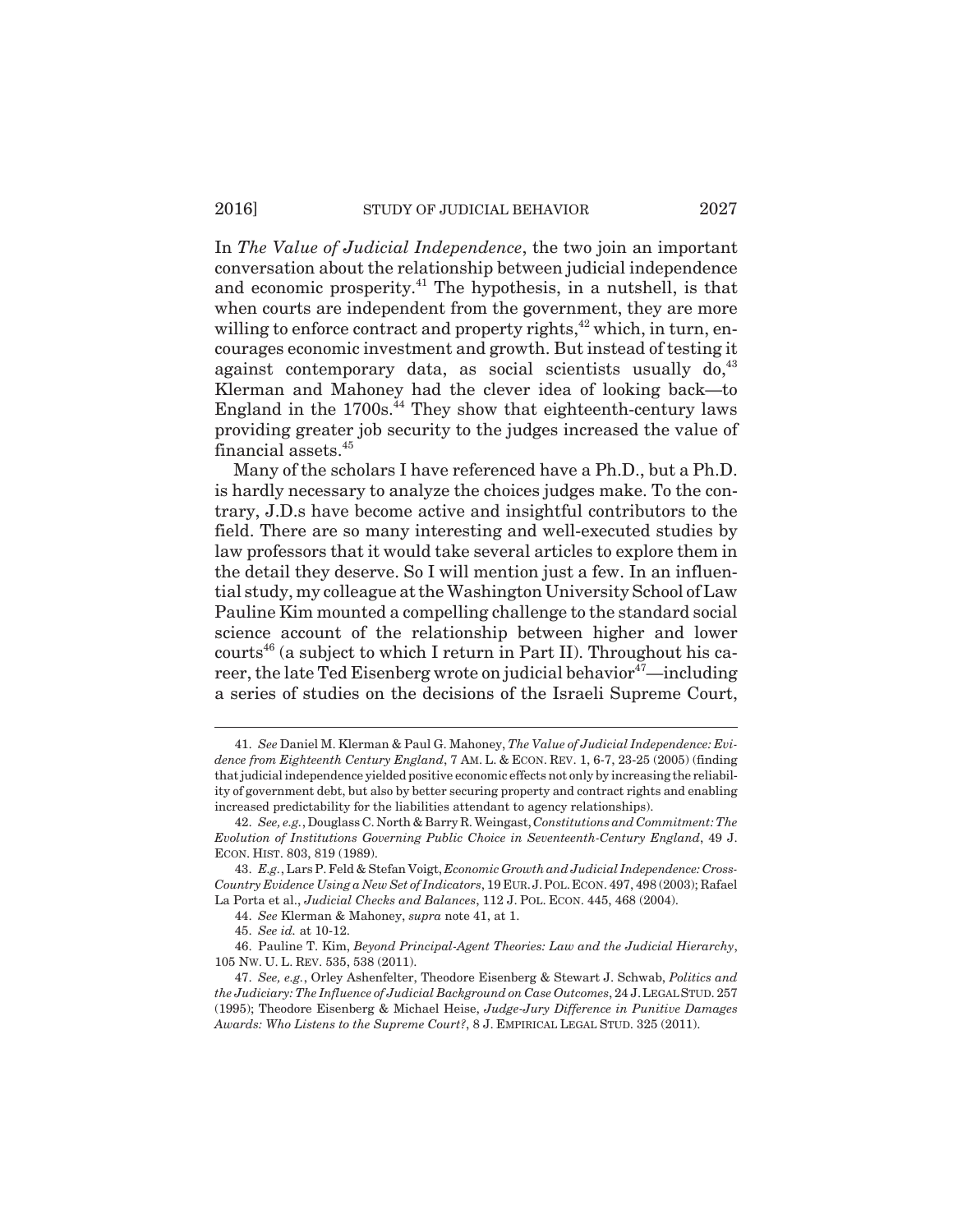In *The Value of Judicial Independence*, the two join an important conversation about the relationship between judicial independence and economic prosperity.[41] The hypothesis, in a nutshell, is that when courts are independent from the government, they are more willing to enforce contract and property rights,[42] which, in turn, encourages economic investment and growth. But instead of testing it against contemporary data, as social scientists usually do,[43] Klerman and Mahoney had the clever idea of looking back—to England in the 1700s.[44] They show that eighteenth-century laws providing greater job security to the judges increased the value of financial assets.[45]

Many of the scholars I have referenced have a Ph.D., but a Ph.D. is hardly necessary to analyze the choices judges make. To the contrary, J.D.s have become active and insightful contributors to the field. There are so many interesting and well-executed studies by law professors that it would take several articles to explore them in the detail they deserve. So I will mention just a few. In an influential study, my colleague at the Washington University School of Law Pauline Kim mounted a compelling challenge to the standard social science account of the relationship between higher and lower courts[46] (a subject to which I return in Part II). Throughout his career, the late Ted Eisenberg wrote on judicial behavior[47]—including a series of studies on the decisions of the Israeli Supreme Court,

---

41. *See* Daniel M. Klerman & Paul G. Mahoney, *The Value of Judicial Independence: Evidence from Eighteenth Century England*, 7 AM. L. & ECON. REV. 1, 6-7, 23-25 (2005) (finding that judicial independence yielded positive economic effects not only by increasing the reliability of government debt, but also by better securing property and contract rights and enabling increased predictability for the liabilities attendant to agency relationships).

42. *See, e.g.*, Douglass C. North & Barry R. Weingast, *Constitutions and Commitment: The Evolution of Institutions Governing Public Choice in Seventeenth-Century England*, 49 J. ECON. HIST. 803, 819 (1989).

43. *E.g.*, Lars P. Feld & Stefan Voigt, *Economic Growth and Judicial Independence: Cross-Country Evidence Using a New Set of Indicators*, 19 EUR. J. POL. ECON. 497, 498 (2003); Rafael La Porta et al., *Judicial Checks and Balances*, 112 J. POL. ECON. 445, 468 (2004).

44. *See* Klerman & Mahoney, *supra* note 41, at 1.

45. *See id.* at 10-12.

46. Pauline T. Kim, *Beyond Principal-Agent Theories: Law and the Judicial Hierarchy*, 105 NW. U. L. REV. 535, 538 (2011).

47. *See, e.g.*, Orley Ashenfelter, Theodore Eisenberg & Stewart J. Schwab, *Politics and the Judiciary: The Influence of Judicial Background on Case Outcomes*, 24 J. LEGAL STUD. 257 (1995); Theodore Eisenberg & Michael Heise, *Judge-Jury Difference in Punitive Damages Awards: Who Listens to the Supreme Court?*, 8 J. EMPIRICAL LEGAL STUD. 325 (2011).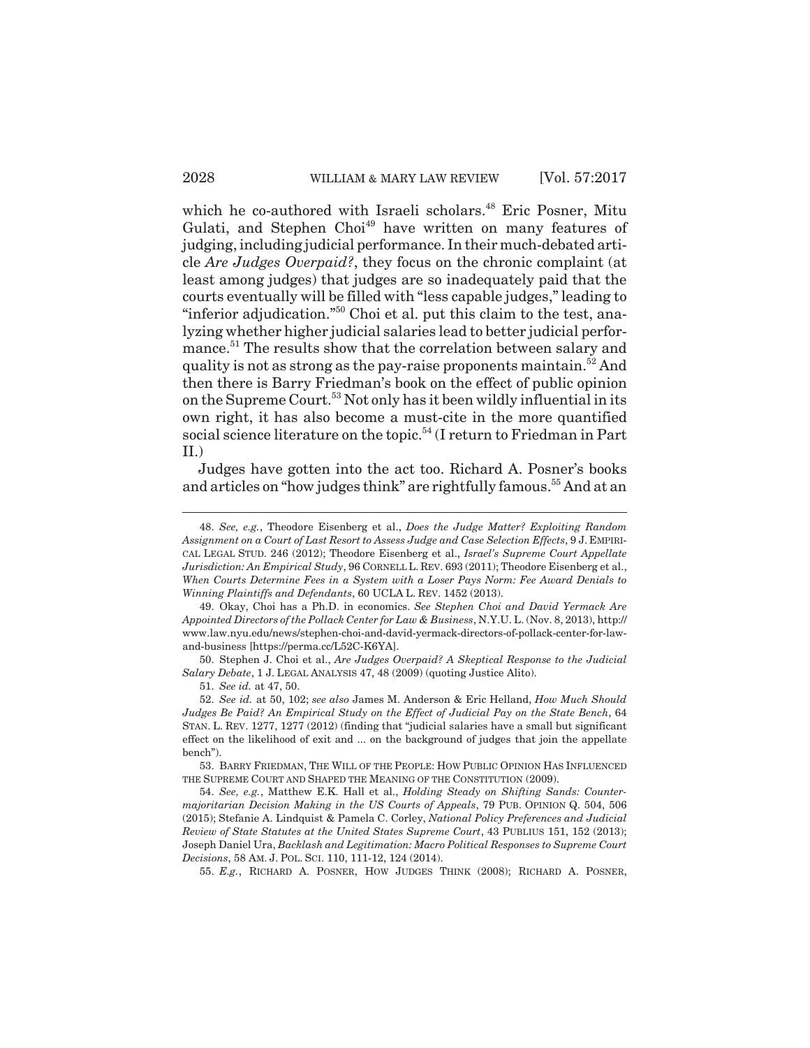which he co-authored with Israeli scholars.[48] Eric Posner, Mitu Gulati, and Stephen Choi[49] have written on many features of judging, including judicial performance. In their much-debated article *Are Judges Overpaid?*, they focus on the chronic complaint (at least among judges) that judges are so inadequately paid that the courts eventually will be filled with "less capable judges," leading to "inferior adjudication."[50] Choi et al. put this claim to the test, analyzing whether higher judicial salaries lead to better judicial performance.[51] The results show that the correlation between salary and quality is not as strong as the pay-raise proponents maintain.[52] And then there is Barry Friedman's book on the effect of public opinion on the Supreme Court.[53] Not only has it been wildly influential in its own right, it has also become a must-cite in the more quantified social science literature on the topic.[54] (I return to Friedman in Part II.)

Judges have gotten into the act too. Richard A. Posner's books and articles on "how judges think" are rightfully famous.[55] And at an

---

48. *See, e.g.*, Theodore Eisenberg et al., *Does the Judge Matter? Exploiting Random Assignment on a Court of Last Resort to Assess Judge and Case Selection Effects*, 9 J. EMPIRICAL LEGAL STUD. 246 (2012); Theodore Eisenberg et al., *Israel's Supreme Court Appellate Jurisdiction: An Empirical Study*, 96 CORNELL L. REV. 693 (2011); Theodore Eisenberg et al., *When Courts Determine Fees in a System with a Loser Pays Norm: Fee Award Denials to Winning Plaintiffs and Defendants*, 60 UCLA L. REV. 1452 (2013).

49. Okay, Choi has a Ph.D. in economics. *See Stephen Choi and David Yermack Are Appointed Directors of the Pollack Center for Law & Business*, N.Y.U. L. (Nov. 8, 2013), http://www.law.nyu.edu/news/stephen-choi-and-david-yermack-directors-of-pollack-center-for-law-and-business [https://perma.cc/L52C-K6YA].

50. Stephen J. Choi et al., *Are Judges Overpaid? A Skeptical Response to the Judicial Salary Debate*, 1 J. LEGAL ANALYSIS 47, 48 (2009) (quoting Justice Alito).

51. *See id.* at 47, 50.

52. *See id.* at 50, 102; *see also* James M. Anderson & Eric Helland, *How Much Should Judges Be Paid? An Empirical Study on the Effect of Judicial Pay on the State Bench*, 64 STAN. L. REV. 1277, 1277 (2012) (finding that "judicial salaries have a small but significant effect on the likelihood of exit and ... on the background of judges that join the appellate bench").

53. BARRY FRIEDMAN, THE WILL OF THE PEOPLE: HOW PUBLIC OPINION HAS INFLUENCED THE SUPREME COURT AND SHAPED THE MEANING OF THE CONSTITUTION (2009).

54. *See, e.g.*, Matthew E.K. Hall et al., *Holding Steady on Shifting Sands: Countermajoritarian Decision Making in the US Courts of Appeals*, 79 PUB. OPINION Q. 504, 506 (2015); Stefanie A. Lindquist & Pamela C. Corley, *National Policy Preferences and Judicial Review of State Statutes at the United States Supreme Court*, 43 PUBLIUS 151, 152 (2013); Joseph Daniel Ura, *Backlash and Legitimation: Macro Political Responses to Supreme Court Decisions*, 58 AM. J. POL. SCI. 110, 111-12, 124 (2014).

55. *E.g.*, RICHARD A. POSNER, HOW JUDGES THINK (2008); RICHARD A. POSNER,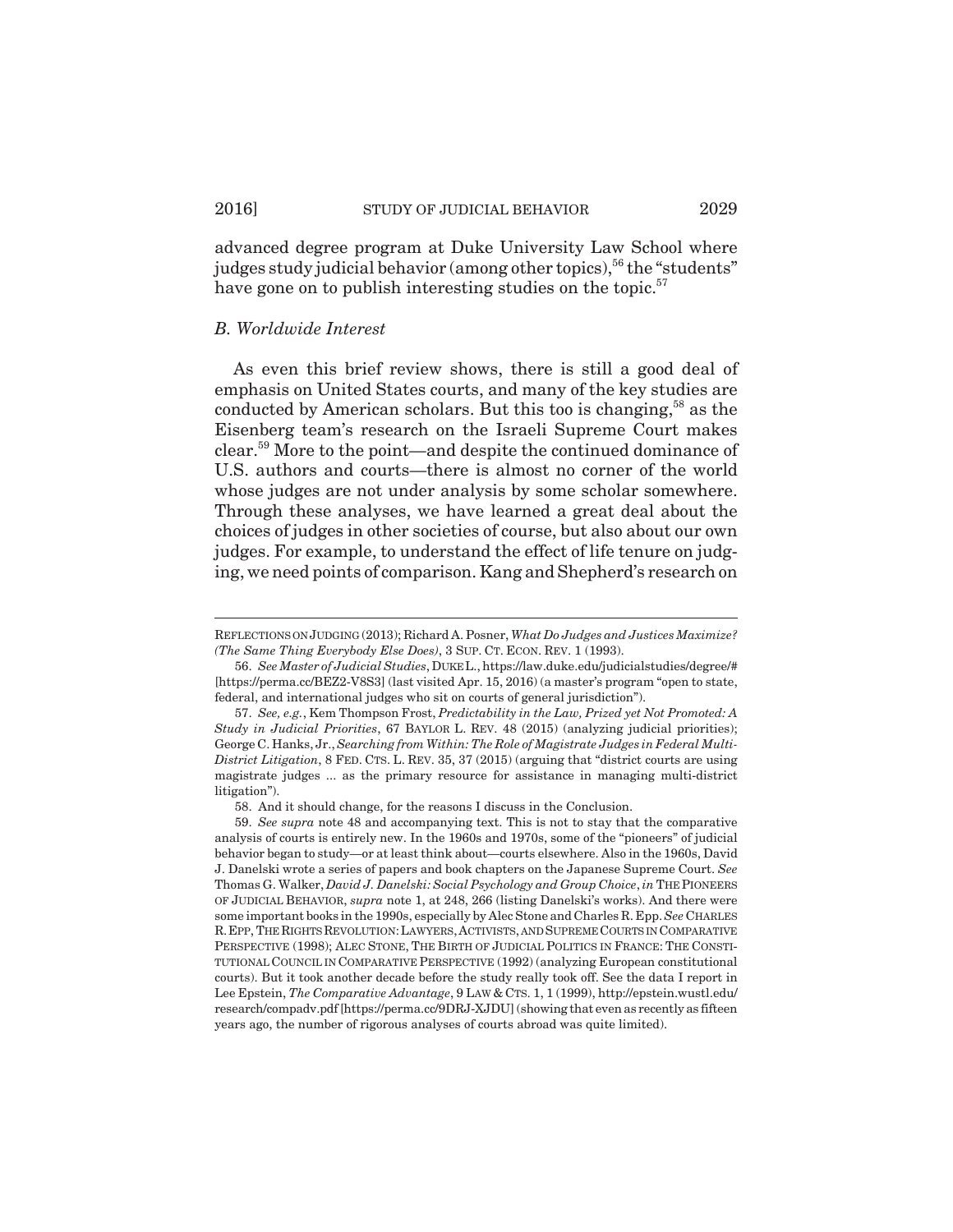advanced degree program at Duke University Law School where judges study judicial behavior (among other topics),[56] the "students" have gone on to publish interesting studies on the topic.[57]

### *B. Worldwide Interest*

As even this brief review shows, there is still a good deal of emphasis on United States courts, and many of the key studies are conducted by American scholars. But this too is changing,[58] as the Eisenberg team's research on the Israeli Supreme Court makes clear.[59] More to the point—and despite the continued dominance of U.S. authors and courts—there is almost no corner of the world whose judges are not under analysis by some scholar somewhere. Through these analyses, we have learned a great deal about the choices of judges in other societies of course, but also about our own judges. For example, to understand the effect of life tenure on judging, we need points of comparison. Kang and Shepherd's research on

---

REFLECTIONS ON JUDGING (2013); Richard A. Posner, *What Do Judges and Justices Maximize? (The Same Thing Everybody Else Does)*, 3 SUP. CT. ECON. REV. 1 (1993).

56. *See Master of Judicial Studies*, DUKE L., https://law.duke.edu/judicialstudies/degree/# [https://perma.cc/BEZ2-V8S3] (last visited Apr. 15, 2016) (a master's program "open to state, federal, and international judges who sit on courts of general jurisdiction").

57. *See, e.g.*, Kem Thompson Frost, *Predictability in the Law, Prized yet Not Promoted: A Study in Judicial Priorities*, 67 BAYLOR L. REV. 48 (2015) (analyzing judicial priorities); George C. Hanks, Jr., *Searching from Within: The Role of Magistrate Judges in Federal Multi-District Litigation*, 8 FED. CTS. L. REV. 35, 37 (2015) (arguing that "district courts are using magistrate judges ... as the primary resource for assistance in managing multi-district litigation").

58. And it should change, for the reasons I discuss in the Conclusion.

59. *See supra* note 48 and accompanying text. This is not to stay that the comparative analysis of courts is entirely new. In the 1960s and 1970s, some of the "pioneers" of judicial behavior began to study—or at least think about—courts elsewhere. Also in the 1960s, David J. Danelski wrote a series of papers and book chapters on the Japanese Supreme Court. *See* Thomas G. Walker, *David J. Danelski: Social Psychology and Group Choice*, *in* THE PIONEERS OF JUDICIAL BEHAVIOR, *supra* note 1, at 248, 266 (listing Danelski's works). And there were some important books in the 1990s, especially by Alec Stone and Charles R. Epp. *See* CHARLES R. EPP, THE RIGHTS REVOLUTION: LAWYERS, ACTIVISTS, AND SUPREME COURTS IN COMPARATIVE PERSPECTIVE (1998); ALEC STONE, THE BIRTH OF JUDICIAL POLITICS IN FRANCE: THE CONSTITUTIONAL COUNCIL IN COMPARATIVE PERSPECTIVE (1992) (analyzing European constitutional courts). But it took another decade before the study really took off. See the data I report in Lee Epstein, *The Comparative Advantage*, 9 LAW & CTS. 1, 1 (1999), http://epstein.wustl.edu/research/compadv.pdf [https://perma.cc/9DRJ-XJDU] (showing that even as recently as fifteen years ago, the number of rigorous analyses of courts abroad was quite limited).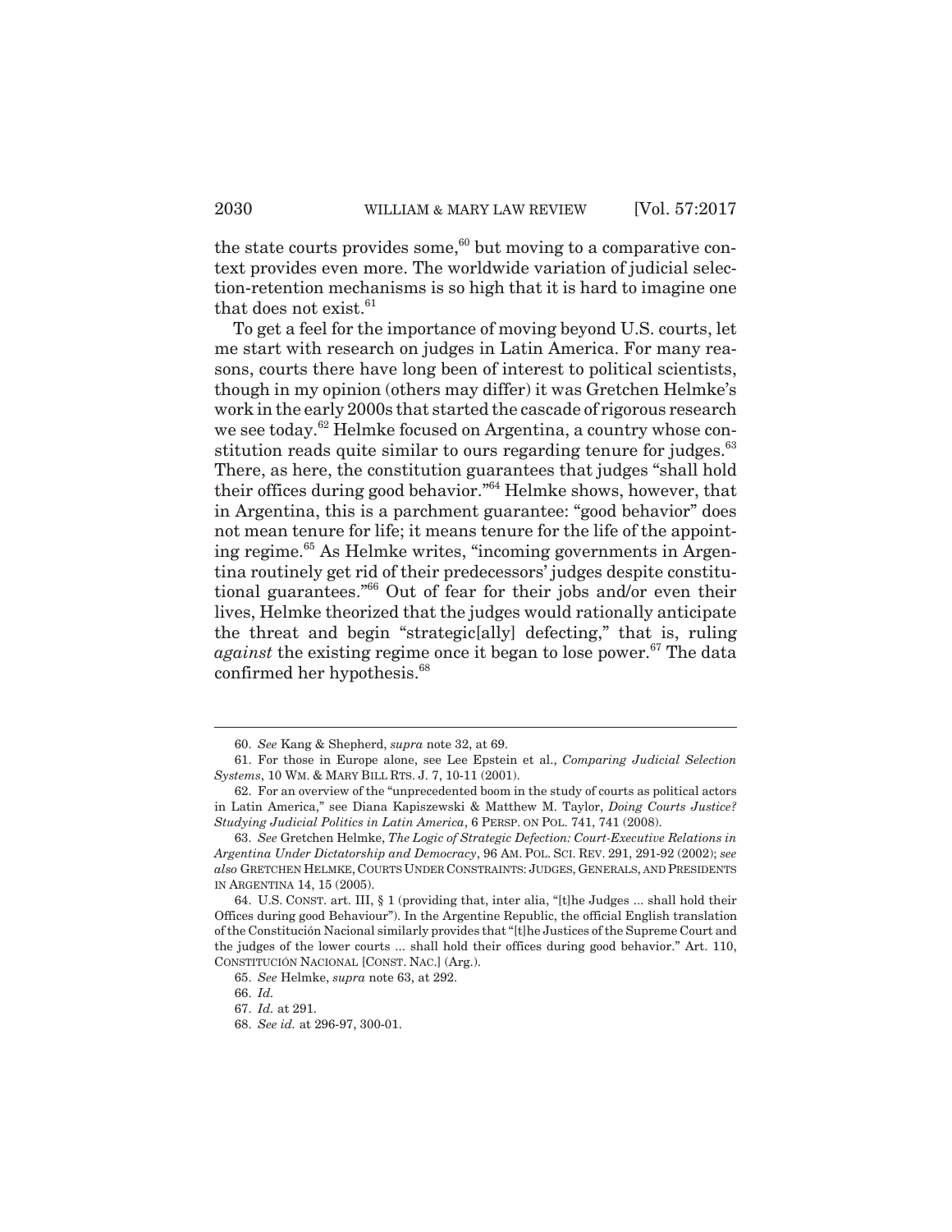the state courts provides some,[60] but moving to a comparative context provides even more. The worldwide variation of judicial selection-retention mechanisms is so high that it is hard to imagine one that does not exist.[61]

To get a feel for the importance of moving beyond U.S. courts, let me start with research on judges in Latin America. For many reasons, courts there have long been of interest to political scientists, though in my opinion (others may differ) it was Gretchen Helmke's work in the early 2000s that started the cascade of rigorous research we see today.[62] Helmke focused on Argentina, a country whose constitution reads quite similar to ours regarding tenure for judges.[63] There, as here, the constitution guarantees that judges "shall hold their offices during good behavior."[64] Helmke shows, however, that in Argentina, this is a parchment guarantee: "good behavior" does not mean tenure for life; it means tenure for the life of the appointing regime.[65] As Helmke writes, "incoming governments in Argentina routinely get rid of their predecessors' judges despite constitutional guarantees."[66] Out of fear for their jobs and/or even their lives, Helmke theorized that the judges would rationally anticipate the threat and begin "strategic[ally] defecting," that is, ruling *against* the existing regime once it began to lose power.[67] The data confirmed her hypothesis.[68]

---

60. *See* Kang & Shepherd, *supra* note 32, at 69.

61. For those in Europe alone, see Lee Epstein et al., *Comparing Judicial Selection Systems*, 10 WM. & MARY BILL RTS. J. 7, 10-11 (2001).

62. For an overview of the "unprecedented boom in the study of courts as political actors in Latin America," see Diana Kapiszewski & Matthew M. Taylor, *Doing Courts Justice? Studying Judicial Politics in Latin America*, 6 PERSP. ON POL. 741, 741 (2008).

63. *See* Gretchen Helmke, *The Logic of Strategic Defection: Court-Executive Relations in Argentina Under Dictatorship and Democracy*, 96 AM. POL. SCI. REV. 291, 291-92 (2002); *see also* GRETCHEN HELMKE, COURTS UNDER CONSTRAINTS: JUDGES, GENERALS, AND PRESIDENTS IN ARGENTINA 14, 15 (2005).

64. U.S. CONST. art. III, § 1 (providing that, inter alia, "[t]he Judges ... shall hold their Offices during good Behaviour"). In the Argentine Republic, the official English translation of the Constitución Nacional similarly provides that "[t]he Justices of the Supreme Court and the judges of the lower courts ... shall hold their offices during good behavior." Art. 110, CONSTITUCIÓN NACIONAL [CONST. NAC.] (Arg.).

65. *See* Helmke, *supra* note 63, at 292.

66. *Id.*

67. *Id.* at 291.

68. *See id.* at 296-97, 300-01.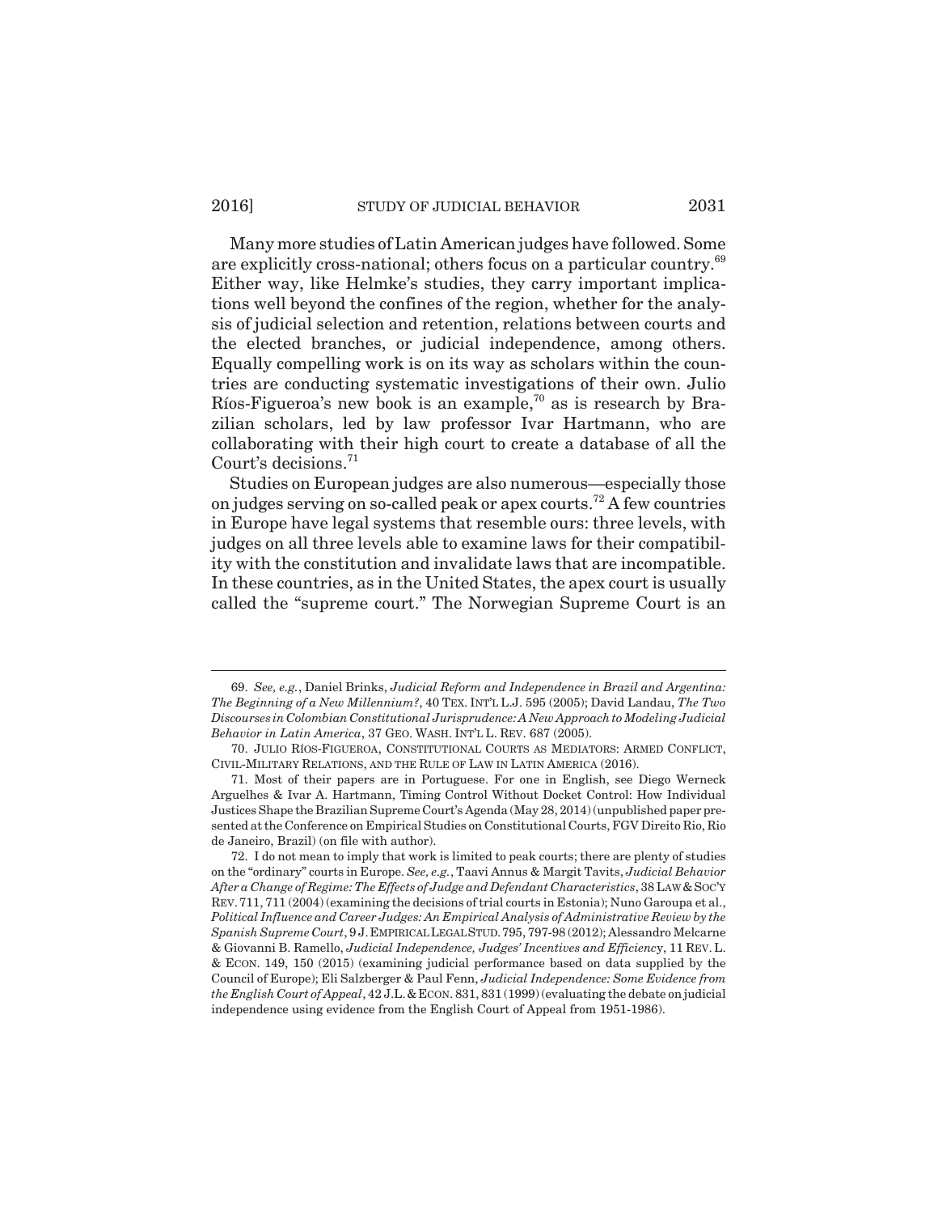Many more studies of Latin American judges have followed. Some are explicitly cross-national; others focus on a particular country.[69] Either way, like Helmke's studies, they carry important implications well beyond the confines of the region, whether for the analysis of judicial selection and retention, relations between courts and the elected branches, or judicial independence, among others. Equally compelling work is on its way as scholars within the countries are conducting systematic investigations of their own. Julio Ríos-Figueroa's new book is an example,[70] as is research by Brazilian scholars, led by law professor Ivar Hartmann, who are collaborating with their high court to create a database of all the Court's decisions.[71]

Studies on European judges are also numerous—especially those on judges serving on so-called peak or apex courts.[72] A few countries in Europe have legal systems that resemble ours: three levels, with judges on all three levels able to examine laws for their compatibility with the constitution and invalidate laws that are incompatible. In these countries, as in the United States, the apex court is usually called the "supreme court." The Norwegian Supreme Court is an

---

69. *See, e.g.*, Daniel Brinks, *Judicial Reform and Independence in Brazil and Argentina: The Beginning of a New Millennium?*, 40 TEX. INT'L L.J. 595 (2005); David Landau, *The Two Discourses in Colombian Constitutional Jurisprudence: A New Approach to Modeling Judicial Behavior in Latin America*, 37 GEO. WASH. INT'L L. REV. 687 (2005).

70. JULIO RÍOS-FIGUEROA, CONSTITUTIONAL COURTS AS MEDIATORS: ARMED CONFLICT, CIVIL-MILITARY RELATIONS, AND THE RULE OF LAW IN LATIN AMERICA (2016).

71. Most of their papers are in Portuguese. For one in English, see Diego Werneck Arguelhes & Ivar A. Hartmann, Timing Control Without Docket Control: How Individual Justices Shape the Brazilian Supreme Court's Agenda (May 28, 2014) (unpublished paper presented at the Conference on Empirical Studies on Constitutional Courts, FGV Direito Rio, Rio de Janeiro, Brazil) (on file with author).

72. I do not mean to imply that work is limited to peak courts; there are plenty of studies on the "ordinary" courts in Europe. *See, e.g.*, Taavi Annus & Margit Tavits, *Judicial Behavior After a Change of Regime: The Effects of Judge and Defendant Characteristics*, 38 LAW & SOC'Y REV. 711, 711 (2004) (examining the decisions of trial courts in Estonia); Nuno Garoupa et al., *Political Influence and Career Judges: An Empirical Analysis of Administrative Review by the Spanish Supreme Court*, 9 J. EMPIRICAL LEGAL STUD. 795, 797-98 (2012); Alessandro Melcarne & Giovanni B. Ramello, *Judicial Independence, Judges' Incentives and Efficiency*, 11 REV. L. & ECON. 149, 150 (2015) (examining judicial performance based on data supplied by the Council of Europe); Eli Salzberger & Paul Fenn, *Judicial Independence: Some Evidence from the English Court of Appeal*, 42 J.L. & ECON. 831, 831 (1999) (evaluating the debate on judicial independence using evidence from the English Court of Appeal from 1951-1986).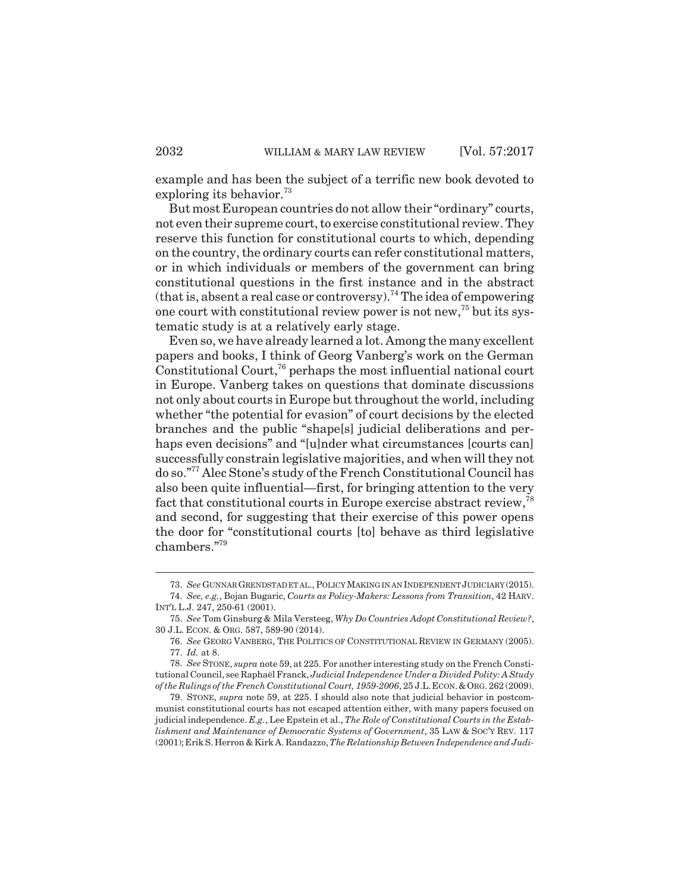example and has been the subject of a terrific new book devoted to exploring its behavior.[73]

But most European countries do not allow their "ordinary" courts, not even their supreme court, to exercise constitutional review. They reserve this function for constitutional courts to which, depending on the country, the ordinary courts can refer constitutional matters, or in which individuals or members of the government can bring constitutional questions in the first instance and in the abstract (that is, absent a real case or controversy).[74] The idea of empowering one court with constitutional review power is not new,[75] but its systematic study is at a relatively early stage.

Even so, we have already learned a lot. Among the many excellent papers and books, I think of Georg Vanberg's work on the German Constitutional Court,[76] perhaps the most influential national court in Europe. Vanberg takes on questions that dominate discussions not only about courts in Europe but throughout the world, including whether "the potential for evasion" of court decisions by the elected branches and the public "shape[s] judicial deliberations and perhaps even decisions" and "[u]nder what circumstances [courts can] successfully constrain legislative majorities, and when will they not do so."[77] Alec Stone's study of the French Constitutional Council has also been quite influential—first, for bringing attention to the very fact that constitutional courts in Europe exercise abstract review,[78] and second, for suggesting that their exercise of this power opens the door for "constitutional courts [to] behave as third legislative chambers."[79]

---

73. *See* GUNNAR GRENDSTAD ET AL., POLICY MAKING IN AN INDEPENDENT JUDICIARY (2015).

74. *See, e.g.*, Bojan Bugaric, *Courts as Policy-Makers: Lessons from Transition*, 42 HARV. INT'L L.J. 247, 250-61 (2001).

75. *See* Tom Ginsburg & Mila Versteeg, *Why Do Countries Adopt Constitutional Review?*, 30 J.L. ECON. & ORG. 587, 589-90 (2014).

76. *See* GEORG VANBERG, THE POLITICS OF CONSTITUTIONAL REVIEW IN GERMANY (2005).

77. *Id.* at 8.

78. *See* STONE, *supra* note 59, at 225. For another interesting study on the French Constitutional Council, see Raphaël Franck, *Judicial Independence Under a Divided Polity: A Study of the Rulings of the French Constitutional Court, 1959-2006*, 25 J.L. ECON. & ORG. 262 (2009).

79. STONE, *supra* note 59, at 225. I should also note that judicial behavior in postcommunist constitutional courts has not escaped attention either, with many papers focused on judicial independence. *E.g.*, Lee Epstein et al., *The Role of Constitutional Courts in the Establishment and Maintenance of Democratic Systems of Government*, 35 LAW & SOC'Y REV. 117 (2001); Erik S. Herron & Kirk A. Randazzo, *The Relationship Between Independence and Judi-*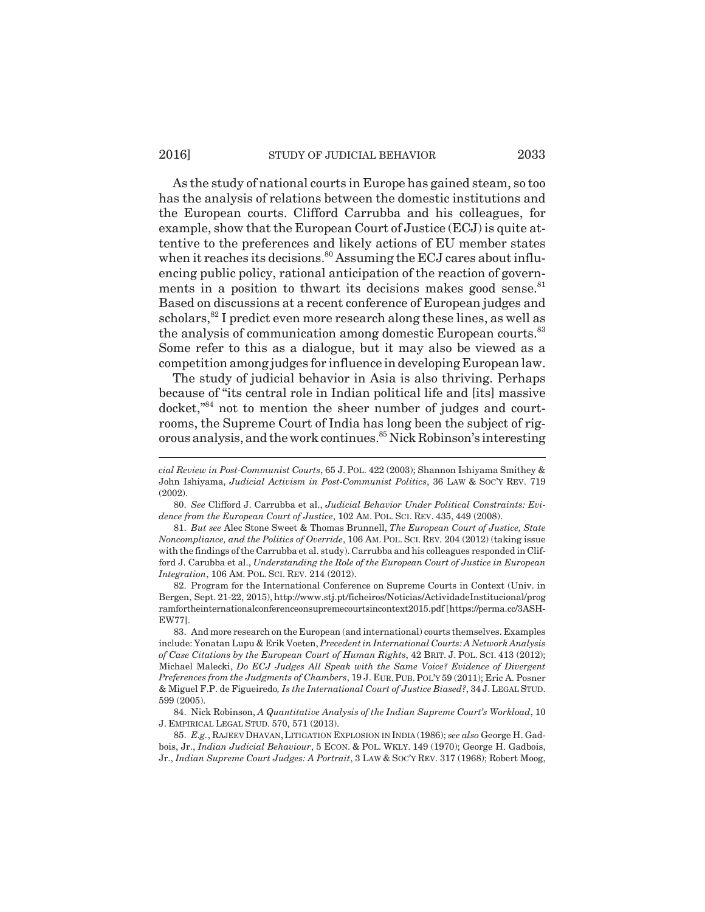As the study of national courts in Europe has gained steam, so too has the analysis of relations between the domestic institutions and the European courts. Clifford Carrubba and his colleagues, for example, show that the European Court of Justice (ECJ) is quite attentive to the preferences and likely actions of EU member states when it reaches its decisions.[80] Assuming the ECJ cares about influencing public policy, rational anticipation of the reaction of governments in a position to thwart its decisions makes good sense.[81] Based on discussions at a recent conference of European judges and scholars,[82] I predict even more research along these lines, as well as the analysis of communication among domestic European courts.[83] Some refer to this as a dialogue, but it may also be viewed as a competition among judges for influence in developing European law.

The study of judicial behavior in Asia is also thriving. Perhaps because of "its central role in Indian political life and [its] massive docket,"[84] not to mention the sheer number of judges and courtrooms, the Supreme Court of India has long been the subject of rigorous analysis, and the work continues.[85] Nick Robinson's interesting

---

*cial Review in Post-Communist Courts*, 65 J. POL. 422 (2003); Shannon Ishiyama Smithey & John Ishiyama, *Judicial Activism in Post-Communist Politics*, 36 LAW & SOC'Y REV. 719 (2002).

80. *See* Clifford J. Carrubba et al., *Judicial Behavior Under Political Constraints: Evidence from the European Court of Justice*, 102 AM. POL. SCI. REV. 435, 449 (2008).

81. *But see* Alec Stone Sweet & Thomas Brunnell, *The European Court of Justice, State Noncompliance, and the Politics of Override*, 106 AM. POL. SCI. REV. 204 (2012) (taking issue with the findings of the Carrubba et al. study). Carrubba and his colleagues responded in Clifford J. Carubba et al., *Understanding the Role of the European Court of Justice in European Integration*, 106 AM. POL. SCI. REV. 214 (2012).

82. Program for the International Conference on Supreme Courts in Context (Univ. in Bergen, Sept. 21-22, 2015), http://www.stj.pt/ficheiros/Noticias/ActividadeInstitucional/programfortheinternationalconferenceonsupremecourtsincontext2015.pdf [https://perma.cc/3ASH-EW77].

83. And more research on the European (and international) courts themselves. Examples include: Yonatan Lupu & Erik Voeten, *Precedent in International Courts: A Network Analysis of Case Citations by the European Court of Human Rights*, 42 BRIT. J. POL. SCI. 413 (2012); Michael Malecki, *Do ECJ Judges All Speak with the Same Voice? Evidence of Divergent Preferences from the Judgments of Chambers*, 19 J. EUR. PUB. POL'Y 59 (2011); Eric A. Posner & Miguel F.P. de Figueiredo, *Is the International Court of Justice Biased?*, 34 J. LEGAL STUD. 599 (2005).

84. Nick Robinson, *A Quantitative Analysis of the Indian Supreme Court's Workload*, 10 J. EMPIRICAL LEGAL STUD. 570, 571 (2013).

85. *E.g.*, RAJEEV DHAVAN, LITIGATION EXPLOSION IN INDIA (1986); *see also* George H. Gadbois, Jr., *Indian Judicial Behaviour*, 5 ECON. & POL. WKLY. 149 (1970); George H. Gadbois, Jr., *Indian Supreme Court Judges: A Portrait*, 3 LAW & SOC'Y REV. 317 (1968); Robert Moog,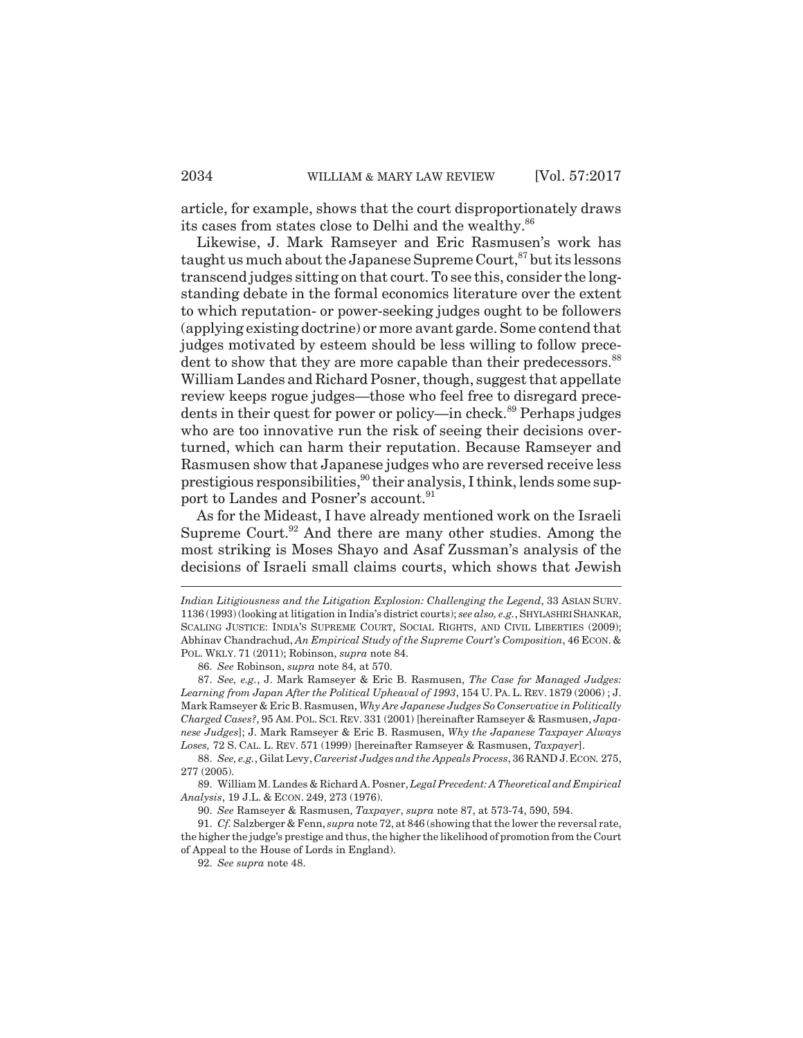article, for example, shows that the court disproportionately draws its cases from states close to Delhi and the wealthy.[86]

Likewise, J. Mark Ramseyer and Eric Rasmusen's work has taught us much about the Japanese Supreme Court,[87] but its lessons transcend judges sitting on that court. To see this, consider the long-standing debate in the formal economics literature over the extent to which reputation- or power-seeking judges ought to be followers (applying existing doctrine) or more avant garde. Some contend that judges motivated by esteem should be less willing to follow precedent to show that they are more capable than their predecessors.[88] William Landes and Richard Posner, though, suggest that appellate review keeps rogue judges—those who feel free to disregard precedents in their quest for power or policy—in check.[89] Perhaps judges who are too innovative run the risk of seeing their decisions overturned, which can harm their reputation. Because Ramseyer and Rasmusen show that Japanese judges who are reversed receive less prestigious responsibilities,[90] their analysis, I think, lends some support to Landes and Posner's account.[91]

As for the Mideast, I have already mentioned work on the Israeli Supreme Court.[92] And there are many other studies. Among the most striking is Moses Shayo and Asaf Zussman's analysis of the decisions of Israeli small claims courts, which shows that Jewish

---

*Indian Litigiousness and the Litigation Explosion: Challenging the Legend*, 33 ASIAN SURV. 1136 (1993) (looking at litigation in India's district courts); *see also, e.g.*, SHYLASHRI SHANKAR, SCALING JUSTICE: INDIA'S SUPREME COURT, SOCIAL RIGHTS, AND CIVIL LIBERTIES (2009); Abhinav Chandrachud, *An Empirical Study of the Supreme Court's Composition*, 46 ECON. & POL. WKLY. 71 (2011); Robinson, *supra* note 84.

86. *See* Robinson, *supra* note 84, at 570.

87. *See, e.g.*, J. Mark Ramseyer & Eric B. Rasmusen, *The Case for Managed Judges: Learning from Japan After the Political Upheaval of 1993*, 154 U. PA. L. REV. 1879 (2006) ; J. Mark Ramseyer & Eric B. Rasmusen, *Why Are Japanese Judges So Conservative in Politically Charged Cases?*, 95 AM. POL. SCI. REV. 331 (2001) [hereinafter Ramseyer & Rasmusen, *Japanese Judges*]; J. Mark Ramseyer & Eric B. Rasmusen, *Why the Japanese Taxpayer Always Loses,* 72 S. CAL. L. REV. 571 (1999) [hereinafter Ramseyer & Rasmusen, *Taxpayer*].

88. *See, e.g.*, Gilat Levy, *Careerist Judges and the Appeals Process*, 36 RAND J. ECON. 275, 277 (2005).

89. William M. Landes & Richard A. Posner, *Legal Precedent: A Theoretical and Empirical Analysis*, 19 J.L. & ECON. 249, 273 (1976).

90. *See* Ramseyer & Rasmusen, *Taxpayer*, *supra* note 87, at 573-74, 590, 594.

91. *Cf.* Salzberger & Fenn, *supra* note 72, at 846 (showing that the lower the reversal rate, the higher the judge's prestige and thus, the higher the likelihood of promotion from the Court of Appeal to the House of Lords in England).

92. *See supra* note 48.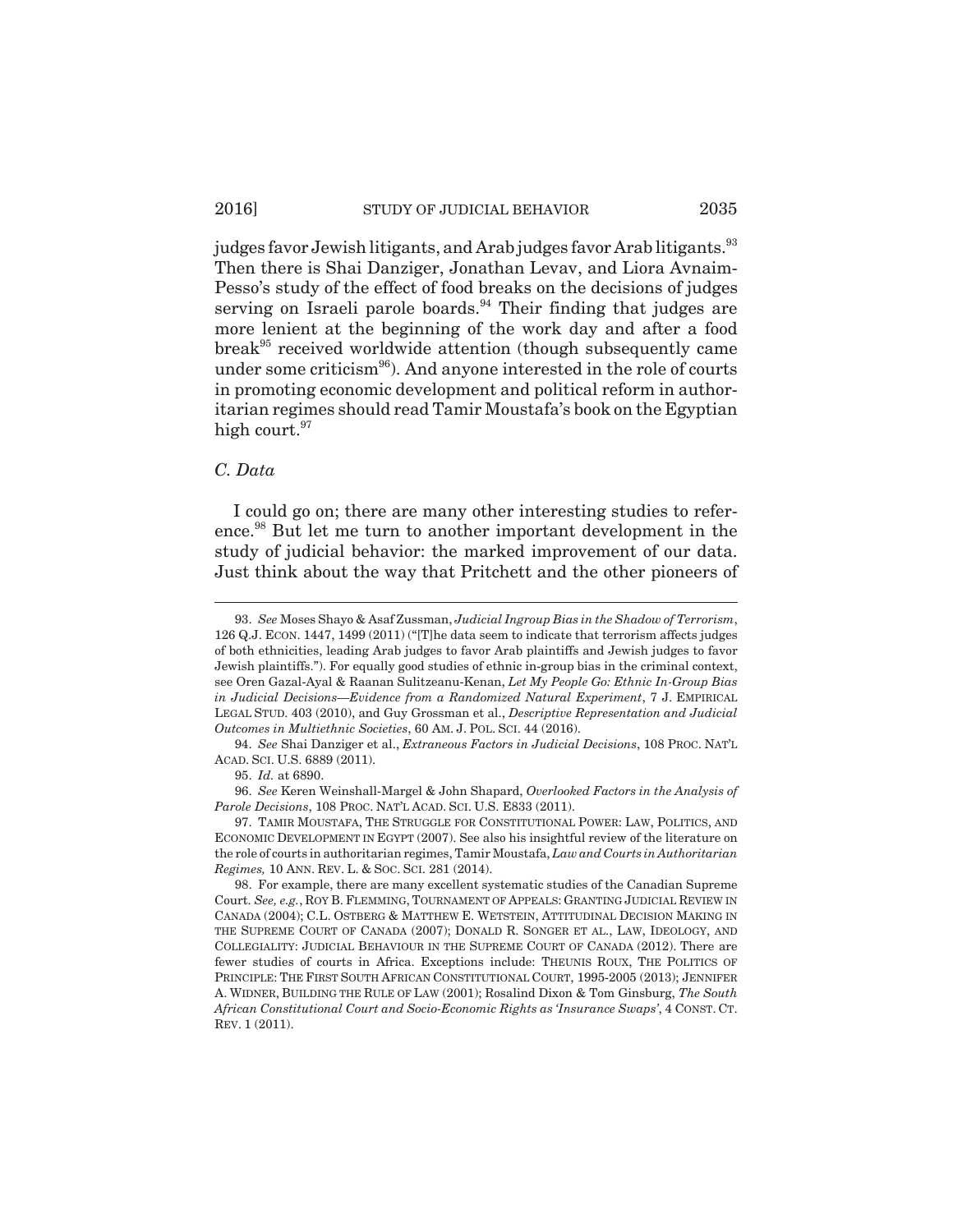judges favor Jewish litigants, and Arab judges favor Arab litigants.[93] Then there is Shai Danziger, Jonathan Levav, and Liora Avnaim-Pesso's study of the effect of food breaks on the decisions of judges serving on Israeli parole boards.[94] Their finding that judges are more lenient at the beginning of the work day and after a food break[95] received worldwide attention (though subsequently came under some criticism[96]). And anyone interested in the role of courts in promoting economic development and political reform in authoritarian regimes should read Tamir Moustafa's book on the Egyptian high court.[97]

### *C. Data*

I could go on; there are many other interesting studies to reference.[98] But let me turn to another important development in the study of judicial behavior: the marked improvement of our data. Just think about the way that Pritchett and the other pioneers of

---

93. *See* Moses Shayo & Asaf Zussman, *Judicial Ingroup Bias in the Shadow of Terrorism*, 126 Q.J. ECON. 1447, 1499 (2011) ("[T]he data seem to indicate that terrorism affects judges of both ethnicities, leading Arab judges to favor Arab plaintiffs and Jewish judges to favor Jewish plaintiffs."). For equally good studies of ethnic in-group bias in the criminal context, see Oren Gazal-Ayal & Raanan Sulitzeanu-Kenan, *Let My People Go: Ethnic In-Group Bias in Judicial Decisions—Evidence from a Randomized Natural Experiment*, 7 J. EMPIRICAL LEGAL STUD. 403 (2010), and Guy Grossman et al., *Descriptive Representation and Judicial Outcomes in Multiethnic Societies*, 60 AM. J. POL. SCI. 44 (2016).

94. *See* Shai Danziger et al., *Extraneous Factors in Judicial Decisions*, 108 PROC. NAT'L ACAD. SCI. U.S. 6889 (2011).

95. *Id.* at 6890.

96. *See* Keren Weinshall-Margel & John Shapard, *Overlooked Factors in the Analysis of Parole Decisions*, 108 PROC. NAT'L ACAD. SCI. U.S. E833 (2011).

97. TAMIR MOUSTAFA, THE STRUGGLE FOR CONSTITUTIONAL POWER: LAW, POLITICS, AND ECONOMIC DEVELOPMENT IN EGYPT (2007). See also his insightful review of the literature on the role of courts in authoritarian regimes, Tamir Moustafa, *Law and Courts in Authoritarian Regimes,* 10 ANN. REV. L. & SOC. SCI. 281 (2014).

98. For example, there are many excellent systematic studies of the Canadian Supreme Court. *See, e.g.*, ROY B. FLEMMING, TOURNAMENT OF APPEALS: GRANTING JUDICIAL REVIEW IN CANADA (2004); C.L. OSTBERG & MATTHEW E. WETSTEIN, ATTITUDINAL DECISION MAKING IN THE SUPREME COURT OF CANADA (2007); DONALD R. SONGER ET AL., LAW, IDEOLOGY, AND COLLEGIALITY: JUDICIAL BEHAVIOUR IN THE SUPREME COURT OF CANADA (2012). There are fewer studies of courts in Africa. Exceptions include: THEUNIS ROUX, THE POLITICS OF PRINCIPLE: THE FIRST SOUTH AFRICAN CONSTITUTIONAL COURT, 1995-2005 (2013); JENNIFER A. WIDNER, BUILDING THE RULE OF LAW (2001); Rosalind Dixon & Tom Ginsburg, *The South African Constitutional Court and Socio-Economic Rights as 'Insurance Swaps'*, 4 CONST. CT. REV. 1 (2011).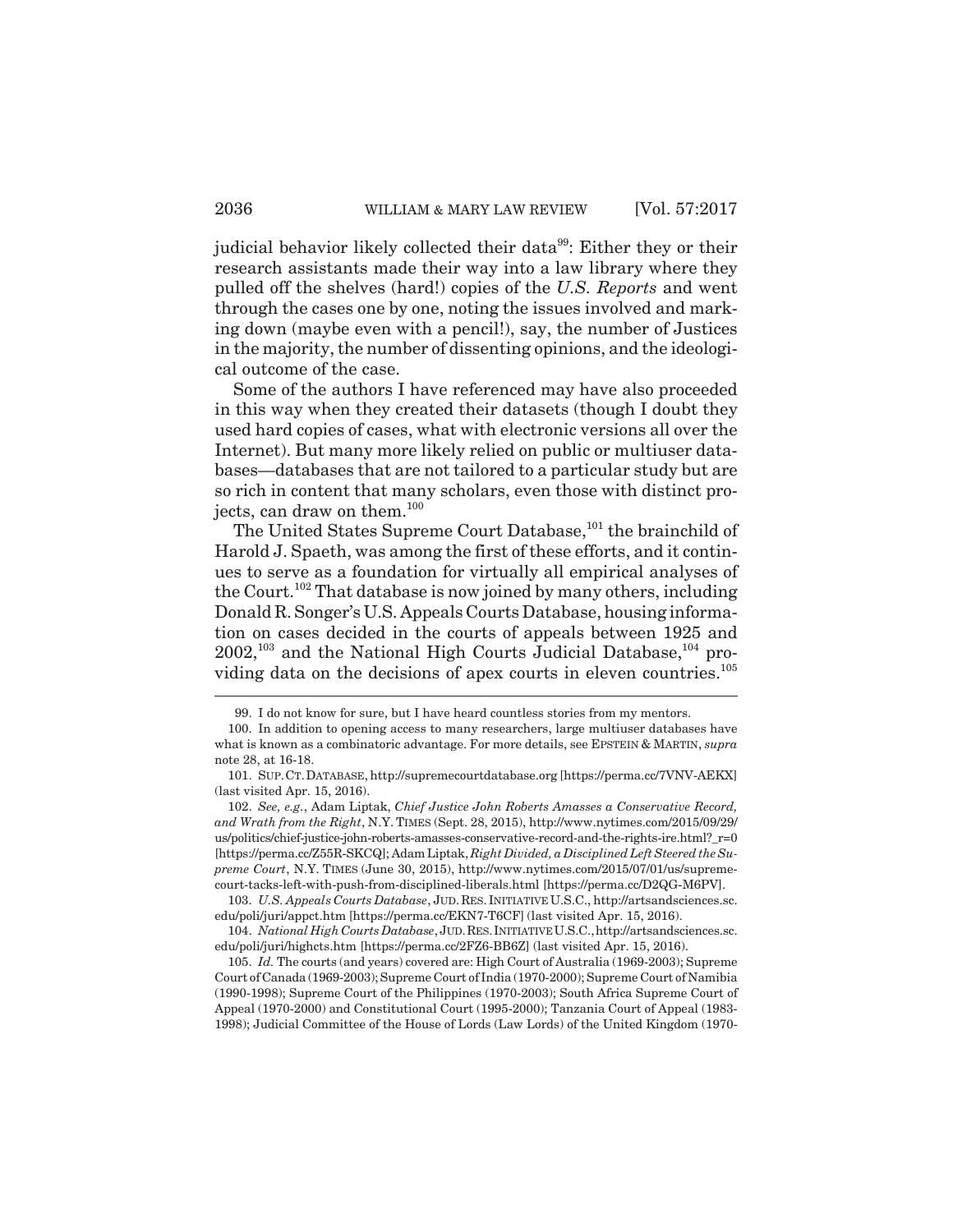judicial behavior likely collected their data[99]: Either they or their research assistants made their way into a law library where they pulled off the shelves (hard!) copies of the *U.S. Reports* and went through the cases one by one, noting the issues involved and marking down (maybe even with a pencil!), say, the number of Justices in the majority, the number of dissenting opinions, and the ideological outcome of the case.

Some of the authors I have referenced may have also proceeded in this way when they created their datasets (though I doubt they used hard copies of cases, what with electronic versions all over the Internet). But many more likely relied on public or multiuser databases—databases that are not tailored to a particular study but are so rich in content that many scholars, even those with distinct projects, can draw on them.[100]

The United States Supreme Court Database,[101] the brainchild of Harold J. Spaeth, was among the first of these efforts, and it continues to serve as a foundation for virtually all empirical analyses of the Court.[102] That database is now joined by many others, including Donald R. Songer's U.S. Appeals Courts Database, housing information on cases decided in the courts of appeals between 1925 and 2002,[103] and the National High Courts Judicial Database,[104] providing data on the decisions of apex courts in eleven countries.[105]

---

99. I do not know for sure, but I have heard countless stories from my mentors.

100. In addition to opening access to many researchers, large multiuser databases have what is known as a combinatoric advantage. For more details, see EPSTEIN & MARTIN, *supra* note 28, at 16-18.

101. SUP. CT. DATABASE, http://supremecourtdatabase.org [https://perma.cc/7VNV-AEKX] (last visited Apr. 15, 2016).

102. *See, e.g.*, Adam Liptak, *Chief Justice John Roberts Amasses a Conservative Record, and Wrath from the Right*, N.Y. TIMES (Sept. 28, 2015), http://www.nytimes.com/2015/09/29/us/politics/chief-justice-john-roberts-amasses-conservative-record-and-the-rights-ire.html?_r=0 [https://perma.cc/Z55R-SKCQ]; Adam Liptak, *Right Divided, a Disciplined Left Steered the Supreme Court*, N.Y. TIMES (June 30, 2015), http://www.nytimes.com/2015/07/01/us/supreme-court-tacks-left-with-push-from-disciplined-liberals.html [https://perma.cc/D2QG-M6PV].

103. *U.S. Appeals Courts Database*, JUD. RES. INITIATIVE U.S.C., http://artsandsciences.sc.edu/poli/juri/appct.htm [https://perma.cc/EKN7-T6CF] (last visited Apr. 15, 2016).

104. *National High Courts Database*, JUD. RES. INITIATIVE U.S.C., http://artsandsciences.sc.edu/poli/juri/highcts.htm [https://perma.cc/2FZ6-BB6Z] (last visited Apr. 15, 2016).

105. *Id.* The courts (and years) covered are: High Court of Australia (1969-2003); Supreme Court of Canada (1969-2003); Supreme Court of India (1970-2000); Supreme Court of Namibia (1990-1998); Supreme Court of the Philippines (1970-2003); South Africa Supreme Court of Appeal (1970-2000) and Constitutional Court (1995-2000); Tanzania Court of Appeal (1983-1998); Judicial Committee of the House of Lords (Law Lords) of the United Kingdom (1970-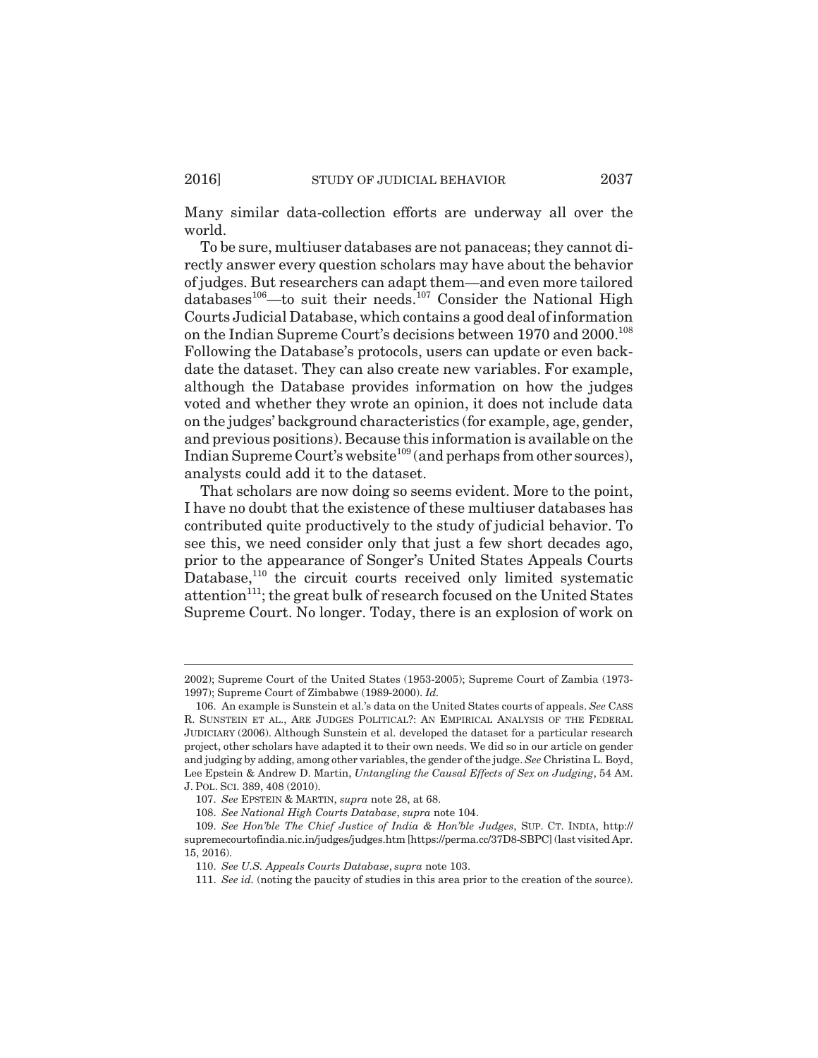Many similar data-collection efforts are underway all over the world.

To be sure, multiuser databases are not panaceas; they cannot directly answer every question scholars may have about the behavior of judges. But researchers can adapt them—and even more tailored databases[106]—to suit their needs.[107] Consider the National High Courts Judicial Database, which contains a good deal of information on the Indian Supreme Court's decisions between 1970 and 2000.[108] Following the Database's protocols, users can update or even backdate the dataset. They can also create new variables. For example, although the Database provides information on how the judges voted and whether they wrote an opinion, it does not include data on the judges' background characteristics (for example, age, gender, and previous positions). Because this information is available on the Indian Supreme Court's website[109] (and perhaps from other sources), analysts could add it to the dataset.

That scholars are now doing so seems evident. More to the point, I have no doubt that the existence of these multiuser databases has contributed quite productively to the study of judicial behavior. To see this, we need consider only that just a few short decades ago, prior to the appearance of Songer's United States Appeals Courts Database,[110] the circuit courts received only limited systematic attention[111]; the great bulk of research focused on the United States Supreme Court. No longer. Today, there is an explosion of work on

---

2002); Supreme Court of the United States (1953-2005); Supreme Court of Zambia (1973-1997); Supreme Court of Zimbabwe (1989-2000). *Id.*

106. An example is Sunstein et al.'s data on the United States courts of appeals. *See* CASS R. SUNSTEIN ET AL., ARE JUDGES POLITICAL?: AN EMPIRICAL ANALYSIS OF THE FEDERAL JUDICIARY (2006). Although Sunstein et al. developed the dataset for a particular research project, other scholars have adapted it to their own needs. We did so in our article on gender and judging by adding, among other variables, the gender of the judge. *See* Christina L. Boyd, Lee Epstein & Andrew D. Martin, *Untangling the Causal Effects of Sex on Judging*, 54 AM. J. POL. SCI. 389, 408 (2010).

107. *See* EPSTEIN & MARTIN, *supra* note 28, at 68.

108. *See National High Courts Database*, *supra* note 104.

109. *See Hon'ble The Chief Justice of India & Hon'ble Judges*, SUP. CT. INDIA, http://supremecourtofindia.nic.in/judges/judges.htm [https://perma.cc/37D8-SBPC] (last visited Apr. 15, 2016).

110. *See U.S. Appeals Courts Database*, *supra* note 103.

111. *See id.* (noting the paucity of studies in this area prior to the creation of the source).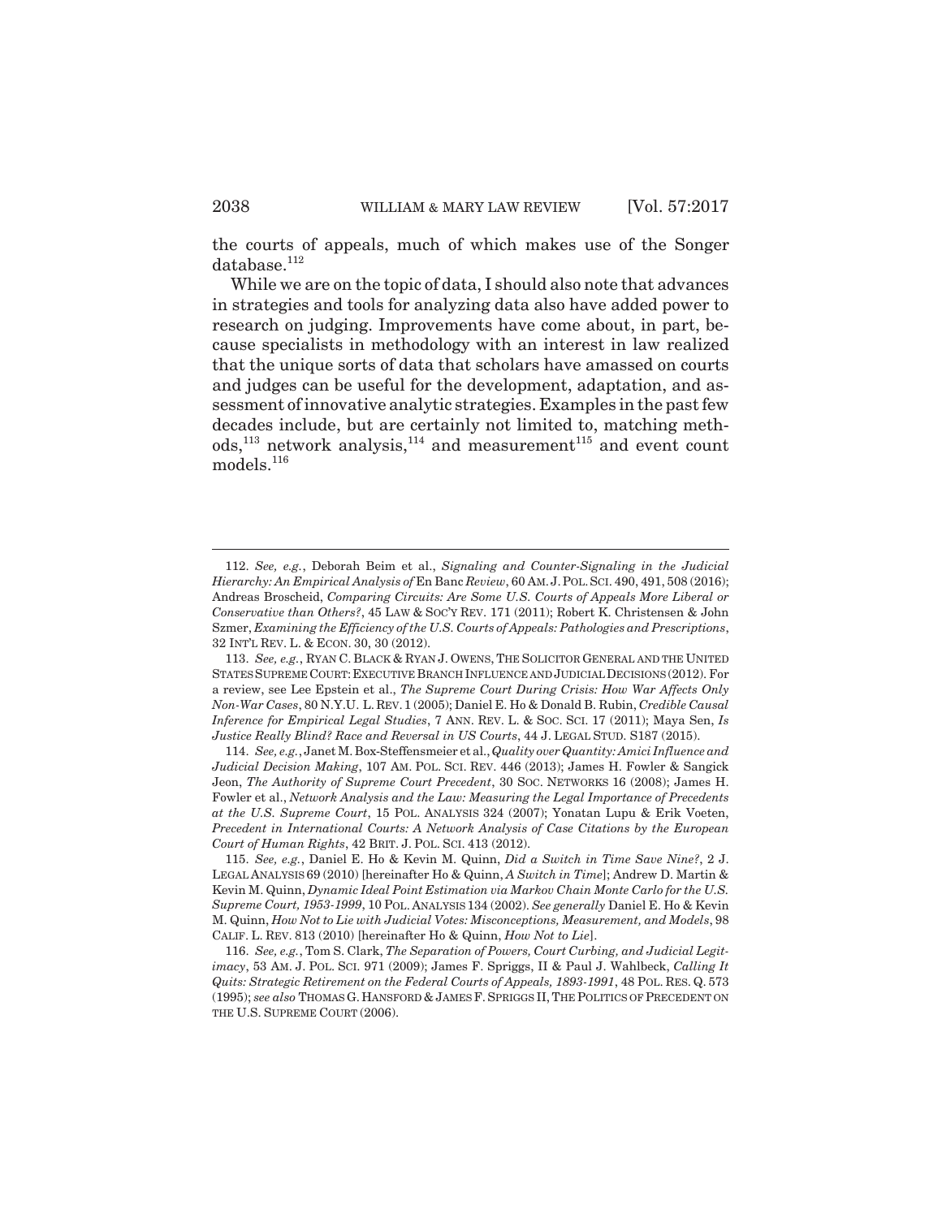the courts of appeals, much of which makes use of the Songer database.[112]

While we are on the topic of data, I should also note that advances in strategies and tools for analyzing data also have added power to research on judging. Improvements have come about, in part, because specialists in methodology with an interest in law realized that the unique sorts of data that scholars have amassed on courts and judges can be useful for the development, adaptation, and assessment of innovative analytic strategies. Examples in the past few decades include, but are certainly not limited to, matching methods,[113] network analysis,[114] and measurement[115] and event count models.[116]

---

112. *See, e.g.*, Deborah Beim et al., *Signaling and Counter-Signaling in the Judicial Hierarchy: An Empirical Analysis of* En Banc *Review*, 60 AM. J. POL. SCI. 490, 491, 508 (2016); Andreas Broscheid, *Comparing Circuits: Are Some U.S. Courts of Appeals More Liberal or Conservative than Others?*, 45 LAW & SOC'Y REV. 171 (2011); Robert K. Christensen & John Szmer, *Examining the Efficiency of the U.S. Courts of Appeals: Pathologies and Prescriptions*, 32 INT'L REV. L. & ECON. 30, 30 (2012).

113. *See, e.g.*, RYAN C. BLACK & RYAN J. OWENS, THE SOLICITOR GENERAL AND THE UNITED STATES SUPREME COURT: EXECUTIVE BRANCH INFLUENCE AND JUDICIAL DECISIONS (2012). For a review, see Lee Epstein et al., *The Supreme Court During Crisis: How War Affects Only Non-War Cases*, 80 N.Y.U. L. REV. 1 (2005); Daniel E. Ho & Donald B. Rubin, *Credible Causal Inference for Empirical Legal Studies*, 7 ANN. REV. L. & SOC. SCI. 17 (2011); Maya Sen, *Is Justice Really Blind? Race and Reversal in US Courts*, 44 J. LEGAL STUD. S187 (2015).

114. *See, e.g.*, Janet M. Box-Steffensmeier et al., *Quality over Quantity: Amici Influence and Judicial Decision Making*, 107 AM. POL. SCI. REV. 446 (2013); James H. Fowler & Sangick Jeon, *The Authority of Supreme Court Precedent*, 30 SOC. NETWORKS 16 (2008); James H. Fowler et al., *Network Analysis and the Law: Measuring the Legal Importance of Precedents at the U.S. Supreme Court*, 15 POL. ANALYSIS 324 (2007); Yonatan Lupu & Erik Voeten, *Precedent in International Courts: A Network Analysis of Case Citations by the European Court of Human Rights*, 42 BRIT. J. POL. SCI. 413 (2012).

115. *See, e.g.*, Daniel E. Ho & Kevin M. Quinn, *Did a Switch in Time Save Nine?*, 2 J. LEGAL ANALYSIS 69 (2010) [hereinafter Ho & Quinn, *A Switch in Time*]; Andrew D. Martin & Kevin M. Quinn, *Dynamic Ideal Point Estimation via Markov Chain Monte Carlo for the U.S. Supreme Court, 1953-1999*, 10 POL. ANALYSIS 134 (2002). *See generally* Daniel E. Ho & Kevin M. Quinn, *How Not to Lie with Judicial Votes: Misconceptions, Measurement, and Models*, 98 CALIF. L. REV. 813 (2010) [hereinafter Ho & Quinn, *How Not to Lie*].

116. *See, e.g.*, Tom S. Clark, *The Separation of Powers, Court Curbing, and Judicial Legitimacy*, 53 AM. J. POL. SCI. 971 (2009); James F. Spriggs, II & Paul J. Wahlbeck, *Calling It Quits: Strategic Retirement on the Federal Courts of Appeals, 1893-1991*, 48 POL. RES. Q. 573 (1995); *see also* THOMAS G. HANSFORD & JAMES F. SPRIGGS II, THE POLITICS OF PRECEDENT ON THE U.S. SUPREME COURT (2006).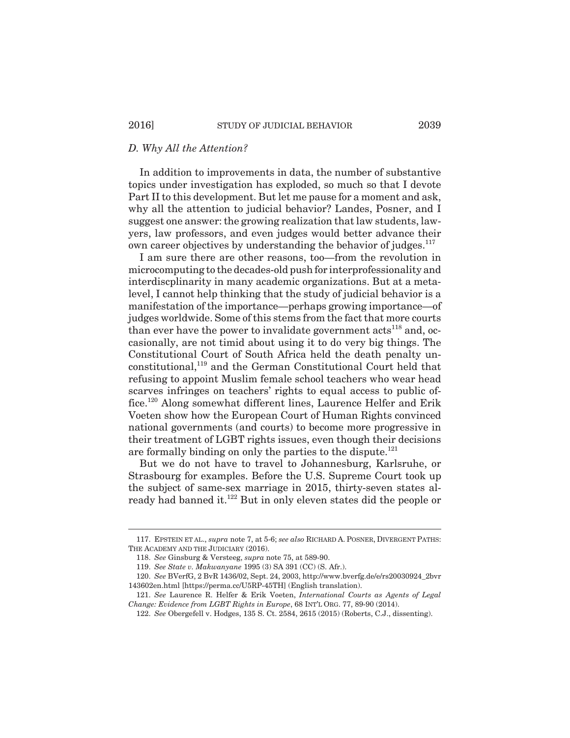### *D. Why All the Attention?*

In addition to improvements in data, the number of substantive topics under investigation has exploded, so much so that I devote Part II to this development. But let me pause for a moment and ask, why all the attention to judicial behavior? Landes, Posner, and I suggest one answer: the growing realization that law students, lawyers, law professors, and even judges would better advance their own career objectives by understanding the behavior of judges.[117]

I am sure there are other reasons, too—from the revolution in microcomputing to the decades-old push for interprofessionality and interdiscplinarity in many academic organizations. But at a meta-level, I cannot help thinking that the study of judicial behavior is a manifestation of the importance—perhaps growing importance—of judges worldwide. Some of this stems from the fact that more courts than ever have the power to invalidate government acts[118] and, occasionally, are not timid about using it to do very big things. The Constitutional Court of South Africa held the death penalty unconstitutional,[119] and the German Constitutional Court held that refusing to appoint Muslim female school teachers who wear head scarves infringes on teachers' rights to equal access to public office.[120] Along somewhat different lines, Laurence Helfer and Erik Voeten show how the European Court of Human Rights convinced national governments (and courts) to become more progressive in their treatment of LGBT rights issues, even though their decisions are formally binding on only the parties to the dispute.[121]

But we do not have to travel to Johannesburg, Karlsruhe, or Strasbourg for examples. Before the U.S. Supreme Court took up the subject of same-sex marriage in 2015, thirty-seven states already had banned it.[122] But in only eleven states did the people or

---

117. EPSTEIN ET AL., *supra* note 7, at 5-6; *see also* RICHARD A. POSNER, DIVERGENT PATHS: THE ACADEMY AND THE JUDICIARY (2016).

118. *See* Ginsburg & Versteeg, *supra* note 75, at 589-90.

119. *See State v. Makwanyane* 1995 (3) SA 391 (CC) (S. Afr.).

120. *See* BVerfG, 2 BvR 1436/02, Sept. 24, 2003, http://www.bverfg.de/e/rs20030924_2bvr143602en.html [https://perma.cc/U5RP-45TH] (English translation).

121. *See* Laurence R. Helfer & Erik Voeten, *International Courts as Agents of Legal Change: Evidence from LGBT Rights in Europe*, 68 INT'L ORG. 77, 89-90 (2014).

122. *See* Obergefell v. Hodges, 135 S. Ct. 2584, 2615 (2015) (Roberts, C.J., dissenting).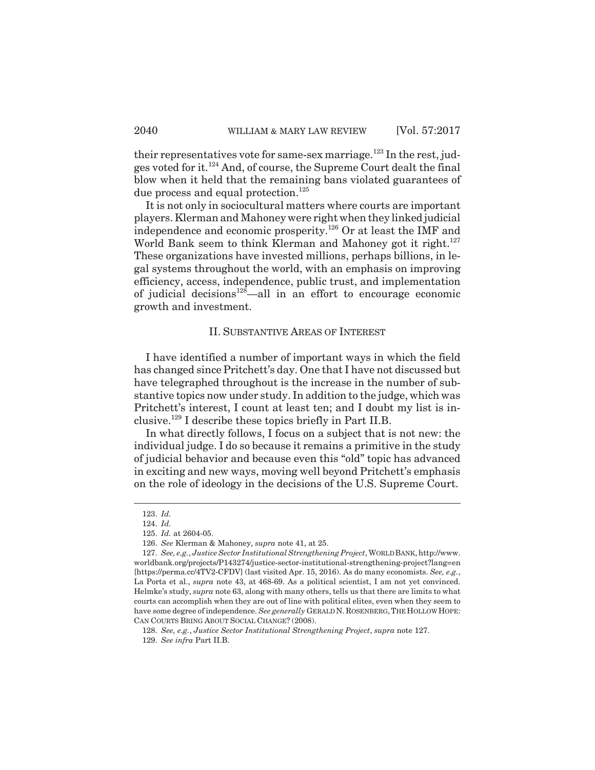their representatives vote for same-sex marriage.[123] In the rest, judges voted for it.[124] And, of course, the Supreme Court dealt the final blow when it held that the remaining bans violated guarantees of due process and equal protection.[125]

It is not only in sociocultural matters where courts are important players. Klerman and Mahoney were right when they linked judicial independence and economic prosperity.[126] Or at least the IMF and World Bank seem to think Klerman and Mahoney got it right.[127] These organizations have invested millions, perhaps billions, in legal systems throughout the world, with an emphasis on improving efficiency, access, independence, public trust, and implementation of judicial decisions[128]—all in an effort to encourage economic growth and investment.

## II. SUBSTANTIVE AREAS OF INTEREST

I have identified a number of important ways in which the field has changed since Pritchett's day. One that I have not discussed but have telegraphed throughout is the increase in the number of substantive topics now under study. In addition to the judge, which was Pritchett's interest, I count at least ten; and I doubt my list is inclusive.[129] I describe these topics briefly in Part II.B.

In what directly follows, I focus on a subject that is not new: the individual judge. I do so because it remains a primitive in the study of judicial behavior and because even this "old" topic has advanced in exciting and new ways, moving well beyond Pritchett's emphasis on the role of ideology in the decisions of the U.S. Supreme Court.

---

123. *Id.*

124. *Id.*

125. *Id.* at 2604-05.

126. *See* Klerman & Mahoney, *supra* note 41, at 25.

127. *See, e.g.*, *Justice Sector Institutional Strengthening Project*, WORLD BANK, http://www.worldbank.org/projects/P143274/justice-sector-institutional-strengthening-project?lang=en [https://perma.cc/4TV2-CFDV] (last visited Apr. 15, 2016). As do many economists. *See, e.g.*, La Porta et al., *supra* note 43, at 468-69. As a political scientist, I am not yet convinced. Helmke's study, *supra* note 63, along with many others, tells us that there are limits to what courts can accomplish when they are out of line with political elites, even when they seem to have some degree of independence. *See generally* GERALD N. ROSENBERG, THE HOLLOW HOPE: CAN COURTS BRING ABOUT SOCIAL CHANGE? (2008).

128. *See, e.g.*, *Justice Sector Institutional Strengthening Project*, *supra* note 127.

129. *See infra* Part II.B.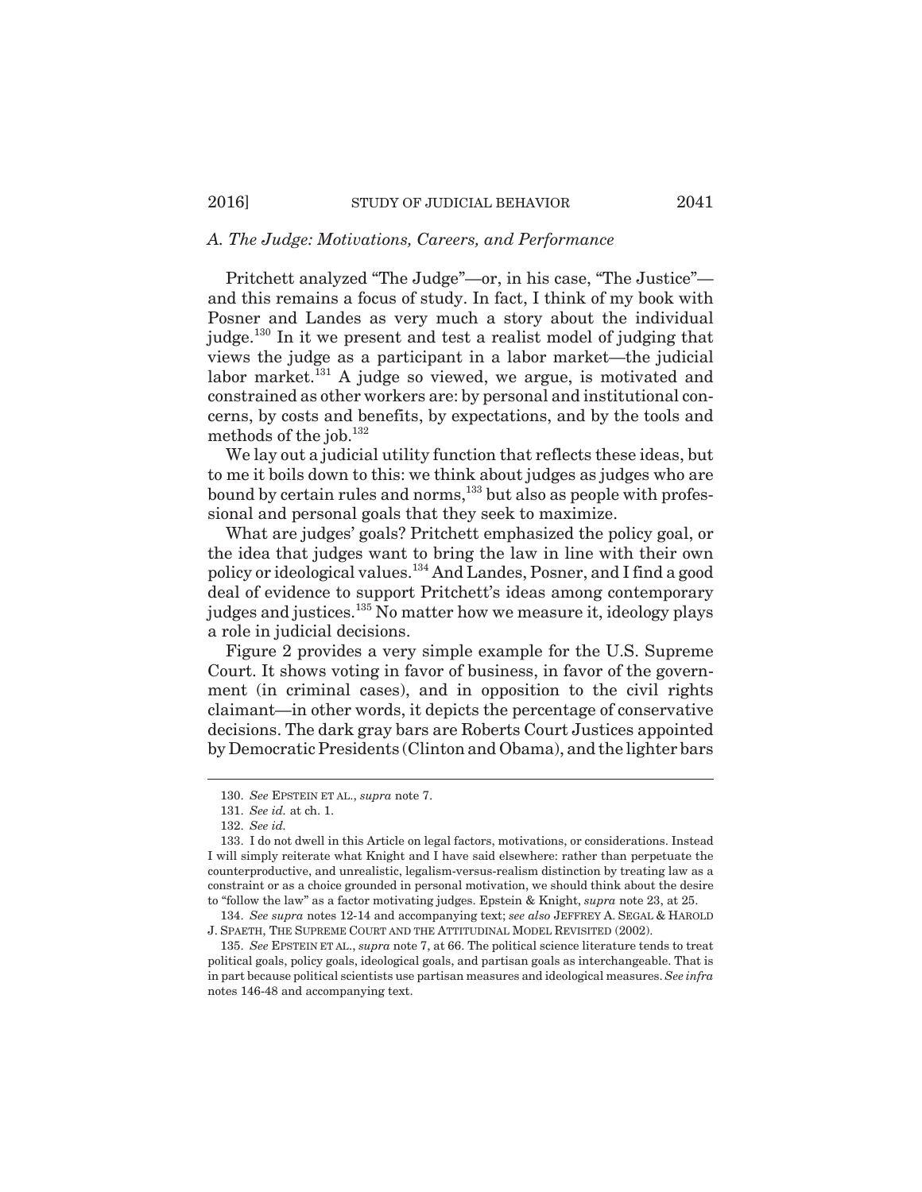### *A. The Judge: Motivations, Careers, and Performance*

Pritchett analyzed "The Judge"—or, in his case, "The Justice"—and this remains a focus of study. In fact, I think of my book with Posner and Landes as very much a story about the individual judge.[130] In it we present and test a realist model of judging that views the judge as a participant in a labor market—the judicial labor market.[131] A judge so viewed, we argue, is motivated and constrained as other workers are: by personal and institutional concerns, by costs and benefits, by expectations, and by the tools and methods of the job.[132]

We lay out a judicial utility function that reflects these ideas, but to me it boils down to this: we think about judges as judges who are bound by certain rules and norms,[133] but also as people with professional and personal goals that they seek to maximize.

What are judges' goals? Pritchett emphasized the policy goal, or the idea that judges want to bring the law in line with their own policy or ideological values.[134] And Landes, Posner, and I find a good deal of evidence to support Pritchett's ideas among contemporary judges and justices.[135] No matter how we measure it, ideology plays a role in judicial decisions.

Figure 2 provides a very simple example for the U.S. Supreme Court. It shows voting in favor of business, in favor of the government (in criminal cases), and in opposition to the civil rights claimant—in other words, it depicts the percentage of conservative decisions. The dark gray bars are Roberts Court Justices appointed by Democratic Presidents (Clinton and Obama), and the lighter bars

---

130. *See* EPSTEIN ET AL., *supra* note 7.

131. *See id.* at ch. 1.

132. *See id.*

133. I do not dwell in this Article on legal factors, motivations, or considerations. Instead I will simply reiterate what Knight and I have said elsewhere: rather than perpetuate the counterproductive, and unrealistic, legalism-versus-realism distinction by treating law as a constraint or as a choice grounded in personal motivation, we should think about the desire to "follow the law" as a factor motivating judges. Epstein & Knight, *supra* note 23, at 25.

134. *See supra* notes 12-14 and accompanying text; *see also* JEFFREY A. SEGAL & HAROLD J. SPAETH, THE SUPREME COURT AND THE ATTITUDINAL MODEL REVISITED (2002).

135. *See* EPSTEIN ET AL., *supra* note 7, at 66. The political science literature tends to treat political goals, policy goals, ideological goals, and partisan goals as interchangeable. That is in part because political scientists use partisan measures and ideological measures. *See infra* notes 146-48 and accompanying text.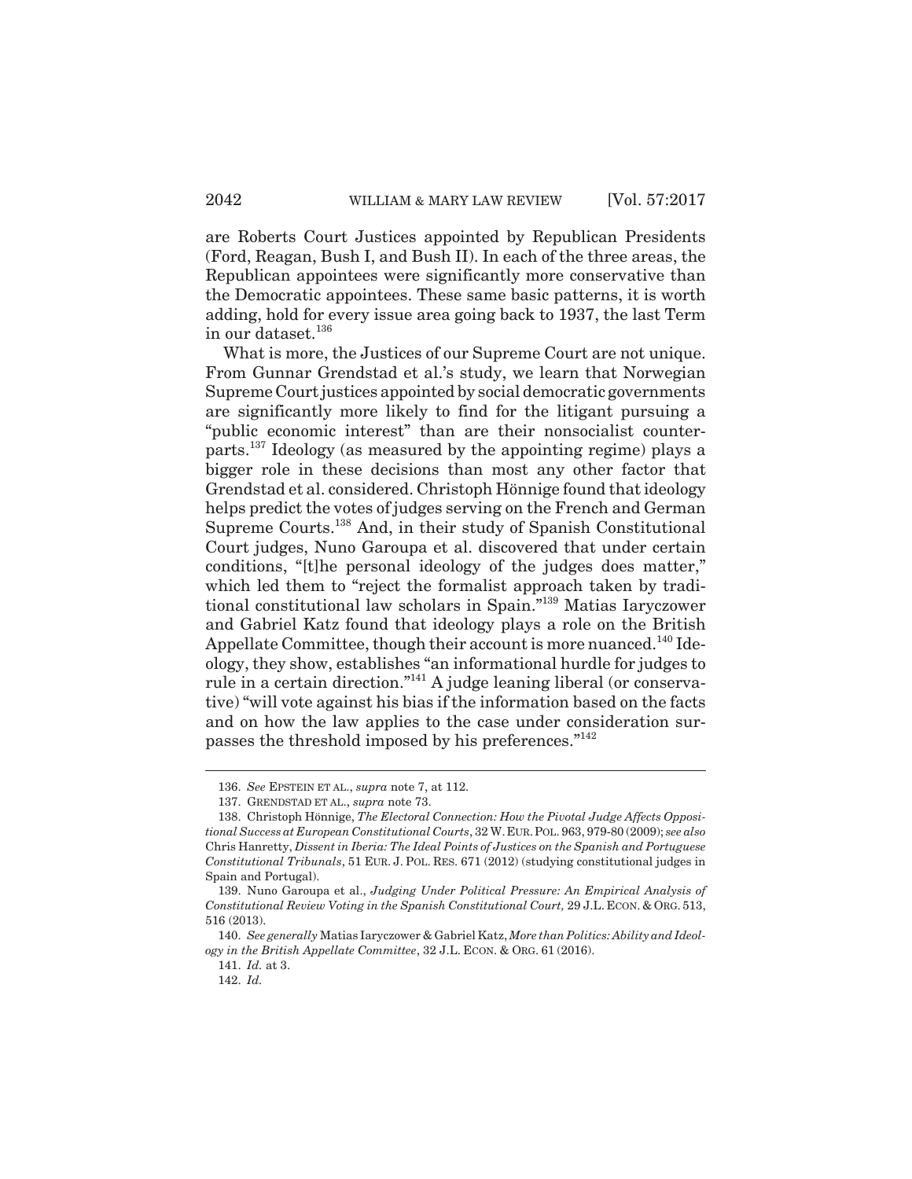are Roberts Court Justices appointed by Republican Presidents (Ford, Reagan, Bush I, and Bush II). In each of the three areas, the Republican appointees were significantly more conservative than the Democratic appointees. These same basic patterns, it is worth adding, hold for every issue area going back to 1937, the last Term in our dataset.[136]

What is more, the Justices of our Supreme Court are not unique. From Gunnar Grendstad et al.'s study, we learn that Norwegian Supreme Court justices appointed by social democratic governments are significantly more likely to find for the litigant pursuing a "public economic interest" than are their nonsocialist counterparts.[137] Ideology (as measured by the appointing regime) plays a bigger role in these decisions than most any other factor that Grendstad et al. considered. Christoph Hönnige found that ideology helps predict the votes of judges serving on the French and German Supreme Courts.[138] And, in their study of Spanish Constitutional Court judges, Nuno Garoupa et al. discovered that under certain conditions, "[t]he personal ideology of the judges does matter," which led them to "reject the formalist approach taken by traditional constitutional law scholars in Spain."[139] Matias Iaryczower and Gabriel Katz found that ideology plays a role on the British Appellate Committee, though their account is more nuanced.[140] Ideology, they show, establishes "an informational hurdle for judges to rule in a certain direction."[141] A judge leaning liberal (or conservative) "will vote against his bias if the information based on the facts and on how the law applies to the case under consideration surpasses the threshold imposed by his preferences."[142]

---

136. *See* EPSTEIN ET AL., *supra* note 7, at 112.

137. GRENDSTAD ET AL., *supra* note 73.

138. Christoph Hönnige, *The Electoral Connection: How the Pivotal Judge Affects Oppositional Success at European Constitutional Courts*, 32 W. EUR. POL. 963, 979-80 (2009); *see also* Chris Hanretty, *Dissent in Iberia: The Ideal Points of Justices on the Spanish and Portuguese Constitutional Tribunals*, 51 EUR. J. POL. RES. 671 (2012) (studying constitutional judges in Spain and Portugal).

139. Nuno Garoupa et al., *Judging Under Political Pressure: An Empirical Analysis of Constitutional Review Voting in the Spanish Constitutional Court,* 29 J.L. ECON. & ORG. 513, 516 (2013).

140. *See generally* Matias Iaryczower & Gabriel Katz, *More than Politics: Ability and Ideology in the British Appellate Committee*, 32 J.L. ECON. & ORG. 61 (2016).

141. *Id.* at 3.

142. *Id.*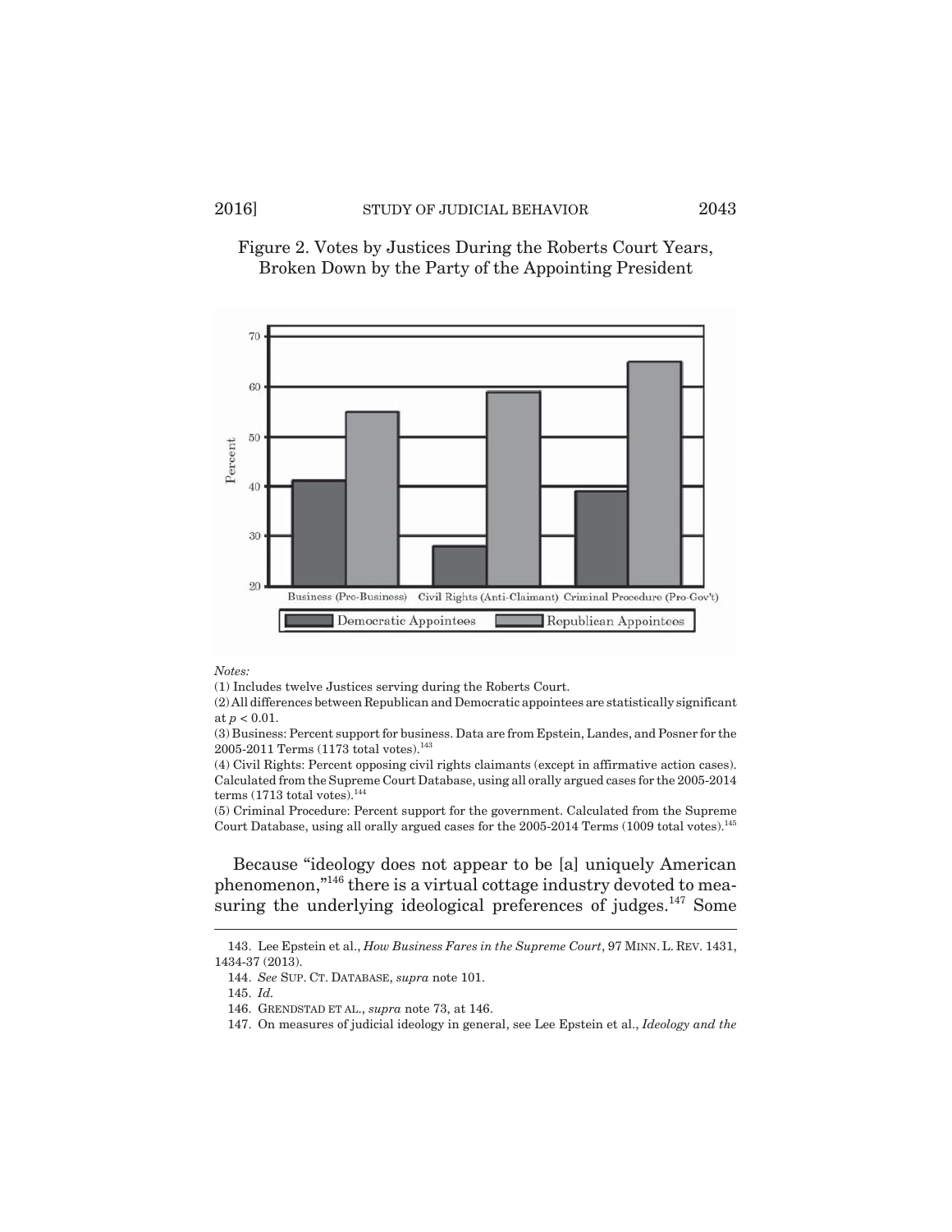Figure 2. Votes by Justices During the Roberts Court Years, Broken Down by the Party of the Appointing President

*Notes:*

(1) Includes twelve Justices serving during the Roberts Court.

(2) All differences between Republican and Democratic appointees are statistically significant at $p < 0.01$.

(3) Business: Percent support for business. Data are from Epstein, Landes, and Posner for the 2005-2011 Terms (1173 total votes).[143]

(4) Civil Rights: Percent opposing civil rights claimants (except in affirmative action cases). Calculated from the Supreme Court Database, using all orally argued cases for the 2005-2014 terms (1713 total votes).[144]

(5) Criminal Procedure: Percent support for the government. Calculated from the Supreme Court Database, using all orally argued cases for the 2005-2014 Terms (1009 total votes).[145]

Because "ideology does not appear to be [a] uniquely American phenomenon,"[146] there is a virtual cottage industry devoted to measuring the underlying ideological preferences of judges.[147] Some

---

143. Lee Epstein et al., *How Business Fares in the Supreme Court*, 97 MINN. L. REV. 1431, 1434-37 (2013).

144. *See* SUP. CT. DATABASE, *supra* note 101.

145. *Id.*

146. GRENDSTAD ET AL., *supra* note 73, at 146.

147. On measures of judicial ideology in general, see Lee Epstein et al., *Ideology and the*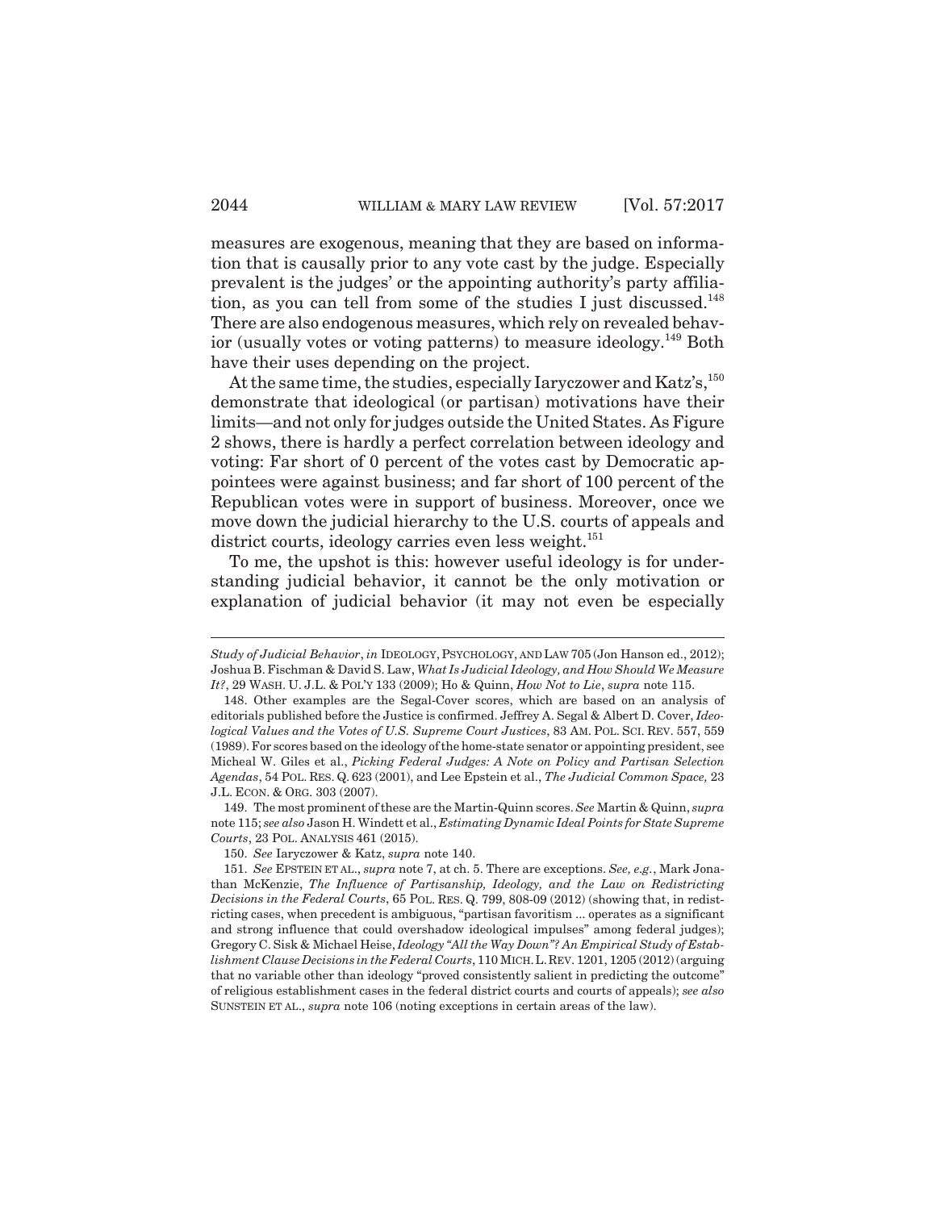measures are exogenous, meaning that they are based on information that is causally prior to any vote cast by the judge. Especially prevalent is the judges' or the appointing authority's party affiliation, as you can tell from some of the studies I just discussed.[148] There are also endogenous measures, which rely on revealed behavior (usually votes or voting patterns) to measure ideology.[149] Both have their uses depending on the project.

At the same time, the studies, especially Iaryczower and Katz's,[150] demonstrate that ideological (or partisan) motivations have their limits—and not only for judges outside the United States. As Figure 2 shows, there is hardly a perfect correlation between ideology and voting: Far short of 0 percent of the votes cast by Democratic appointees were against business; and far short of 100 percent of the Republican votes were in support of business. Moreover, once we move down the judicial hierarchy to the U.S. courts of appeals and district courts, ideology carries even less weight.[151]

To me, the upshot is this: however useful ideology is for understanding judicial behavior, it cannot be the only motivation or explanation of judicial behavior (it may not even be especially

---

*Study of Judicial Behavior*, *in* IDEOLOGY, PSYCHOLOGY, AND LAW 705 (Jon Hanson ed., 2012); Joshua B. Fischman & David S. Law, *What Is Judicial Ideology, and How Should We Measure It?*, 29 WASH. U. J.L. & POL'Y 133 (2009); Ho & Quinn, *How Not to Lie*, *supra* note 115.

148. Other examples are the Segal-Cover scores, which are based on an analysis of editorials published before the Justice is confirmed. Jeffrey A. Segal & Albert D. Cover, *Ideological Values and the Votes of U.S. Supreme Court Justices*, 83 AM. POL. SCI. REV. 557, 559 (1989). For scores based on the ideology of the home-state senator or appointing president, see Micheal W. Giles et al., *Picking Federal Judges: A Note on Policy and Partisan Selection Agendas*, 54 POL. RES. Q. 623 (2001), and Lee Epstein et al., *The Judicial Common Space,* 23 J.L. ECON. & ORG. 303 (2007).

149. The most prominent of these are the Martin-Quinn scores. *See* Martin & Quinn, *supra* note 115; *see also* Jason H. Windett et al., *Estimating Dynamic Ideal Points for State Supreme Courts*, 23 POL. ANALYSIS 461 (2015).

150. *See* Iaryczower & Katz, *supra* note 140.

151. *See* EPSTEIN ET AL., *supra* note 7, at ch. 5. There are exceptions. *See, e.g.*, Mark Jonathan McKenzie, *The Influence of Partisanship, Ideology, and the Law on Redistricting Decisions in the Federal Courts*, 65 POL. RES. Q. 799, 808-09 (2012) (showing that, in redistricting cases, when precedent is ambiguous, "partisan favoritism ... operates as a significant and strong influence that could overshadow ideological impulses" among federal judges); Gregory C. Sisk & Michael Heise, *Ideology "All the Way Down"? An Empirical Study of Establishment Clause Decisions in the Federal Courts*, 110 MICH. L. REV. 1201, 1205 (2012) (arguing that no variable other than ideology "proved consistently salient in predicting the outcome" of religious establishment cases in the federal district courts and courts of appeals); *see also* SUNSTEIN ET AL., *supra* note 106 (noting exceptions in certain areas of the law).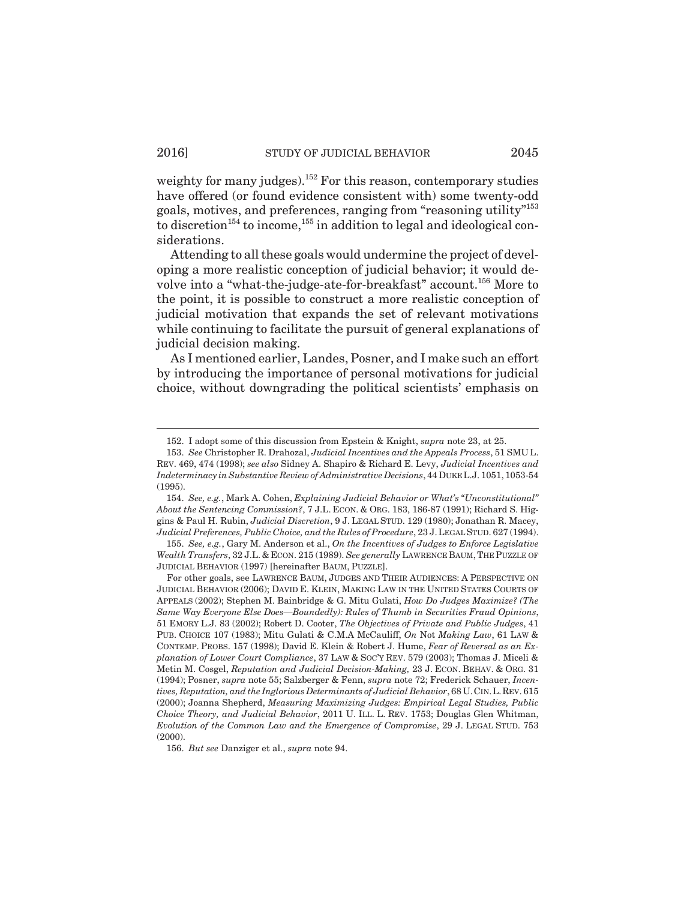weighty for many judges).[152] For this reason, contemporary studies have offered (or found evidence consistent with) some twenty-odd goals, motives, and preferences, ranging from "reasoning utility"[153] to discretion[154] to income,[155] in addition to legal and ideological considerations.

Attending to all these goals would undermine the project of developing a more realistic conception of judicial behavior; it would devolve into a "what-the-judge-ate-for-breakfast" account.[156] More to the point, it is possible to construct a more realistic conception of judicial motivation that expands the set of relevant motivations while continuing to facilitate the pursuit of general explanations of judicial decision making.

As I mentioned earlier, Landes, Posner, and I make such an effort by introducing the importance of personal motivations for judicial choice, without downgrading the political scientists' emphasis on

---

152. I adopt some of this discussion from Epstein & Knight, *supra* note 23, at 25.

153. *See* Christopher R. Drahozal, *Judicial Incentives and the Appeals Process*, 51 SMU L. REV. 469, 474 (1998); *see also* Sidney A. Shapiro & Richard E. Levy, *Judicial Incentives and Indeterminacy in Substantive Review of Administrative Decisions*, 44 DUKE L.J. 1051, 1053-54 (1995).

154. *See, e.g.*, Mark A. Cohen, *Explaining Judicial Behavior or What's "Unconstitutional" About the Sentencing Commission?*, 7 J.L. ECON. & ORG. 183, 186-87 (1991); Richard S. Higgins & Paul H. Rubin, *Judicial Discretion*, 9 J. LEGAL STUD. 129 (1980); Jonathan R. Macey, *Judicial Preferences, Public Choice, and the Rules of Procedure*, 23 J. LEGAL STUD. 627 (1994).

155. *See, e.g.*, Gary M. Anderson et al., *On the Incentives of Judges to Enforce Legislative Wealth Transfers*, 32 J.L. & ECON. 215 (1989). *See generally* LAWRENCE BAUM, THE PUZZLE OF JUDICIAL BEHAVIOR (1997) [hereinafter BAUM, PUZZLE].

For other goals, see LAWRENCE BAUM, JUDGES AND THEIR AUDIENCES: A PERSPECTIVE ON JUDICIAL BEHAVIOR (2006); DAVID E. KLEIN, MAKING LAW IN THE UNITED STATES COURTS OF APPEALS (2002); Stephen M. Bainbridge & G. Mitu Gulati, *How Do Judges Maximize? (The Same Way Everyone Else Does—Boundedly): Rules of Thumb in Securities Fraud Opinions*, 51 EMORY L.J. 83 (2002); Robert D. Cooter, *The Objectives of Private and Public Judges*, 41 PUB. CHOICE 107 (1983); Mitu Gulati & C.M.A McCauliff, *On* Not *Making Law*, 61 LAW & CONTEMP. PROBS. 157 (1998); David E. Klein & Robert J. Hume, *Fear of Reversal as an Explanation of Lower Court Compliance*, 37 LAW & SOC'Y REV. 579 (2003); Thomas J. Miceli & Metin M. Cosgel, *Reputation and Judicial Decision-Making,* 23 J. ECON. BEHAV. & ORG. 31 (1994); Posner, *supra* note 55; Salzberger & Fenn, *supra* note 72; Frederick Schauer, *Incentives, Reputation, and the Inglorious Determinants of Judicial Behavior*, 68 U. CIN. L. REV. 615 (2000); Joanna Shepherd, *Measuring Maximizing Judges: Empirical Legal Studies, Public Choice Theory, and Judicial Behavior*, 2011 U. ILL. L. REV. 1753; Douglas Glen Whitman, *Evolution of the Common Law and the Emergence of Compromise*, 29 J. LEGAL STUD. 753 (2000).

156. *But see* Danziger et al., *supra* note 94.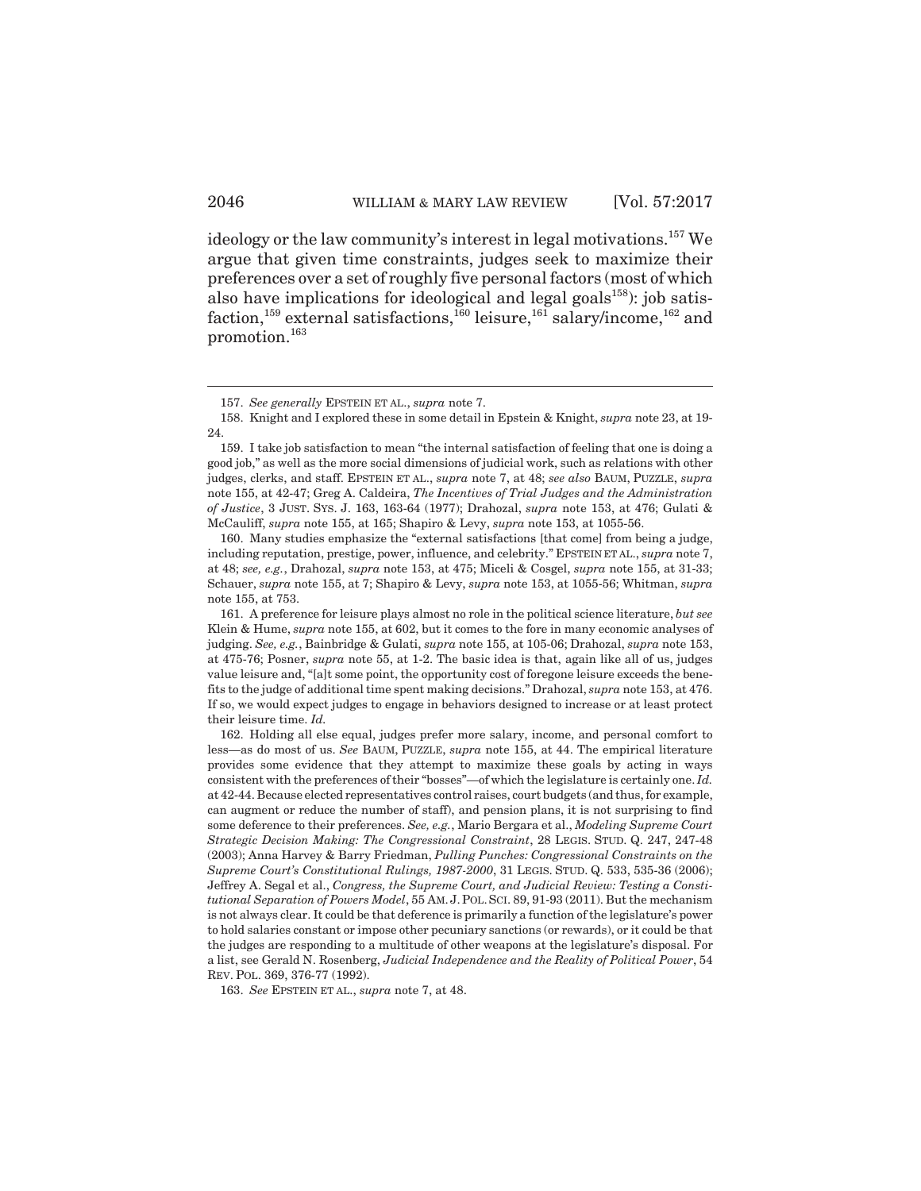ideology or the law community's interest in legal motivations.[157] We argue that given time constraints, judges seek to maximize their preferences over a set of roughly five personal factors (most of which also have implications for ideological and legal goals[158]): job satisfaction,[159] external satisfactions,[160] leisure,[161] salary/income,[162] and promotion.[163]

---

157. *See generally* EPSTEIN ET AL., *supra* note 7.

158. Knight and I explored these in some detail in Epstein & Knight, *supra* note 23, at 19-24.

159. I take job satisfaction to mean "the internal satisfaction of feeling that one is doing a good job," as well as the more social dimensions of judicial work, such as relations with other judges, clerks, and staff. EPSTEIN ET AL., *supra* note 7, at 48; *see also* BAUM, PUZZLE, *supra* note 155, at 42-47; Greg A. Caldeira, *The Incentives of Trial Judges and the Administration of Justice*, 3 JUST. SYS. J. 163, 163-64 (1977); Drahozal, *supra* note 153, at 476; Gulati & McCauliff, *supra* note 155, at 165; Shapiro & Levy, *supra* note 153, at 1055-56.

160. Many studies emphasize the "external satisfactions [that come] from being a judge, including reputation, prestige, power, influence, and celebrity." EPSTEIN ET AL., *supra* note 7, at 48; *see, e.g.*, Drahozal, *supra* note 153, at 475; Miceli & Cosgel, *supra* note 155, at 31-33; Schauer, *supra* note 155, at 7; Shapiro & Levy, *supra* note 153, at 1055-56; Whitman, *supra* note 155, at 753.

161. A preference for leisure plays almost no role in the political science literature, *but see* Klein & Hume, *supra* note 155, at 602, but it comes to the fore in many economic analyses of judging. *See, e.g.*, Bainbridge & Gulati, *supra* note 155, at 105-06; Drahozal, *supra* note 153, at 475-76; Posner, *supra* note 55, at 1-2. The basic idea is that, again like all of us, judges value leisure and, "[a]t some point, the opportunity cost of foregone leisure exceeds the benefits to the judge of additional time spent making decisions." Drahozal, *supra* note 153, at 476. If so, we would expect judges to engage in behaviors designed to increase or at least protect their leisure time. *Id.*

162. Holding all else equal, judges prefer more salary, income, and personal comfort to less—as do most of us. *See* BAUM, PUZZLE, *supra* note 155, at 44. The empirical literature provides some evidence that they attempt to maximize these goals by acting in ways consistent with the preferences of their "bosses"—of which the legislature is certainly one. *Id.* at 42-44. Because elected representatives control raises, court budgets (and thus, for example, can augment or reduce the number of staff), and pension plans, it is not surprising to find some deference to their preferences. *See, e.g.*, Mario Bergara et al., *Modeling Supreme Court Strategic Decision Making: The Congressional Constraint*, 28 LEGIS. STUD. Q. 247, 247-48 (2003); Anna Harvey & Barry Friedman, *Pulling Punches: Congressional Constraints on the Supreme Court's Constitutional Rulings, 1987-2000*, 31 LEGIS. STUD. Q. 533, 535-36 (2006); Jeffrey A. Segal et al., *Congress, the Supreme Court, and Judicial Review: Testing a Constitutional Separation of Powers Model*, 55 AM. J. POL. SCI. 89, 91-93 (2011). But the mechanism is not always clear. It could be that deference is primarily a function of the legislature's power to hold salaries constant or impose other pecuniary sanctions (or rewards), or it could be that the judges are responding to a multitude of other weapons at the legislature's disposal. For a list, see Gerald N. Rosenberg, *Judicial Independence and the Reality of Political Power*, 54 REV. POL. 369, 376-77 (1992).

163. *See* EPSTEIN ET AL., *supra* note 7, at 48.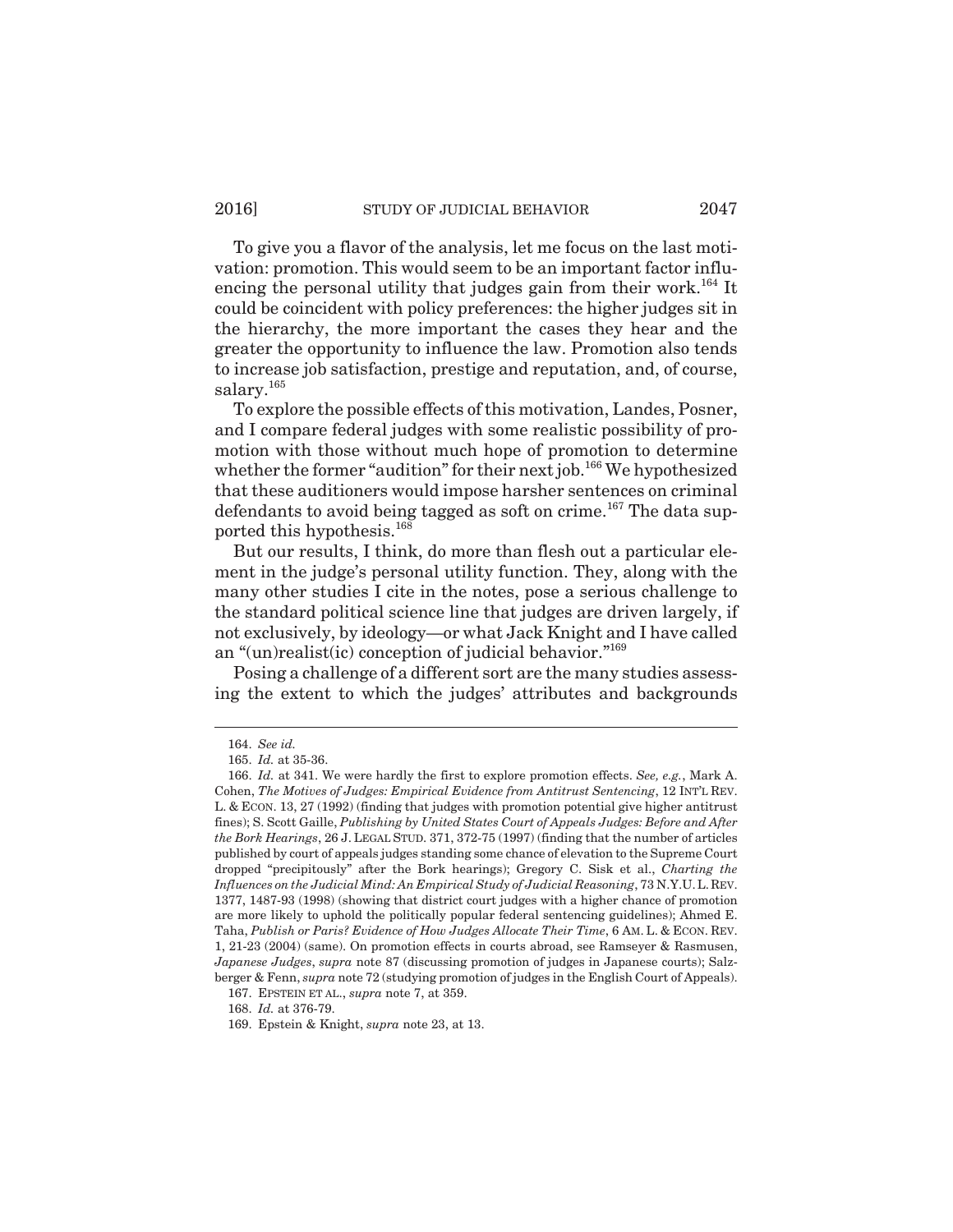To give you a flavor of the analysis, let me focus on the last motivation: promotion. This would seem to be an important factor influencing the personal utility that judges gain from their work.[164] It could be coincident with policy preferences: the higher judges sit in the hierarchy, the more important the cases they hear and the greater the opportunity to influence the law. Promotion also tends to increase job satisfaction, prestige and reputation, and, of course, salary.[165]

To explore the possible effects of this motivation, Landes, Posner, and I compare federal judges with some realistic possibility of promotion with those without much hope of promotion to determine whether the former "audition" for their next job.[166] We hypothesized that these auditioners would impose harsher sentences on criminal defendants to avoid being tagged as soft on crime.[167] The data supported this hypothesis.[168]

But our results, I think, do more than flesh out a particular element in the judge's personal utility function. They, along with the many other studies I cite in the notes, pose a serious challenge to the standard political science line that judges are driven largely, if not exclusively, by ideology—or what Jack Knight and I have called an "(un)realist(ic) conception of judicial behavior."[169]

Posing a challenge of a different sort are the many studies assessing the extent to which the judges' attributes and backgrounds

---

164. *See id.*

165. *Id.* at 35-36.

166. *Id.* at 341. We were hardly the first to explore promotion effects. *See, e.g.*, Mark A. Cohen, *The Motives of Judges: Empirical Evidence from Antitrust Sentencing*, 12 INT'L REV. L. & ECON. 13, 27 (1992) (finding that judges with promotion potential give higher antitrust fines); S. Scott Gaille, *Publishing by United States Court of Appeals Judges: Before and After the Bork Hearings*, 26 J. LEGAL STUD. 371, 372-75 (1997) (finding that the number of articles published by court of appeals judges standing some chance of elevation to the Supreme Court dropped "precipitously" after the Bork hearings); Gregory C. Sisk et al., *Charting the Influences on the Judicial Mind: An Empirical Study of Judicial Reasoning*, 73 N.Y.U. L. REV. 1377, 1487-93 (1998) (showing that district court judges with a higher chance of promotion are more likely to uphold the politically popular federal sentencing guidelines); Ahmed E. Taha, *Publish or Paris? Evidence of How Judges Allocate Their Time*, 6 AM. L. & ECON. REV. 1, 21-23 (2004) (same). On promotion effects in courts abroad, see Ramseyer & Rasmusen, *Japanese Judges*, *supra* note 87 (discussing promotion of judges in Japanese courts); Salzberger & Fenn, *supra* note 72 (studying promotion of judges in the English Court of Appeals).

167. EPSTEIN ET AL., *supra* note 7, at 359.

168. *Id.* at 376-79.

169. Epstein & Knight, *supra* note 23, at 13.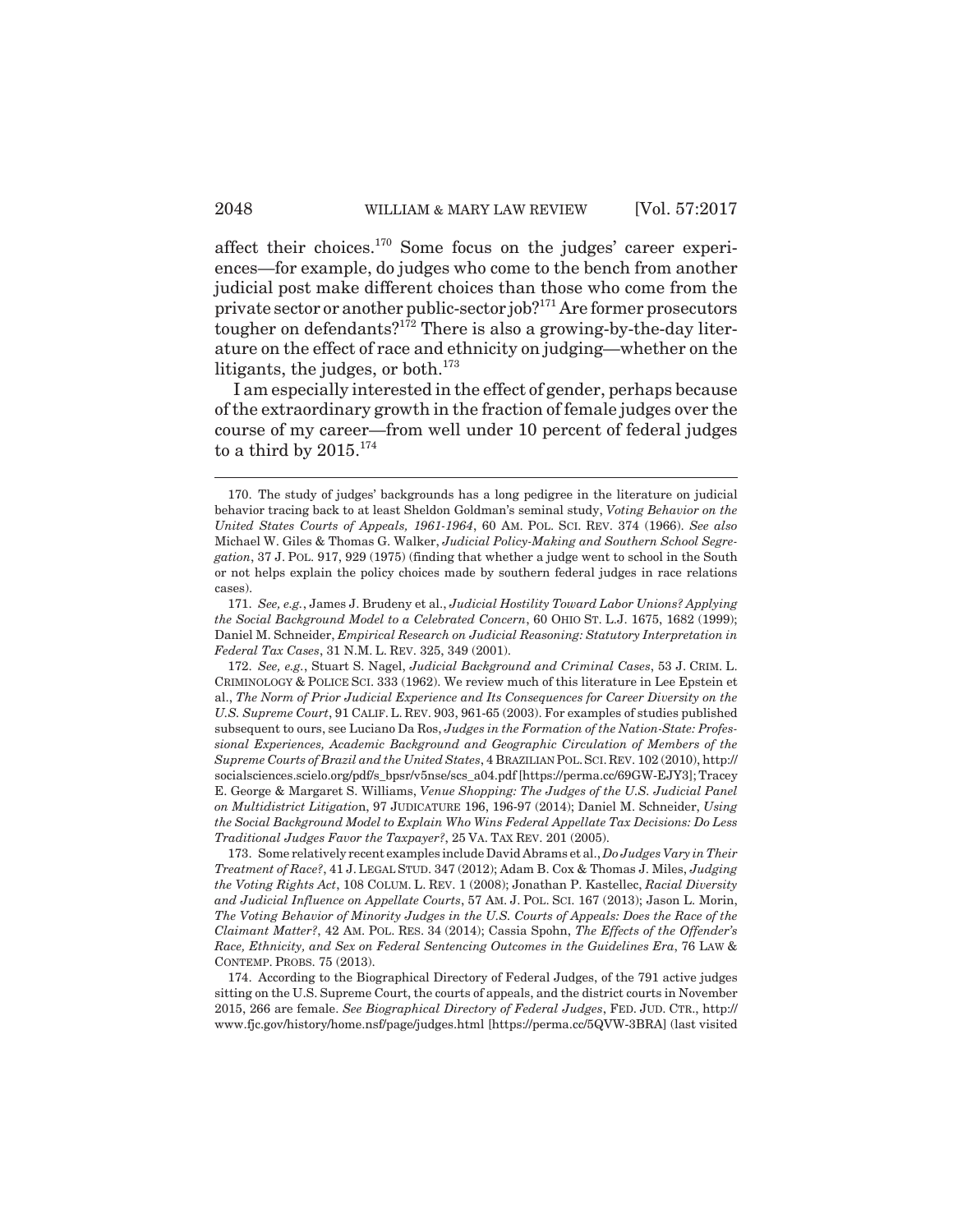affect their choices.[170] Some focus on the judges' career experiences—for example, do judges who come to the bench from another judicial post make different choices than those who come from the private sector or another public-sector job?[171] Are former prosecutors tougher on defendants?[172] There is also a growing-by-the-day literature on the effect of race and ethnicity on judging—whether on the litigants, the judges, or both.[173]

I am especially interested in the effect of gender, perhaps because of the extraordinary growth in the fraction of female judges over the course of my career—from well under 10 percent of federal judges to a third by 2015.[174]

---

170. The study of judges' backgrounds has a long pedigree in the literature on judicial behavior tracing back to at least Sheldon Goldman's seminal study, *Voting Behavior on the United States Courts of Appeals, 1961-1964*, 60 AM. POL. SCI. REV. 374 (1966). *See also* Michael W. Giles & Thomas G. Walker, *Judicial Policy-Making and Southern School Segregation*, 37 J. POL. 917, 929 (1975) (finding that whether a judge went to school in the South or not helps explain the policy choices made by southern federal judges in race relations cases).

171. *See, e.g.*, James J. Brudeny et al., *Judicial Hostility Toward Labor Unions? Applying the Social Background Model to a Celebrated Concern*, 60 OHIO ST. L.J. 1675, 1682 (1999); Daniel M. Schneider, *Empirical Research on Judicial Reasoning: Statutory Interpretation in Federal Tax Cases*, 31 N.M. L. REV. 325, 349 (2001).

172. *See, e.g.*, Stuart S. Nagel, *Judicial Background and Criminal Cases*, 53 J. CRIM. L. CRIMINOLOGY & POLICE SCI. 333 (1962). We review much of this literature in Lee Epstein et al., *The Norm of Prior Judicial Experience and Its Consequences for Career Diversity on the U.S. Supreme Court*, 91 CALIF. L. REV. 903, 961-65 (2003). For examples of studies published subsequent to ours, see Luciano Da Ros, *Judges in the Formation of the Nation-State: Professional Experiences, Academic Background and Geographic Circulation of Members of the Supreme Courts of Brazil and the United States*, 4 BRAZILIAN POL. SCI. REV. 102 (2010), http://socialsciences.scielo.org/pdf/s_bpsr/v5nse/scs_a04.pdf [https://perma.cc/69GW-EJY3]; Tracey E. George & Margaret S. Williams, *Venue Shopping: The Judges of the U.S. Judicial Panel on Multidistrict Litigation*, 97 JUDICATURE 196, 196-97 (2014); Daniel M. Schneider, *Using the Social Background Model to Explain Who Wins Federal Appellate Tax Decisions: Do Less Traditional Judges Favor the Taxpayer?*, 25 VA. TAX REV. 201 (2005).

173. Some relatively recent examples include David Abrams et al., *Do Judges Vary in Their Treatment of Race?*, 41 J. LEGAL STUD. 347 (2012); Adam B. Cox & Thomas J. Miles, *Judging the Voting Rights Act*, 108 COLUM. L. REV. 1 (2008); Jonathan P. Kastellec, *Racial Diversity and Judicial Influence on Appellate Courts*, 57 AM. J. POL. SCI. 167 (2013); Jason L. Morin, *The Voting Behavior of Minority Judges in the U.S. Courts of Appeals: Does the Race of the Claimant Matter?*, 42 AM. POL. RES. 34 (2014); Cassia Spohn, *The Effects of the Offender's Race, Ethnicity, and Sex on Federal Sentencing Outcomes in the Guidelines Era*, 76 LAW & CONTEMP. PROBS. 75 (2013).

174. According to the Biographical Directory of Federal Judges, of the 791 active judges sitting on the U.S. Supreme Court, the courts of appeals, and the district courts in November 2015, 266 are female. *See Biographical Directory of Federal Judges*, FED. JUD. CTR., http://www.fjc.gov/history/home.nsf/page/judges.html [https://perma.cc/5QVW-3BRA] (last visited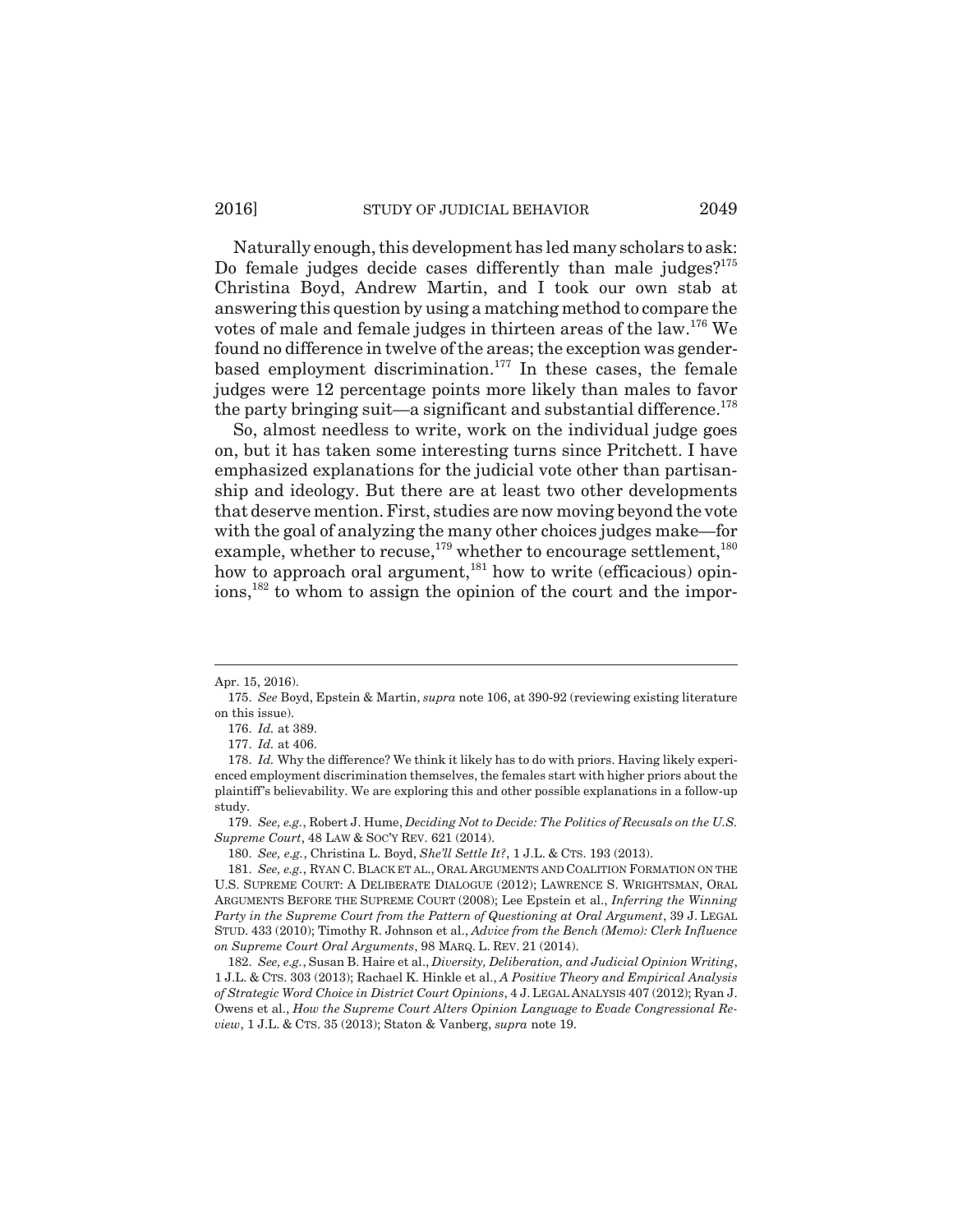Naturally enough, this development has led many scholars to ask: Do female judges decide cases differently than male judges?[175] Christina Boyd, Andrew Martin, and I took our own stab at answering this question by using a matching method to compare the votes of male and female judges in thirteen areas of the law.[176] We found no difference in twelve of the areas; the exception was gender-based employment discrimination.[177] In these cases, the female judges were 12 percentage points more likely than males to favor the party bringing suit—a significant and substantial difference.[178]

So, almost needless to write, work on the individual judge goes on, but it has taken some interesting turns since Pritchett. I have emphasized explanations for the judicial vote other than partisanship and ideology. But there are at least two other developments that deserve mention. First, studies are now moving beyond the vote with the goal of analyzing the many other choices judges make—for example, whether to recuse,[179] whether to encourage settlement,[180] how to approach oral argument,[181] how to write (efficacious) opinions,[182] to whom to assign the opinion of the court and the impor-

---

Apr. 15, 2016).

175. *See* Boyd, Epstein & Martin, *supra* note 106, at 390-92 (reviewing existing literature on this issue).

176. *Id.* at 389.

177. *Id.* at 406.

178. *Id.* Why the difference? We think it likely has to do with priors. Having likely experienced employment discrimination themselves, the females start with higher priors about the plaintiff's believability. We are exploring this and other possible explanations in a follow-up study.

179. *See, e.g.*, Robert J. Hume, *Deciding Not to Decide: The Politics of Recusals on the U.S. Supreme Court*, 48 LAW & SOC'Y REV. 621 (2014).

180. *See, e.g.*, Christina L. Boyd, *She'll Settle It?*, 1 J.L. & CTS. 193 (2013).

181. *See, e.g.*, RYAN C. BLACK ET AL., ORAL ARGUMENTS AND COALITION FORMATION ON THE U.S. SUPREME COURT: A DELIBERATE DIALOGUE (2012); LAWRENCE S. WRIGHTSMAN, ORAL ARGUMENTS BEFORE THE SUPREME COURT (2008); Lee Epstein et al., *Inferring the Winning Party in the Supreme Court from the Pattern of Questioning at Oral Argument*, 39 J. LEGAL STUD. 433 (2010); Timothy R. Johnson et al., *Advice from the Bench (Memo): Clerk Influence on Supreme Court Oral Arguments*, 98 MARQ. L. REV. 21 (2014).

182. *See, e.g.*, Susan B. Haire et al., *Diversity, Deliberation, and Judicial Opinion Writing*, 1 J.L. & CTS. 303 (2013); Rachael K. Hinkle et al., *A Positive Theory and Empirical Analysis of Strategic Word Choice in District Court Opinions*, 4 J. LEGAL ANALYSIS 407 (2012); Ryan J. Owens et al., *How the Supreme Court Alters Opinion Language to Evade Congressional Review*, 1 J.L. & CTS. 35 (2013); Staton & Vanberg, *supra* note 19.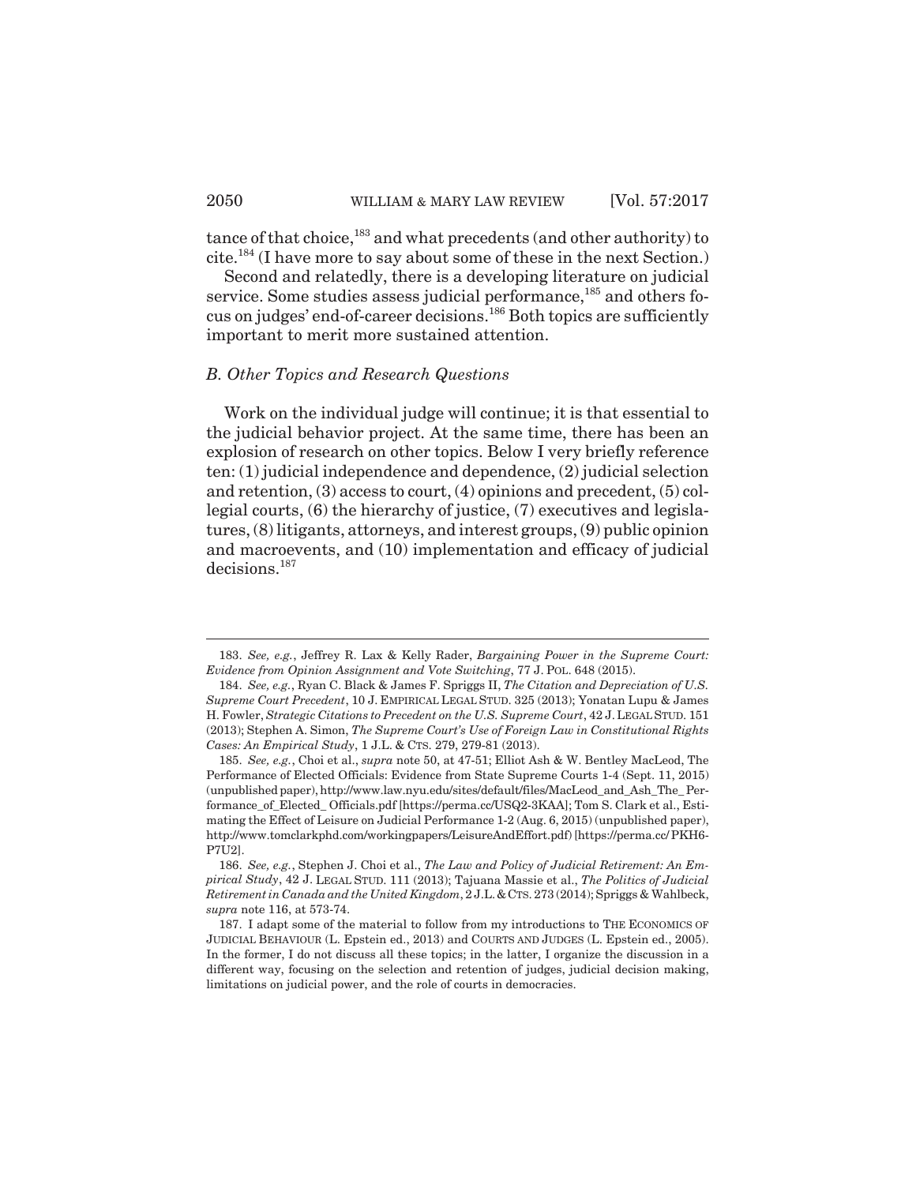tance of that choice,[183] and what precedents (and other authority) to cite.[184] (I have more to say about some of these in the next Section.)

Second and relatedly, there is a developing literature on judicial service. Some studies assess judicial performance,[185] and others focus on judges' end-of-career decisions.[186] Both topics are sufficiently important to merit more sustained attention.

### *B. Other Topics and Research Questions*

Work on the individual judge will continue; it is that essential to the judicial behavior project. At the same time, there has been an explosion of research on other topics. Below I very briefly reference ten: (1) judicial independence and dependence, (2) judicial selection and retention, (3) access to court, (4) opinions and precedent, (5) collegial courts, (6) the hierarchy of justice, (7) executives and legislatures, (8) litigants, attorneys, and interest groups, (9) public opinion and macroevents, and (10) implementation and efficacy of judicial decisions.[187]

---

183. *See, e.g.*, Jeffrey R. Lax & Kelly Rader, *Bargaining Power in the Supreme Court: Evidence from Opinion Assignment and Vote Switching*, 77 J. POL. 648 (2015).

184. *See, e.g.*, Ryan C. Black & James F. Spriggs II, *The Citation and Depreciation of U.S. Supreme Court Precedent*, 10 J. EMPIRICAL LEGAL STUD. 325 (2013); Yonatan Lupu & James H. Fowler, *Strategic Citations to Precedent on the U.S. Supreme Court*, 42 J. LEGAL STUD. 151 (2013); Stephen A. Simon, *The Supreme Court's Use of Foreign Law in Constitutional Rights Cases: An Empirical Study*, 1 J.L. & CTS. 279, 279-81 (2013).

185. *See, e.g.*, Choi et al., *supra* note 50, at 47-51; Elliot Ash & W. Bentley MacLeod, The Performance of Elected Officials: Evidence from State Supreme Courts 1-4 (Sept. 11, 2015) (unpublished paper), http://www.law.nyu.edu/sites/default/files/MacLeod_and_Ash_The_Performance_of_Elected_Officials.pdf [https://perma.cc/USQ2-3KAA]; Tom S. Clark et al., Estimating the Effect of Leisure on Judicial Performance 1-2 (Aug. 6, 2015) (unpublished paper), http://www.tomclarkphd.com/workingpapers/LeisureAndEffort.pdf) [https://perma.cc/PKH6-P7U2].

186. *See, e.g.*, Stephen J. Choi et al., *The Law and Policy of Judicial Retirement: An Empirical Study*, 42 J. LEGAL STUD. 111 (2013); Tajuana Massie et al., *The Politics of Judicial Retirement in Canada and the United Kingdom*, 2 J.L. & CTS. 273 (2014); Spriggs & Wahlbeck, *supra* note 116, at 573-74.

187. I adapt some of the material to follow from my introductions to THE ECONOMICS OF JUDICIAL BEHAVIOUR (L. Epstein ed., 2013) and COURTS AND JUDGES (L. Epstein ed., 2005). In the former, I do not discuss all these topics; in the latter, I organize the discussion in a different way, focusing on the selection and retention of judges, judicial decision making, limitations on judicial power, and the role of courts in democracies.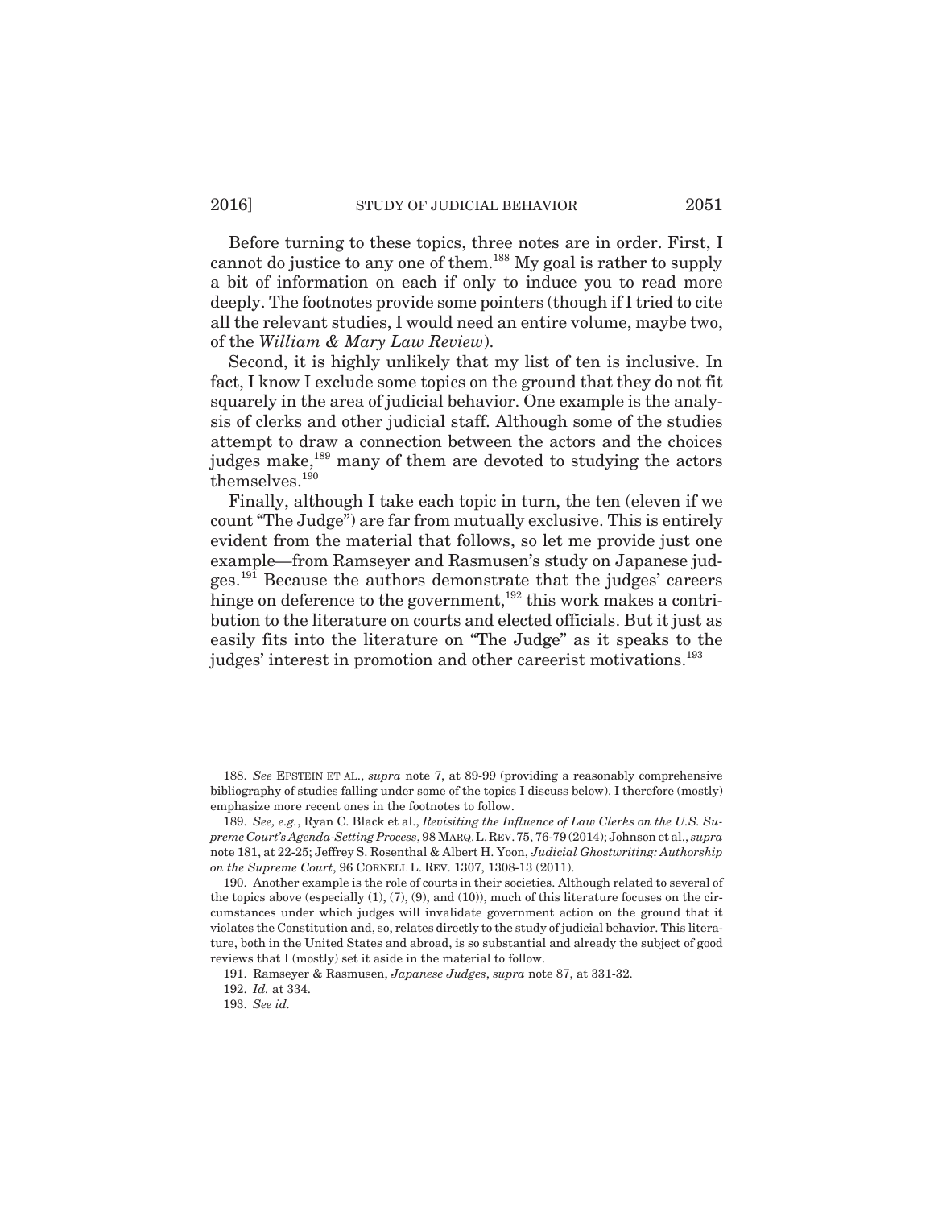Before turning to these topics, three notes are in order. First, I cannot do justice to any one of them.[188] My goal is rather to supply a bit of information on each if only to induce you to read more deeply. The footnotes provide some pointers (though if I tried to cite all the relevant studies, I would need an entire volume, maybe two, of the *William & Mary Law Review*).

Second, it is highly unlikely that my list of ten is inclusive. In fact, I know I exclude some topics on the ground that they do not fit squarely in the area of judicial behavior. One example is the analysis of clerks and other judicial staff. Although some of the studies attempt to draw a connection between the actors and the choices judges make,[189] many of them are devoted to studying the actors themselves.[190]

Finally, although I take each topic in turn, the ten (eleven if we count "The Judge") are far from mutually exclusive. This is entirely evident from the material that follows, so let me provide just one example—from Ramseyer and Rasmusen's study on Japanese judges.[191] Because the authors demonstrate that the judges' careers hinge on deference to the government,[192] this work makes a contribution to the literature on courts and elected officials. But it just as easily fits into the literature on "The Judge" as it speaks to the judges' interest in promotion and other careerist motivations.[193]

---

188. *See* EPSTEIN ET AL., *supra* note 7, at 89-99 (providing a reasonably comprehensive bibliography of studies falling under some of the topics I discuss below). I therefore (mostly) emphasize more recent ones in the footnotes to follow.

189. *See, e.g.*, Ryan C. Black et al., *Revisiting the Influence of Law Clerks on the U.S. Supreme Court's Agenda-Setting Process*, 98 MARQ. L. REV. 75, 76-79 (2014); Johnson et al., *supra* note 181, at 22-25; Jeffrey S. Rosenthal & Albert H. Yoon, *Judicial Ghostwriting: Authorship on the Supreme Court*, 96 CORNELL L. REV. 1307, 1308-13 (2011).

190. Another example is the role of courts in their societies. Although related to several of the topics above (especially (1), (7), (9), and (10)), much of this literature focuses on the circumstances under which judges will invalidate government action on the ground that it violates the Constitution and, so, relates directly to the study of judicial behavior. This literature, both in the United States and abroad, is so substantial and already the subject of good reviews that I (mostly) set it aside in the material to follow.

191. Ramseyer & Rasmusen, *Japanese Judges*, *supra* note 87, at 331-32.

192. *Id.* at 334.

193. *See id.*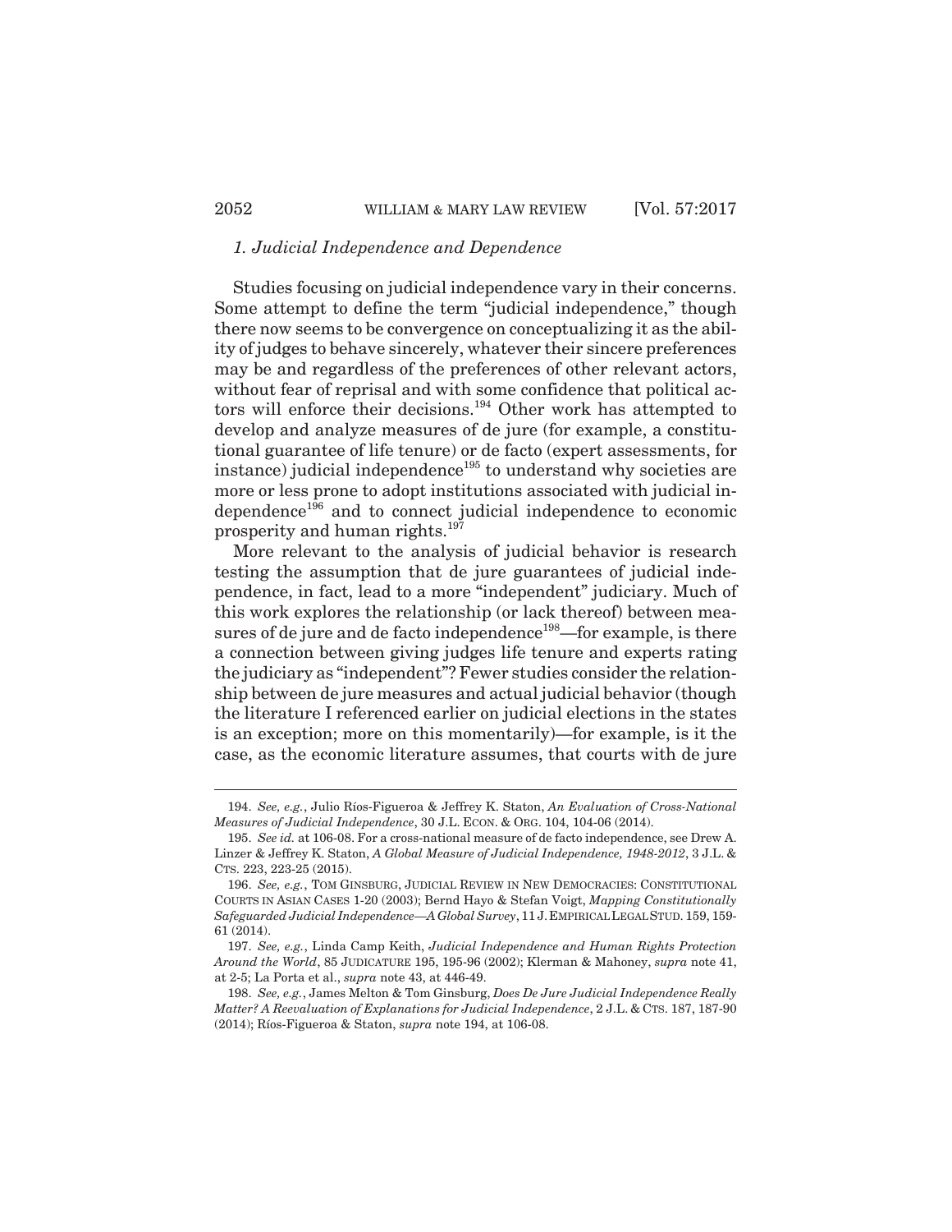### *1. Judicial Independence and Dependence*

Studies focusing on judicial independence vary in their concerns. Some attempt to define the term "judicial independence," though there now seems to be convergence on conceptualizing it as the ability of judges to behave sincerely, whatever their sincere preferences may be and regardless of the preferences of other relevant actors, without fear of reprisal and with some confidence that political actors will enforce their decisions.[194] Other work has attempted to develop and analyze measures of de jure (for example, a constitutional guarantee of life tenure) or de facto (expert assessments, for instance) judicial independence[195] to understand why societies are more or less prone to adopt institutions associated with judicial independence[196] and to connect judicial independence to economic prosperity and human rights.[197]

More relevant to the analysis of judicial behavior is research testing the assumption that de jure guarantees of judicial independence, in fact, lead to a more "independent" judiciary. Much of this work explores the relationship (or lack thereof) between measures of de jure and de facto independence[198]—for example, is there a connection between giving judges life tenure and experts rating the judiciary as "independent"? Fewer studies consider the relationship between de jure measures and actual judicial behavior (though the literature I referenced earlier on judicial elections in the states is an exception; more on this momentarily)—for example, is it the case, as the economic literature assumes, that courts with de jure

194. *See, e.g.*, Julio Ríos-Figueroa & Jeffrey K. Staton, *An Evaluation of Cross-National Measures of Judicial Independence*, 30 J.L. ECON. & ORG. 104, 104-06 (2014).

195. *See id.* at 106-08. For a cross-national measure of de facto independence, see Drew A. Linzer & Jeffrey K. Staton, *A Global Measure of Judicial Independence, 1948-2012*, 3 J.L. & CTS. 223, 223-25 (2015).

196. *See, e.g.*, TOM GINSBURG, JUDICIAL REVIEW IN NEW DEMOCRACIES: CONSTITUTIONAL COURTS IN ASIAN CASES 1-20 (2003); Bernd Hayo & Stefan Voigt, *Mapping Constitutionally Safeguarded Judicial Independence—A Global Survey*, 11 J. EMPIRICAL LEGAL STUD. 159, 159-61 (2014).

197. *See, e.g.*, Linda Camp Keith, *Judicial Independence and Human Rights Protection Around the World*, 85 JUDICATURE 195, 195-96 (2002); Klerman & Mahoney, *supra* note 41, at 2-5; La Porta et al., *supra* note 43, at 446-49.

198. *See, e.g.*, James Melton & Tom Ginsburg, *Does De Jure Judicial Independence Really Matter? A Reevaluation of Explanations for Judicial Independence*, 2 J.L. & CTS. 187, 187-90 (2014); Ríos-Figueroa & Staton, *supra* note 194, at 106-08.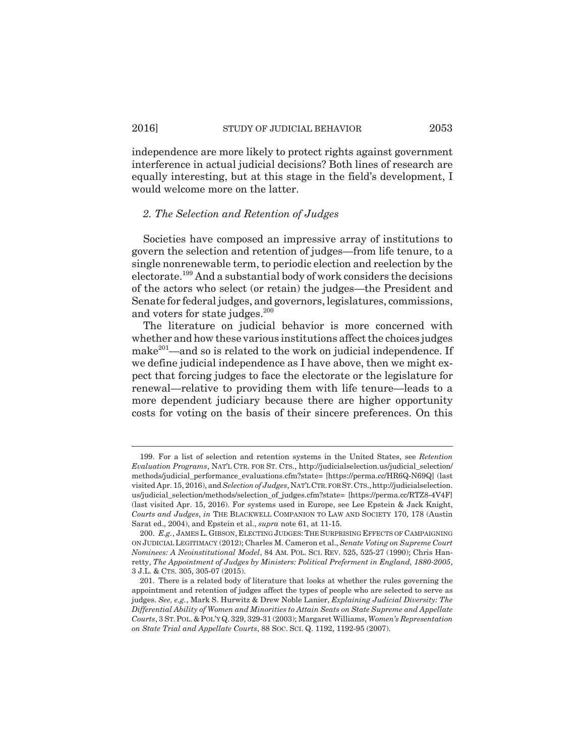independence are more likely to protect rights against government interference in actual judicial decisions? Both lines of research are equally interesting, but at this stage in the field's development, I would welcome more on the latter.

### *2. The Selection and Retention of Judges*

Societies have composed an impressive array of institutions to govern the selection and retention of judges—from life tenure, to a single nonrenewable term, to periodic election and reelection by the electorate.[199] And a substantial body of work considers the decisions of the actors who select (or retain) the judges—the President and Senate for federal judges, and governors, legislatures, commissions, and voters for state judges.[200]

The literature on judicial behavior is more concerned with whether and how these various institutions affect the choices judges make[201]—and so is related to the work on judicial independence. If we define judicial independence as I have above, then we might expect that forcing judges to face the electorate or the legislature for renewal—relative to providing them with life tenure—leads to a more dependent judiciary because there are higher opportunity costs for voting on the basis of their sincere preferences. On this

---

199. For a list of selection and retention systems in the United States, see *Retention Evaluation Programs*, NAT'L CTR. FOR ST. CTS., http://judicialselection.us/judicial_selection/methods/judicial_performance_evaluations.cfm?state= [https://perma.cc/HR6Q-N69Q] (last visited Apr. 15, 2016), and *Selection of Judges*, NAT'L CTR. FOR ST. CTS., http://judicialselection.us/judicial_selection/methods/selection_of_judges.cfm?state= [https://perma.cc/RTZ8-4V4F] (last visited Apr. 15, 2016). For systems used in Europe, see Lee Epstein & Jack Knight, *Courts and Judges*, *in* THE BLACKWELL COMPANION TO LAW AND SOCIETY 170, 178 (Austin Sarat ed., 2004), and Epstein et al., *supra* note 61, at 11-15.

200. *E.g.*, JAMES L. GIBSON, ELECTING JUDGES: THE SURPRISING EFFECTS OF CAMPAIGNING ON JUDICIAL LEGITIMACY (2012); Charles M. Cameron et al., *Senate Voting on Supreme Court Nominees: A Neoinstitutional Model*, 84 AM. POL. SCI. REV. 525, 525-27 (1990); Chris Hanretty, *The Appointment of Judges by Ministers: Political Preferment in England, 1880-2005*, 3 J.L. & CTS. 305, 305-07 (2015).

201. There is a related body of literature that looks at whether the rules governing the appointment and retention of judges affect the types of people who are selected to serve as judges. *See, e.g.*, Mark S. Hurwitz & Drew Noble Lanier, *Explaining Judicial Diversity: The Differential Ability of Women and Minorities to Attain Seats on State Supreme and Appellate Courts*, 3 ST. POL. & POL'Y Q. 329, 329-31 (2003); Margaret Williams, *Women's Representation on State Trial and Appellate Courts*, 88 SOC. SCI. Q. 1192, 1192-95 (2007).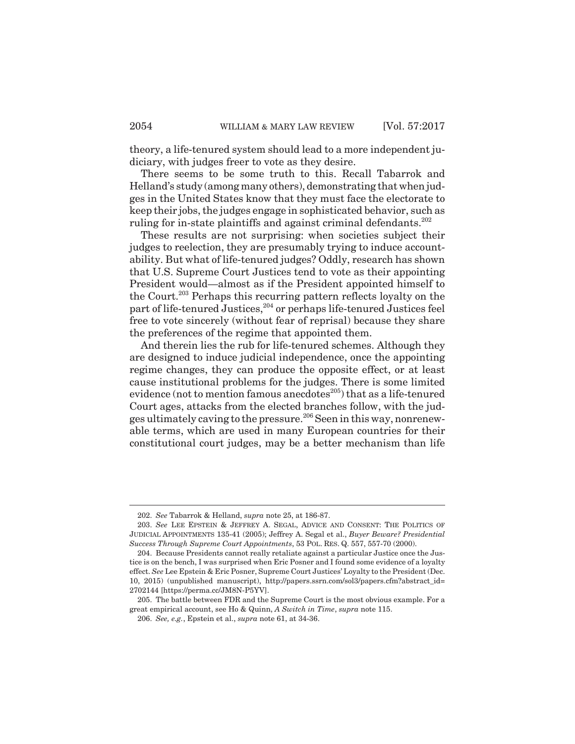theory, a life-tenured system should lead to a more independent judiciary, with judges freer to vote as they desire.

There seems to be some truth to this. Recall Tabarrok and Helland's study (among many others), demonstrating that when judges in the United States know that they must face the electorate to keep their jobs, the judges engage in sophisticated behavior, such as ruling for in-state plaintiffs and against criminal defendants.[202]

These results are not surprising: when societies subject their judges to reelection, they are presumably trying to induce accountability. But what of life-tenured judges? Oddly, research has shown that U.S. Supreme Court Justices tend to vote as their appointing President would—almost as if the President appointed himself to the Court.[203] Perhaps this recurring pattern reflects loyalty on the part of life-tenured Justices,[204] or perhaps life-tenured Justices feel free to vote sincerely (without fear of reprisal) because they share the preferences of the regime that appointed them.

And therein lies the rub for life-tenured schemes. Although they are designed to induce judicial independence, once the appointing regime changes, they can produce the opposite effect, or at least cause institutional problems for the judges. There is some limited evidence (not to mention famous anecdotes[205]) that as a life-tenured Court ages, attacks from the elected branches follow, with the judges ultimately caving to the pressure.[206] Seen in this way, nonrenewable terms, which are used in many European countries for their constitutional court judges, may be a better mechanism than life

---

202. *See* Tabarrok & Helland, *supra* note 25, at 186-87.

203. *See* LEE EPSTEIN & JEFFREY A. SEGAL, ADVICE AND CONSENT: THE POLITICS OF JUDICIAL APPOINTMENTS 135-41 (2005); Jeffrey A. Segal et al., *Buyer Beware? Presidential Success Through Supreme Court Appointments*, 53 POL. RES. Q. 557, 557-70 (2000).

204. Because Presidents cannot really retaliate against a particular Justice once the Justice is on the bench, I was surprised when Eric Posner and I found some evidence of a loyalty effect. *See* Lee Epstein & Eric Posner, Supreme Court Justices' Loyalty to the President (Dec. 10, 2015) (unpublished manuscript), http://papers.ssrn.com/sol3/papers.cfm?abstract_id=2702144 [https://perma.cc/JM8N-P5YV].

205. The battle between FDR and the Supreme Court is the most obvious example. For a great empirical account, see Ho & Quinn, *A Switch in Time*, *supra* note 115.

206. *See, e.g.*, Epstein et al., *supra* note 61, at 34-36.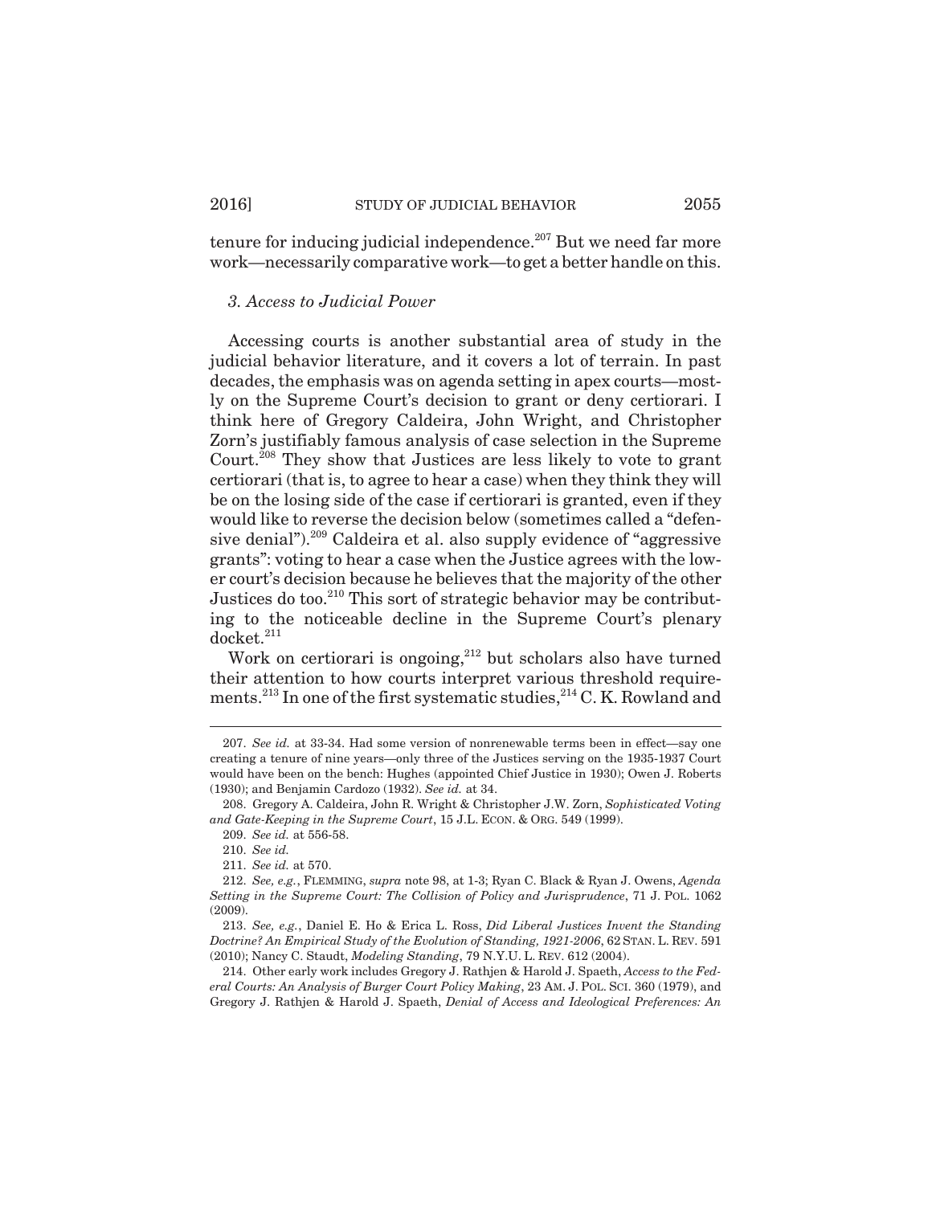tenure for inducing judicial independence.[207] But we need far more work—necessarily comparative work—to get a better handle on this.

### *3. Access to Judicial Power*

Accessing courts is another substantial area of study in the judicial behavior literature, and it covers a lot of terrain. In past decades, the emphasis was on agenda setting in apex courts—mostly on the Supreme Court's decision to grant or deny certiorari. I think here of Gregory Caldeira, John Wright, and Christopher Zorn's justifiably famous analysis of case selection in the Supreme Court.[208] They show that Justices are less likely to vote to grant certiorari (that is, to agree to hear a case) when they think they will be on the losing side of the case if certiorari is granted, even if they would like to reverse the decision below (sometimes called a "defensive denial").[209] Caldeira et al. also supply evidence of "aggressive grants": voting to hear a case when the Justice agrees with the lower court's decision because he believes that the majority of the other Justices do too.[210] This sort of strategic behavior may be contributing to the noticeable decline in the Supreme Court's plenary docket.[211]

Work on certiorari is ongoing,[212] but scholars also have turned their attention to how courts interpret various threshold requirements.[213] In one of the first systematic studies,[214] C. K. Rowland and

---

207. *See id.* at 33-34. Had some version of nonrenewable terms been in effect—say one creating a tenure of nine years—only three of the Justices serving on the 1935-1937 Court would have been on the bench: Hughes (appointed Chief Justice in 1930); Owen J. Roberts (1930); and Benjamin Cardozo (1932). *See id.* at 34.

208. Gregory A. Caldeira, John R. Wright & Christopher J.W. Zorn, *Sophisticated Voting and Gate-Keeping in the Supreme Court*, 15 J.L. ECON. & ORG. 549 (1999).

209. *See id.* at 556-58.

210. *See id.*

211. *See id.* at 570.

212. *See, e.g.*, FLEMMING, *supra* note 98, at 1-3; Ryan C. Black & Ryan J. Owens, *Agenda Setting in the Supreme Court: The Collision of Policy and Jurisprudence*, 71 J. POL. 1062 (2009).

213. *See, e.g.*, Daniel E. Ho & Erica L. Ross, *Did Liberal Justices Invent the Standing Doctrine? An Empirical Study of the Evolution of Standing, 1921-2006*, 62 STAN. L. REV. 591 (2010); Nancy C. Staudt, *Modeling Standing*, 79 N.Y.U. L. REV. 612 (2004).

214. Other early work includes Gregory J. Rathjen & Harold J. Spaeth, *Access to the Federal Courts: An Analysis of Burger Court Policy Making*, 23 AM. J. POL. SCI. 360 (1979), and Gregory J. Rathjen & Harold J. Spaeth, *Denial of Access and Ideological Preferences: An*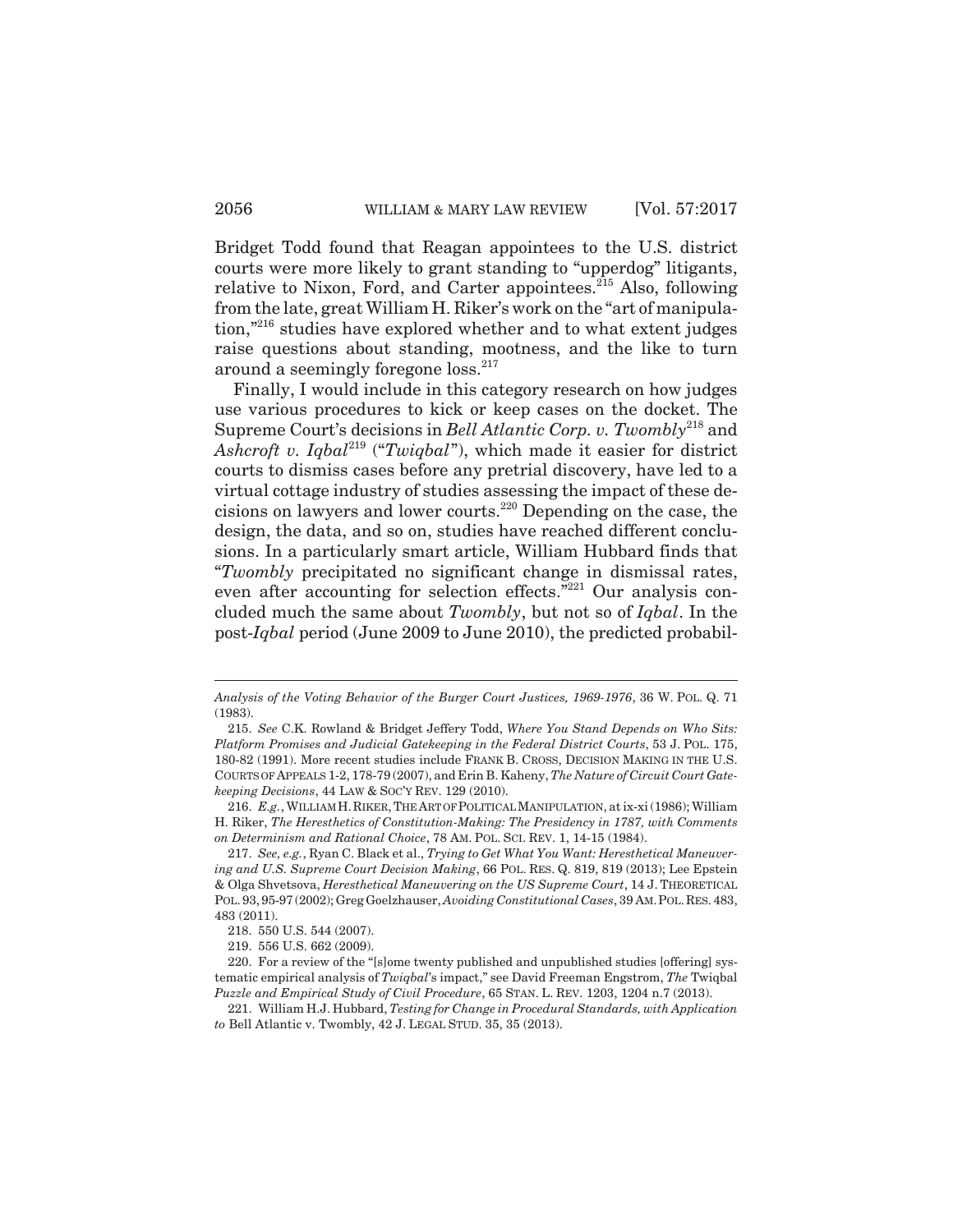Bridget Todd found that Reagan appointees to the U.S. district courts were more likely to grant standing to "upperdog" litigants, relative to Nixon, Ford, and Carter appointees.[215] Also, following from the late, great William H. Riker's work on the "art of manipulation,"[216] studies have explored whether and to what extent judges raise questions about standing, mootness, and the like to turn around a seemingly foregone loss.[217]

Finally, I would include in this category research on how judges use various procedures to kick or keep cases on the docket. The Supreme Court's decisions in *Bell Atlantic Corp. v. Twombly*[218] and *Ashcroft v. Iqbal*[219] ("*Twiqbal*"), which made it easier for district courts to dismiss cases before any pretrial discovery, have led to a virtual cottage industry of studies assessing the impact of these decisions on lawyers and lower courts.[220] Depending on the case, the design, the data, and so on, studies have reached different conclusions. In a particularly smart article, William Hubbard finds that "*Twombly* precipitated no significant change in dismissal rates, even after accounting for selection effects."[221] Our analysis concluded much the same about *Twombly*, but not so of *Iqbal*. In the post-*Iqbal* period (June 2009 to June 2010), the predicted probabil-

---

*Analysis of the Voting Behavior of the Burger Court Justices, 1969-1976*, 36 W. POL. Q. 71 (1983).

215. *See* C.K. Rowland & Bridget Jeffery Todd, *Where You Stand Depends on Who Sits: Platform Promises and Judicial Gatekeeping in the Federal District Courts*, 53 J. POL. 175, 180-82 (1991). More recent studies include FRANK B. CROSS, DECISION MAKING IN THE U.S. COURTS OF APPEALS 1-2, 178-79 (2007), and Erin B. Kaheny, *The Nature of Circuit Court Gatekeeping Decisions*, 44 LAW & SOC'Y REV. 129 (2010).

216. *E.g.*, WILLIAM H. RIKER, THE ART OF POLITICAL MANIPULATION, at ix-xi (1986); William H. Riker, *The Heresthetics of Constitution-Making: The Presidency in 1787, with Comments on Determinism and Rational Choice*, 78 AM. POL. SCI. REV. 1, 14-15 (1984).

217. *See, e.g.*, Ryan C. Black et al., *Trying to Get What You Want: Heresthetical Maneuvering and U.S. Supreme Court Decision Making*, 66 POL. RES. Q. 819, 819 (2013); Lee Epstein & Olga Shvetsova, *Heresthetical Maneuvering on the US Supreme Court*, 14 J. THEORETICAL POL. 93, 95-97 (2002); Greg Goelzhauser, *Avoiding Constitutional Cases*, 39 AM. POL. RES. 483, 483 (2011).

218. 550 U.S. 544 (2007).

219. 556 U.S. 662 (2009).

220. For a review of the "[s]ome twenty published and unpublished studies [offering] systematic empirical analysis of *Twiqbal*'s impact," see David Freeman Engstrom, *The* Twiqbal *Puzzle and Empirical Study of Civil Procedure*, 65 STAN. L. REV. 1203, 1204 n.7 (2013).

221. William H.J. Hubbard, *Testing for Change in Procedural Standards, with Application to* Bell Atlantic v. Twombly, 42 J. LEGAL STUD. 35, 35 (2013).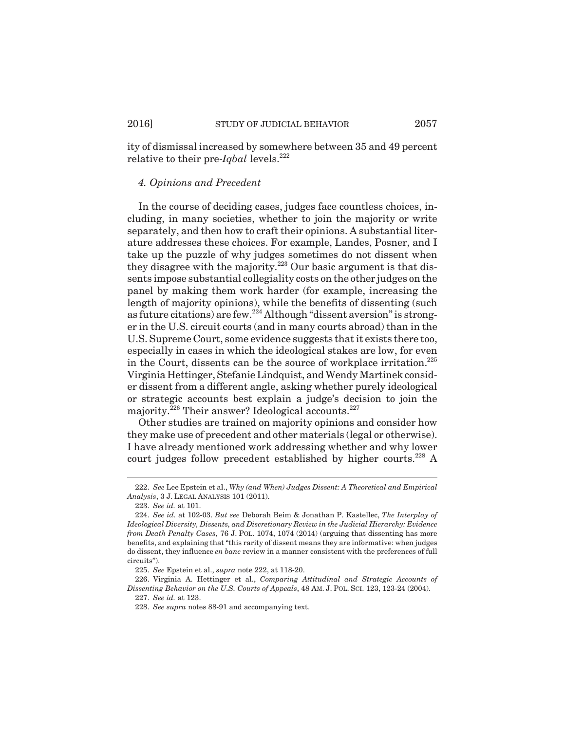ity of dismissal increased by somewhere between 35 and 49 percent relative to their pre-*Iqbal* levels.[222]

### *4. Opinions and Precedent*

In the course of deciding cases, judges face countless choices, including, in many societies, whether to join the majority or write separately, and then how to craft their opinions. A substantial literature addresses these choices. For example, Landes, Posner, and I take up the puzzle of why judges sometimes do not dissent when they disagree with the majority.[223] Our basic argument is that dissents impose substantial collegiality costs on the other judges on the panel by making them work harder (for example, increasing the length of majority opinions), while the benefits of dissenting (such as future citations) are few.[224] Although "dissent aversion" is stronger in the U.S. circuit courts (and in many courts abroad) than in the U.S. Supreme Court, some evidence suggests that it exists there too, especially in cases in which the ideological stakes are low, for even in the Court, dissents can be the source of workplace irritation.[225] Virginia Hettinger, Stefanie Lindquist, and Wendy Martinek consider dissent from a different angle, asking whether purely ideological or strategic accounts best explain a judge's decision to join the majority.[226] Their answer? Ideological accounts.[227]

Other studies are trained on majority opinions and consider how they make use of precedent and other materials (legal or otherwise). I have already mentioned work addressing whether and why lower court judges follow precedent established by higher courts.[228] A

---

222. *See* Lee Epstein et al., *Why (and When) Judges Dissent: A Theoretical and Empirical Analysis*, 3 J. LEGAL ANALYSIS 101 (2011).

223. *See id.* at 101.

224. *See id.* at 102-03. *But see* Deborah Beim & Jonathan P. Kastellec, *The Interplay of Ideological Diversity, Dissents, and Discretionary Review in the Judicial Hierarchy: Evidence from Death Penalty Cases*, 76 J. POL. 1074, 1074 (2014) (arguing that dissenting has more benefits, and explaining that "this rarity of dissent means they are informative: when judges do dissent, they influence *en banc* review in a manner consistent with the preferences of full circuits").

225. *See* Epstein et al., *supra* note 222, at 118-20.

226. Virginia A. Hettinger et al., *Comparing Attitudinal and Strategic Accounts of Dissenting Behavior on the U.S. Courts of Appeals*, 48 AM. J. POL. SCI. 123, 123-24 (2004).

227. *See id.* at 123.

228. *See supra* notes 88-91 and accompanying text.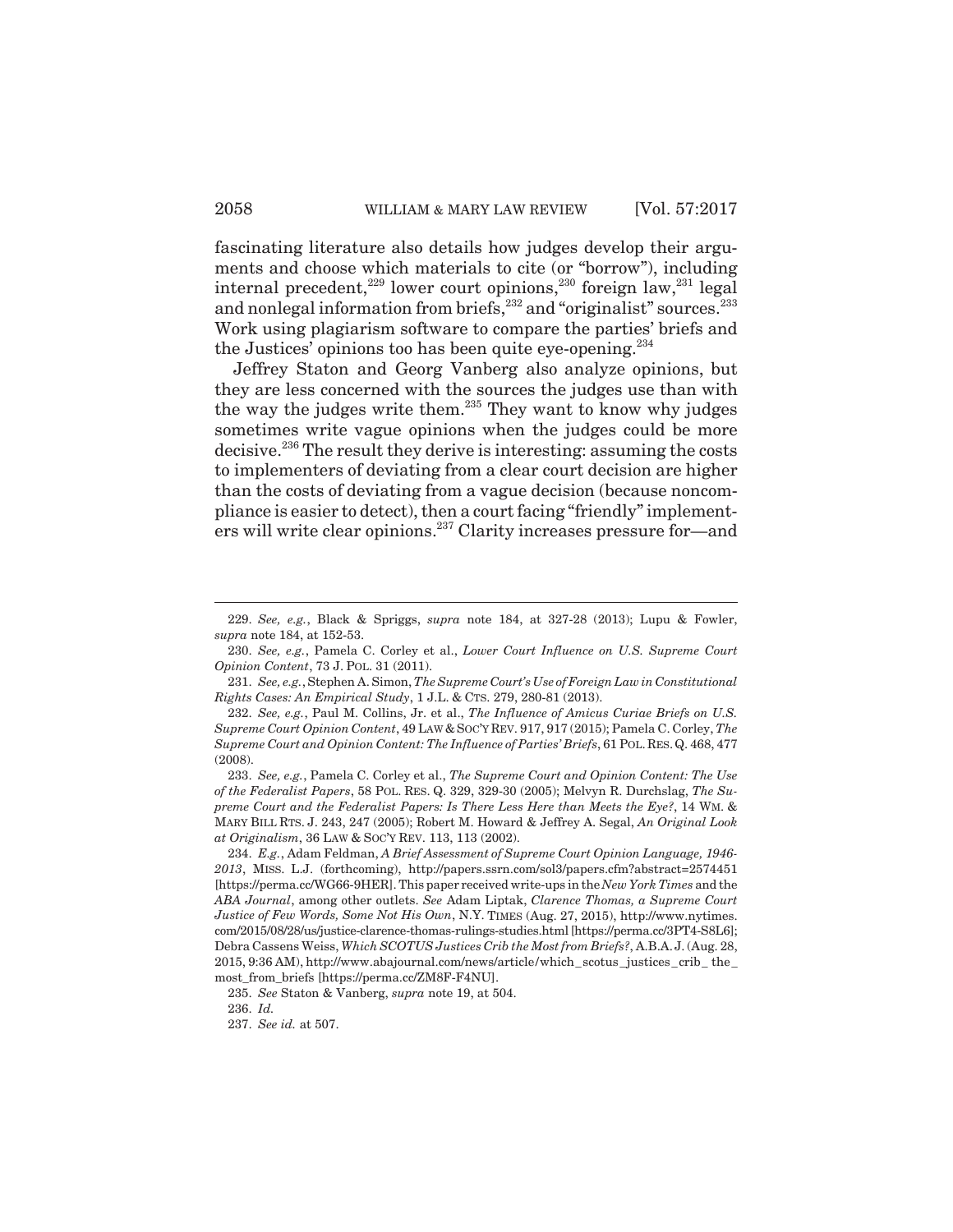fascinating literature also details how judges develop their arguments and choose which materials to cite (or "borrow"), including internal precedent,[229] lower court opinions,[230] foreign law,[231] legal and nonlegal information from briefs,[232] and "originalist" sources.[233] Work using plagiarism software to compare the parties' briefs and the Justices' opinions too has been quite eye-opening.[234]

Jeffrey Staton and Georg Vanberg also analyze opinions, but they are less concerned with the sources the judges use than with the way the judges write them.[235] They want to know why judges sometimes write vague opinions when the judges could be more decisive.[236] The result they derive is interesting: assuming the costs to implementers of deviating from a clear court decision are higher than the costs of deviating from a vague decision (because noncompliance is easier to detect), then a court facing "friendly" implementers will write clear opinions.[237] Clarity increases pressure for—and

---

229. *See, e.g.*, Black & Spriggs, *supra* note 184, at 327-28 (2013); Lupu & Fowler, *supra* note 184, at 152-53.

230. *See, e.g.*, Pamela C. Corley et al., *Lower Court Influence on U.S. Supreme Court Opinion Content*, 73 J. POL. 31 (2011).

231. *See, e.g.*, Stephen A. Simon, *The Supreme Court's Use of Foreign Law in Constitutional Rights Cases: An Empirical Study*, 1 J.L. & CTS. 279, 280-81 (2013).

232. *See, e.g.*, Paul M. Collins, Jr. et al., *The Influence of Amicus Curiae Briefs on U.S. Supreme Court Opinion Content*, 49 LAW & SOC'Y REV. 917, 917 (2015); Pamela C. Corley, *The Supreme Court and Opinion Content: The Influence of Parties' Briefs*, 61 POL. RES. Q. 468, 477 (2008).

233. *See, e.g.*, Pamela C. Corley et al., *The Supreme Court and Opinion Content: The Use of the Federalist Papers*, 58 POL. RES. Q. 329, 329-30 (2005); Melvyn R. Durchslag, *The Supreme Court and the Federalist Papers: Is There Less Here than Meets the Eye?*, 14 WM. & MARY BILL RTS. J. 243, 247 (2005); Robert M. Howard & Jeffrey A. Segal, *An Original Look at Originalism*, 36 LAW & SOC'Y REV. 113, 113 (2002).

234. *E.g.*, Adam Feldman, *A Brief Assessment of Supreme Court Opinion Language, 1946-2013*, MISS. L.J. (forthcoming), http://papers.ssrn.com/sol3/papers.cfm?abstract=2574451 [https://perma.cc/WG66-9HER]. This paper received write-ups in the *New York Times* and the *ABA Journal*, among other outlets. *See* Adam Liptak, *Clarence Thomas, a Supreme Court Justice of Few Words, Some Not His Own*, N.Y. TIMES (Aug. 27, 2015), http://www.nytimes.com/2015/08/28/us/justice-clarence-thomas-rulings-studies.html [https://perma.cc/3PT4-S8L6]; Debra Cassens Weiss, *Which SCOTUS Justices Crib the Most from Briefs?*, A.B.A. J. (Aug. 28, 2015, 9:36 AM), http://www.abajournal.com/news/article/which_scotus_justices_crib_the_most_from_briefs [https://perma.cc/ZM8F-F4NU].

235. *See* Staton & Vanberg, *supra* note 19, at 504.

236. *Id.*

237. *See id.* at 507.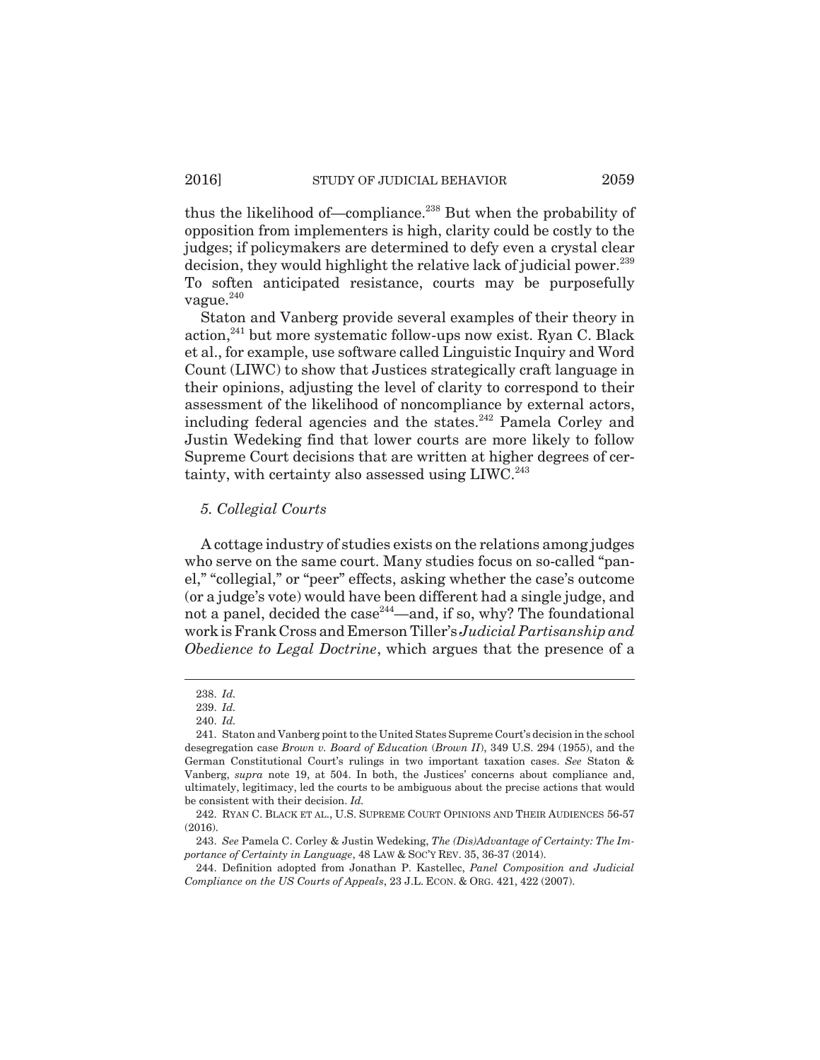thus the likelihood of—compliance.[238] But when the probability of opposition from implementers is high, clarity could be costly to the judges; if policymakers are determined to defy even a crystal clear decision, they would highlight the relative lack of judicial power.[239] To soften anticipated resistance, courts may be purposefully vague.[240]

Staton and Vanberg provide several examples of their theory in action,[241] but more systematic follow-ups now exist. Ryan C. Black et al., for example, use software called Linguistic Inquiry and Word Count (LIWC) to show that Justices strategically craft language in their opinions, adjusting the level of clarity to correspond to their assessment of the likelihood of noncompliance by external actors, including federal agencies and the states.[242] Pamela Corley and Justin Wedeking find that lower courts are more likely to follow Supreme Court decisions that are written at higher degrees of certainty, with certainty also assessed using LIWC.[243]

### *5. Collegial Courts*

A cottage industry of studies exists on the relations among judges who serve on the same court. Many studies focus on so-called "panel," "collegial," or "peer" effects, asking whether the case's outcome (or a judge's vote) would have been different had a single judge, and not a panel, decided the case[244]—and, if so, why? The foundational work is Frank Cross and Emerson Tiller's *Judicial Partisanship and Obedience to Legal Doctrine*, which argues that the presence of a

---

238. *Id.*

239. *Id.*

240. *Id.*

241. Staton and Vanberg point to the United States Supreme Court's decision in the school desegregation case *Brown v. Board of Education* (*Brown II*), 349 U.S. 294 (1955), and the German Constitutional Court's rulings in two important taxation cases. *See* Staton & Vanberg, *supra* note 19, at 504. In both, the Justices' concerns about compliance and, ultimately, legitimacy, led the courts to be ambiguous about the precise actions that would be consistent with their decision. *Id.*

242. RYAN C. BLACK ET AL., U.S. SUPREME COURT OPINIONS AND THEIR AUDIENCES 56-57 (2016).

243. *See* Pamela C. Corley & Justin Wedeking, *The (Dis)Advantage of Certainty: The Importance of Certainty in Language*, 48 LAW & SOC'Y REV. 35, 36-37 (2014).

244. Definition adopted from Jonathan P. Kastellec, *Panel Composition and Judicial Compliance on the US Courts of Appeals*, 23 J.L. ECON. & ORG. 421, 422 (2007).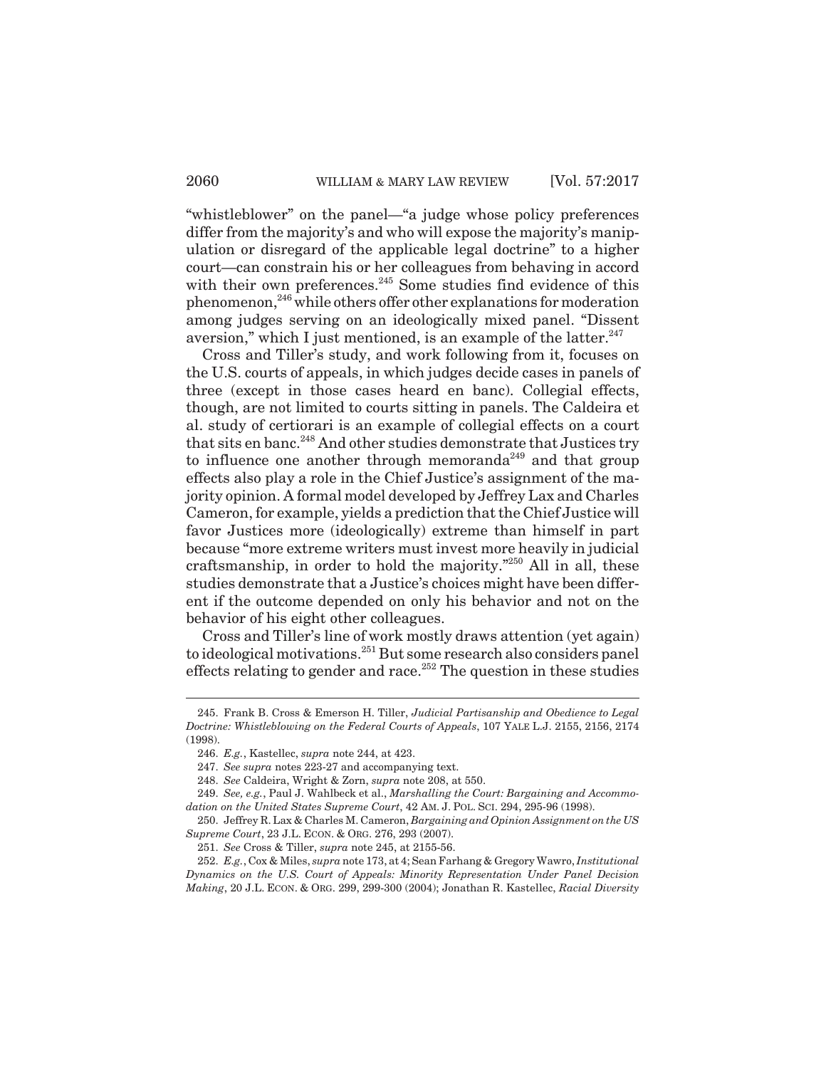"whistleblower" on the panel—"a judge whose policy preferences differ from the majority's and who will expose the majority's manipulation or disregard of the applicable legal doctrine" to a higher court—can constrain his or her colleagues from behaving in accord with their own preferences.[245] Some studies find evidence of this phenomenon,[246] while others offer other explanations for moderation among judges serving on an ideologically mixed panel. "Dissent aversion," which I just mentioned, is an example of the latter.[247]

Cross and Tiller's study, and work following from it, focuses on the U.S. courts of appeals, in which judges decide cases in panels of three (except in those cases heard en banc). Collegial effects, though, are not limited to courts sitting in panels. The Caldeira et al. study of certiorari is an example of collegial effects on a court that sits en banc.[248] And other studies demonstrate that Justices try to influence one another through memoranda[249] and that group effects also play a role in the Chief Justice's assignment of the majority opinion. A formal model developed by Jeffrey Lax and Charles Cameron, for example, yields a prediction that the Chief Justice will favor Justices more (ideologically) extreme than himself in part because "more extreme writers must invest more heavily in judicial craftsmanship, in order to hold the majority."[250] All in all, these studies demonstrate that a Justice's choices might have been different if the outcome depended on only his behavior and not on the behavior of his eight other colleagues.

Cross and Tiller's line of work mostly draws attention (yet again) to ideological motivations.[251] But some research also considers panel effects relating to gender and race.[252] The question in these studies

---

245. Frank B. Cross & Emerson H. Tiller, *Judicial Partisanship and Obedience to Legal Doctrine: Whistleblowing on the Federal Courts of Appeals*, 107 YALE L.J. 2155, 2156, 2174 (1998).

246. *E.g.*, Kastellec, *supra* note 244, at 423.

247. *See supra* notes 223-27 and accompanying text.

248. *See* Caldeira, Wright & Zorn, *supra* note 208, at 550.

249. *See, e.g.*, Paul J. Wahlbeck et al., *Marshalling the Court: Bargaining and Accommodation on the United States Supreme Court*, 42 AM. J. POL. SCI. 294, 295-96 (1998).

250. Jeffrey R. Lax & Charles M. Cameron, *Bargaining and Opinion Assignment on the US Supreme Court*, 23 J.L. ECON. & ORG. 276, 293 (2007).

251. *See* Cross & Tiller, *supra* note 245, at 2155-56.

252. *E.g.*, Cox & Miles, *supra* note 173, at 4; Sean Farhang & Gregory Wawro, *Institutional Dynamics on the U.S. Court of Appeals: Minority Representation Under Panel Decision Making*, 20 J.L. ECON. & ORG. 299, 299-300 (2004); Jonathan R. Kastellec, *Racial Diversity*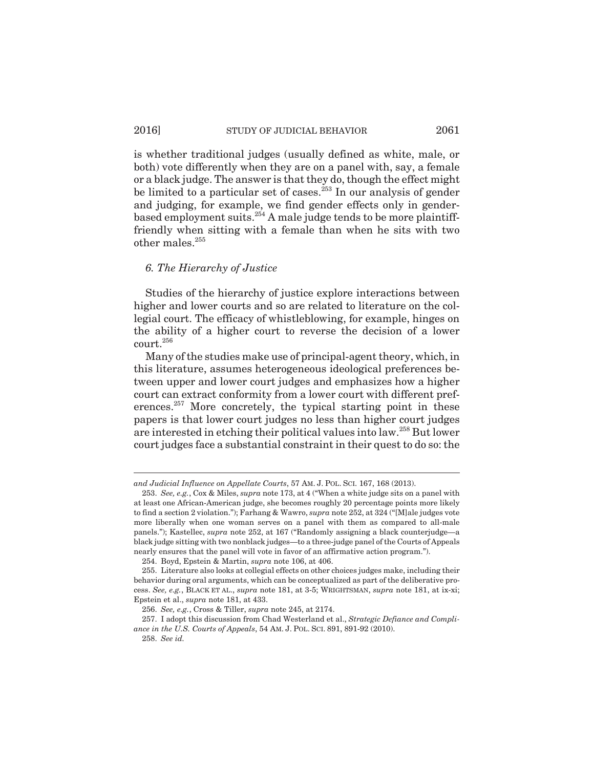is whether traditional judges (usually defined as white, male, or both) vote differently when they are on a panel with, say, a female or a black judge. The answer is that they do, though the effect might be limited to a particular set of cases.[253] In our analysis of gender and judging, for example, we find gender effects only in gender-based employment suits.[254] A male judge tends to be more plaintiff-friendly when sitting with a female than when he sits with two other males.[255]

### *6. The Hierarchy of Justice*

Studies of the hierarchy of justice explore interactions between higher and lower courts and so are related to literature on the collegial court. The efficacy of whistleblowing, for example, hinges on the ability of a higher court to reverse the decision of a lower court.[256]

Many of the studies make use of principal-agent theory, which, in this literature, assumes heterogeneous ideological preferences between upper and lower court judges and emphasizes how a higher court can extract conformity from a lower court with different preferences.[257] More concretely, the typical starting point in these papers is that lower court judges no less than higher court judges are interested in etching their political values into law.[258] But lower court judges face a substantial constraint in their quest to do so: the

---

*and Judicial Influence on Appellate Courts*, 57 AM. J. POL. SCI. 167, 168 (2013).

253. *See, e.g.*, Cox & Miles, *supra* note 173, at 4 ("When a white judge sits on a panel with at least one African-American judge, she becomes roughly 20 percentage points more likely to find a section 2 violation."); Farhang & Wawro, *supra* note 252, at 324 ("[M]ale judges vote more liberally when one woman serves on a panel with them as compared to all-male panels."); Kastellec, *supra* note 252, at 167 ("Randomly assigning a black counterjudge—a black judge sitting with two nonblack judges—to a three-judge panel of the Courts of Appeals nearly ensures that the panel will vote in favor of an affirmative action program.").

254. Boyd, Epstein & Martin, *supra* note 106, at 406.

255. Literature also looks at collegial effects on other choices judges make, including their behavior during oral arguments, which can be conceptualized as part of the deliberative process. *See, e.g.*, BLACK ET AL., *supra* note 181, at 3-5; WRIGHTSMAN, *supra* note 181, at ix-xi; Epstein et al., *supra* note 181, at 433.

256. *See, e.g.*, Cross & Tiller, *supra* note 245, at 2174.

257. I adopt this discussion from Chad Westerland et al., *Strategic Defiance and Compliance in the U.S. Courts of Appeals*, 54 AM. J. POL. SCI. 891, 891-92 (2010).

258. *See id.*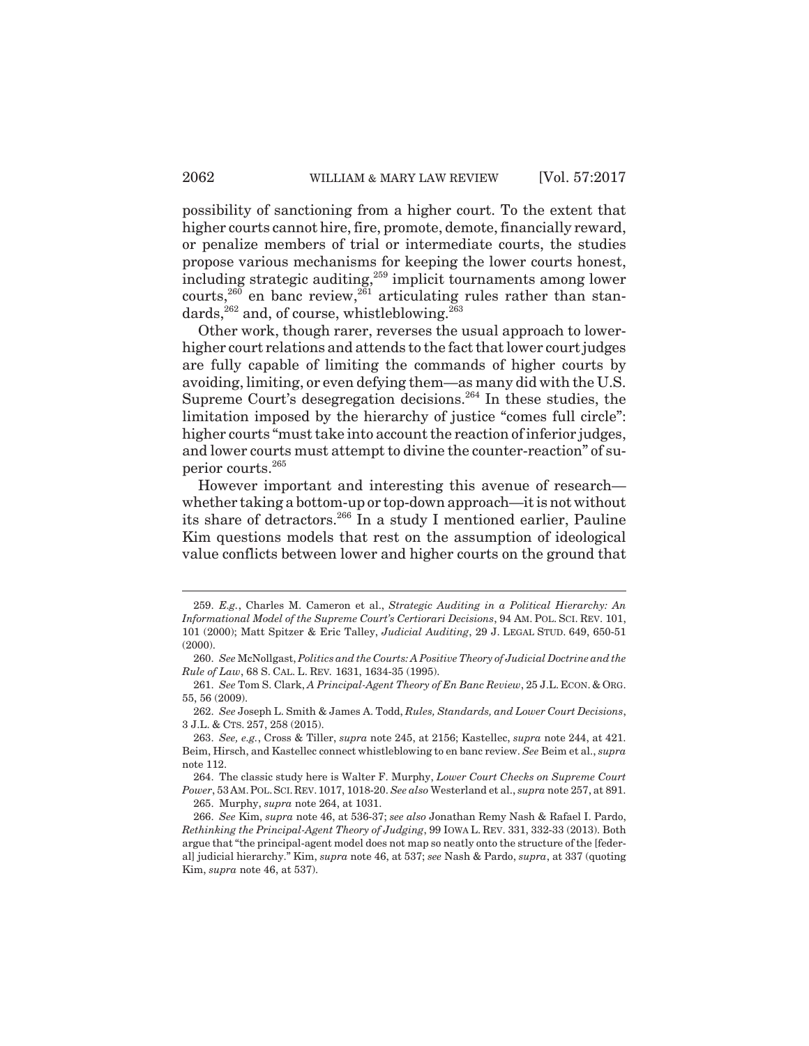possibility of sanctioning from a higher court. To the extent that higher courts cannot hire, fire, promote, demote, financially reward, or penalize members of trial or intermediate courts, the studies propose various mechanisms for keeping the lower courts honest, including strategic auditing,[259] implicit tournaments among lower courts,[260] en banc review,[261] articulating rules rather than standards,[262] and, of course, whistleblowing.[263]

Other work, though rarer, reverses the usual approach to lower-higher court relations and attends to the fact that lower court judges are fully capable of limiting the commands of higher courts by avoiding, limiting, or even defying them—as many did with the U.S. Supreme Court's desegregation decisions.[264] In these studies, the limitation imposed by the hierarchy of justice "comes full circle": higher courts "must take into account the reaction of inferior judges, and lower courts must attempt to divine the counter-reaction" of superior courts.[265]

However important and interesting this avenue of research—whether taking a bottom-up or top-down approach—it is not without its share of detractors.[266] In a study I mentioned earlier, Pauline Kim questions models that rest on the assumption of ideological value conflicts between lower and higher courts on the ground that

---

259. *E.g.*, Charles M. Cameron et al., *Strategic Auditing in a Political Hierarchy: An Informational Model of the Supreme Court's Certiorari Decisions*, 94 AM. POL. SCI. REV. 101, 101 (2000); Matt Spitzer & Eric Talley, *Judicial Auditing*, 29 J. LEGAL STUD. 649, 650-51 (2000).

260. *See* McNollgast, *Politics and the Courts: A Positive Theory of Judicial Doctrine and the Rule of Law*, 68 S. CAL. L. REV. 1631, 1634-35 (1995).

261. *See* Tom S. Clark, *A Principal-Agent Theory of En Banc Review*, 25 J.L. ECON. & ORG. 55, 56 (2009).

262. *See* Joseph L. Smith & James A. Todd, *Rules, Standards, and Lower Court Decisions*, 3 J.L. & CTS. 257, 258 (2015).

263. *See, e.g.*, Cross & Tiller, *supra* note 245, at 2156; Kastellec, *supra* note 244, at 421. Beim, Hirsch, and Kastellec connect whistleblowing to en banc review. *See* Beim et al., *supra* note 112.

264. The classic study here is Walter F. Murphy, *Lower Court Checks on Supreme Court Power*, 53 AM. POL. SCI. REV. 1017, 1018-20. *See also* Westerland et al., *supra* note 257, at 891.

265. Murphy, *supra* note 264, at 1031.

266. *See* Kim, *supra* note 46, at 536-37; *see also* Jonathan Remy Nash & Rafael I. Pardo, *Rethinking the Principal-Agent Theory of Judging*, 99 IOWA L. REV. 331, 332-33 (2013). Both argue that "the principal-agent model does not map so neatly onto the structure of the [federal] judicial hierarchy." Kim, *supra* note 46, at 537; *see* Nash & Pardo, *supra*, at 337 (quoting Kim, *supra* note 46, at 537).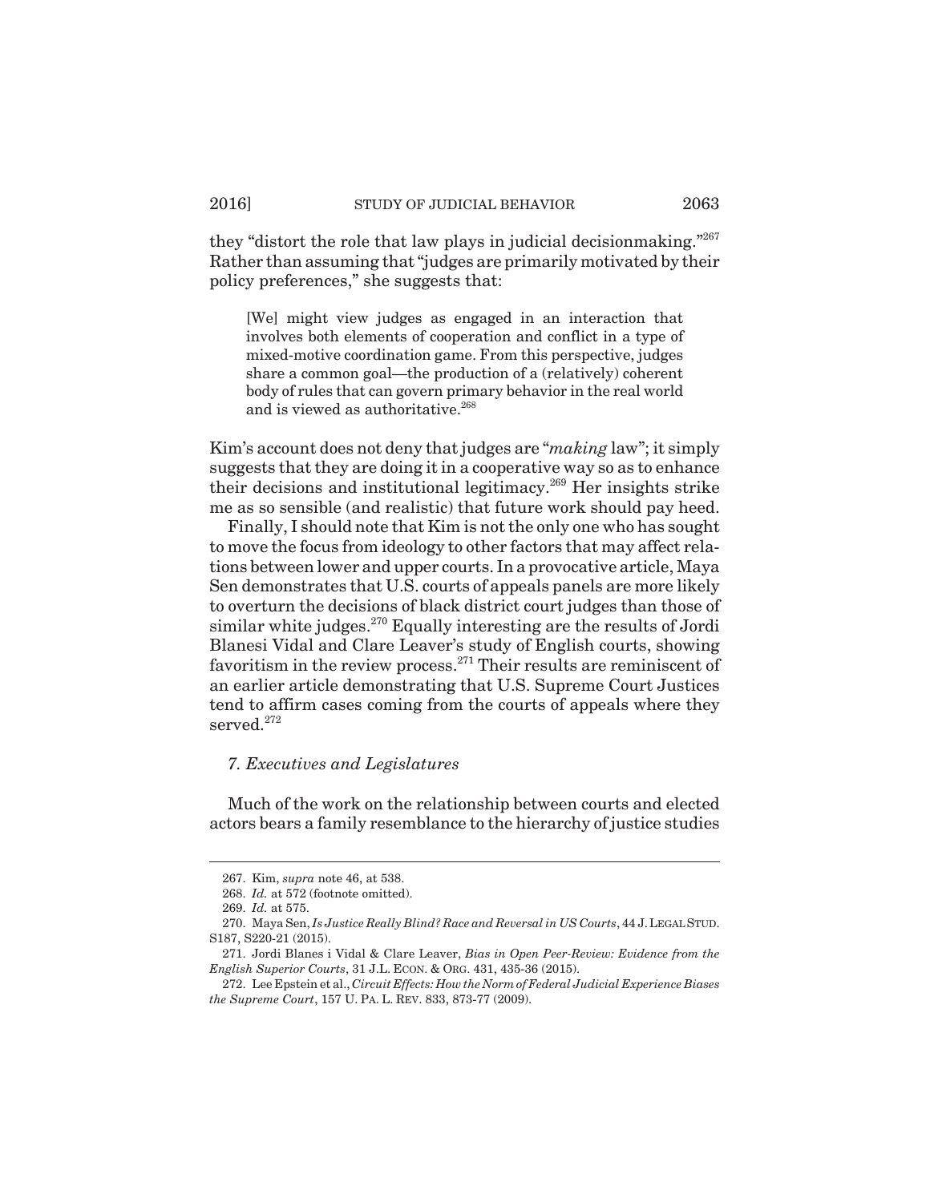they "distort the role that law plays in judicial decisionmaking."[267] Rather than assuming that "judges are primarily motivated by their policy preferences," she suggests that:

> [We] might view judges as engaged in an interaction that involves both elements of cooperation and conflict in a type of mixed-motive coordination game. From this perspective, judges share a common goal—the production of a (relatively) coherent body of rules that can govern primary behavior in the real world and is viewed as authoritative.[268]

Kim's account does not deny that judges are "*making* law"; it simply suggests that they are doing it in a cooperative way so as to enhance their decisions and institutional legitimacy.[269] Her insights strike me as so sensible (and realistic) that future work should pay heed.

Finally, I should note that Kim is not the only one who has sought to move the focus from ideology to other factors that may affect relations between lower and upper courts. In a provocative article, Maya Sen demonstrates that U.S. courts of appeals panels are more likely to overturn the decisions of black district court judges than those of similar white judges.[270] Equally interesting are the results of Jordi Blanesi Vidal and Clare Leaver's study of English courts, showing favoritism in the review process.[271] Their results are reminiscent of an earlier article demonstrating that U.S. Supreme Court Justices tend to affirm cases coming from the courts of appeals where they served.[272]

### *7. Executives and Legislatures*

Much of the work on the relationship between courts and elected actors bears a family resemblance to the hierarchy of justice studies

---

267. Kim, *supra* note 46, at 538.

268. *Id.* at 572 (footnote omitted).

269. *Id.* at 575.

270. Maya Sen, *Is Justice Really Blind? Race and Reversal in US Courts*, 44 J. LEGAL STUD. S187, S220-21 (2015).

271. Jordi Blanes i Vidal & Clare Leaver, *Bias in Open Peer-Review: Evidence from the English Superior Courts*, 31 J.L. ECON. & ORG. 431, 435-36 (2015).

272. Lee Epstein et al., *Circuit Effects: How the Norm of Federal Judicial Experience Biases the Supreme Court*, 157 U. PA. L. REV. 833, 873-77 (2009).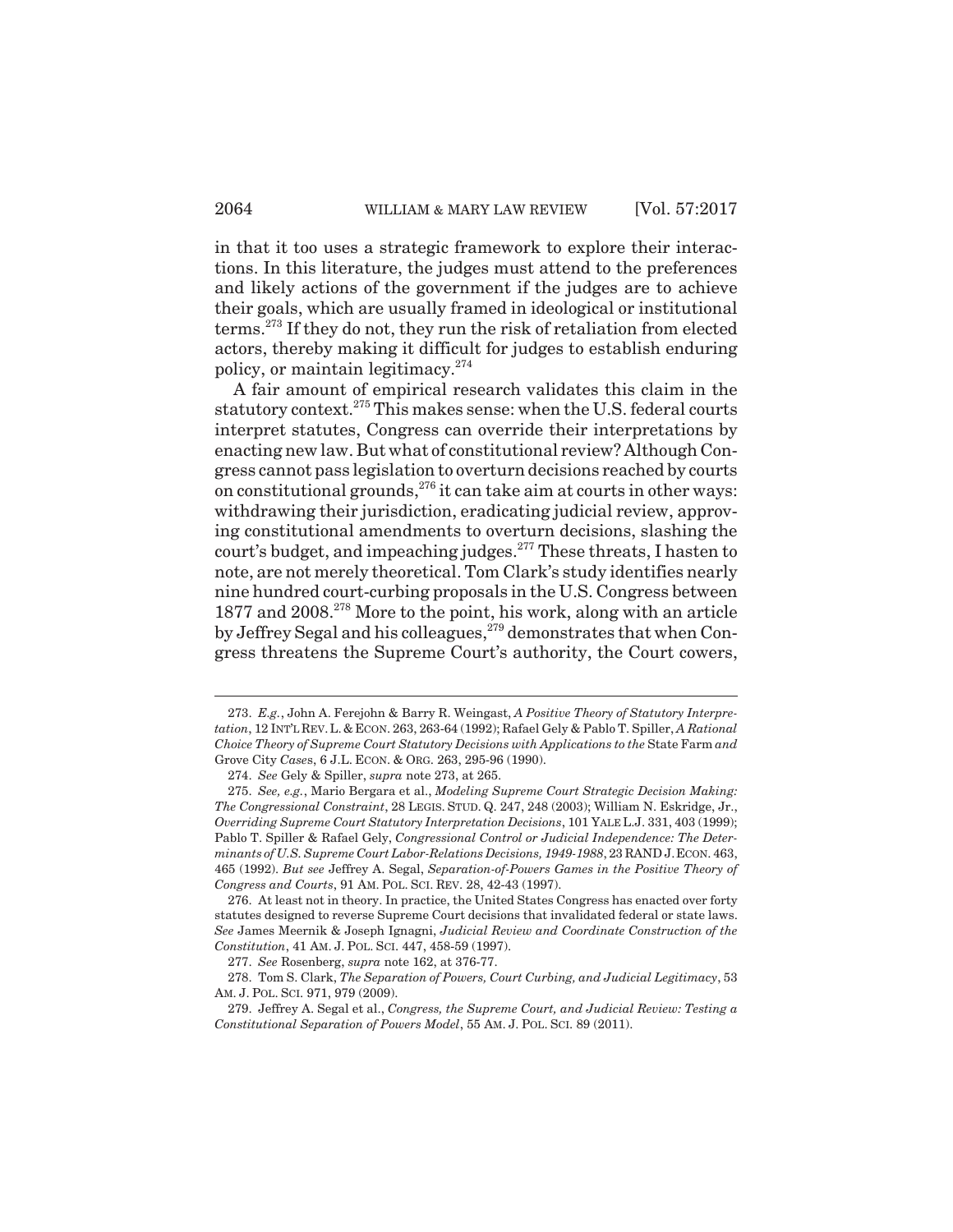in that it too uses a strategic framework to explore their interactions. In this literature, the judges must attend to the preferences and likely actions of the government if the judges are to achieve their goals, which are usually framed in ideological or institutional terms.[273] If they do not, they run the risk of retaliation from elected actors, thereby making it difficult for judges to establish enduring policy, or maintain legitimacy.[274]

A fair amount of empirical research validates this claim in the statutory context.[275] This makes sense: when the U.S. federal courts interpret statutes, Congress can override their interpretations by enacting new law. But what of constitutional review? Although Congress cannot pass legislation to overturn decisions reached by courts on constitutional grounds,[276] it can take aim at courts in other ways: withdrawing their jurisdiction, eradicating judicial review, approving constitutional amendments to overturn decisions, slashing the court's budget, and impeaching judges.[277] These threats, I hasten to note, are not merely theoretical. Tom Clark's study identifies nearly nine hundred court-curbing proposals in the U.S. Congress between 1877 and 2008.[278] More to the point, his work, along with an article by Jeffrey Segal and his colleagues,[279] demonstrates that when Congress threatens the Supreme Court's authority, the Court cowers,

---

273. *E.g.*, John A. Ferejohn & Barry R. Weingast, *A Positive Theory of Statutory Interpretation*, 12 INT'L REV. L. & ECON. 263, 263-64 (1992); Rafael Gely & Pablo T. Spiller, *A Rational Choice Theory of Supreme Court Statutory Decisions with Applications to the* State Farm *and* Grove City *Cases*, 6 J.L. ECON. & ORG. 263, 295-96 (1990).

274. *See* Gely & Spiller, *supra* note 273, at 265.

275. *See, e.g.*, Mario Bergara et al., *Modeling Supreme Court Strategic Decision Making: The Congressional Constraint*, 28 LEGIS. STUD. Q. 247, 248 (2003); William N. Eskridge, Jr., *Overriding Supreme Court Statutory Interpretation Decisions*, 101 YALE L.J. 331, 403 (1999); Pablo T. Spiller & Rafael Gely, *Congressional Control or Judicial Independence: The Determinants of U.S. Supreme Court Labor-Relations Decisions, 1949-1988*, 23 RAND J. ECON. 463, 465 (1992). *But see* Jeffrey A. Segal, *Separation-of-Powers Games in the Positive Theory of Congress and Courts*, 91 AM. POL. SCI. REV. 28, 42-43 (1997).

276. At least not in theory. In practice, the United States Congress has enacted over forty statutes designed to reverse Supreme Court decisions that invalidated federal or state laws. *See* James Meernik & Joseph Ignagni, *Judicial Review and Coordinate Construction of the Constitution*, 41 AM. J. POL. SCI. 447, 458-59 (1997).

277. *See* Rosenberg, *supra* note 162, at 376-77.

278. Tom S. Clark, *The Separation of Powers, Court Curbing, and Judicial Legitimacy*, 53 AM. J. POL. SCI. 971, 979 (2009).

279. Jeffrey A. Segal et al., *Congress, the Supreme Court, and Judicial Review: Testing a Constitutional Separation of Powers Model*, 55 AM. J. POL. SCI. 89 (2011).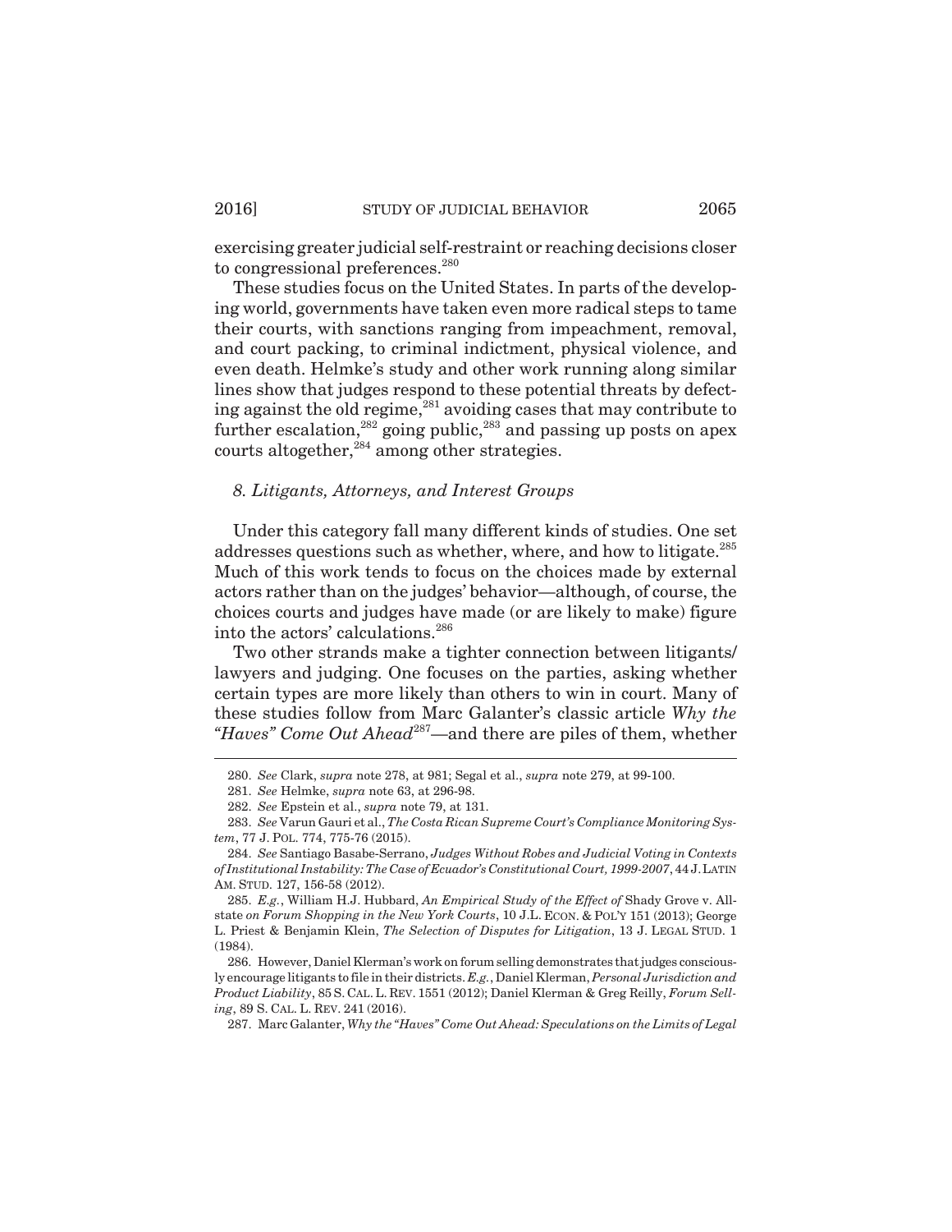exercising greater judicial self-restraint or reaching decisions closer to congressional preferences.[280]

These studies focus on the United States. In parts of the developing world, governments have taken even more radical steps to tame their courts, with sanctions ranging from impeachment, removal, and court packing, to criminal indictment, physical violence, and even death. Helmke's study and other work running along similar lines show that judges respond to these potential threats by defecting against the old regime,[281] avoiding cases that may contribute to further escalation,[282] going public,[283] and passing up posts on apex courts altogether,[284] among other strategies.

### *8. Litigants, Attorneys, and Interest Groups*

Under this category fall many different kinds of studies. One set addresses questions such as whether, where, and how to litigate.[285] Much of this work tends to focus on the choices made by external actors rather than on the judges' behavior—although, of course, the choices courts and judges have made (or are likely to make) figure into the actors' calculations.[286]

Two other strands make a tighter connection between litigants/lawyers and judging. One focuses on the parties, asking whether certain types are more likely than others to win in court. Many of these studies follow from Marc Galanter's classic article *Why the "Haves" Come Out Ahead*[287]—and there are piles of them, whether

---

280. *See* Clark, *supra* note 278, at 981; Segal et al., *supra* note 279, at 99-100.

281. *See* Helmke, *supra* note 63, at 296-98.

282. *See* Epstein et al., *supra* note 79, at 131.

283. *See* Varun Gauri et al., *The Costa Rican Supreme Court's Compliance Monitoring System*, 77 J. POL. 774, 775-76 (2015).

284. *See* Santiago Basabe-Serrano, *Judges Without Robes and Judicial Voting in Contexts of Institutional Instability: The Case of Ecuador's Constitutional Court, 1999-2007*, 44 J. LATIN AM. STUD. 127, 156-58 (2012).

285. *E.g.*, William H.J. Hubbard, *An Empirical Study of the Effect of* Shady Grove v. Allstate *on Forum Shopping in the New York Courts*, 10 J.L. ECON. & POL'Y 151 (2013); George L. Priest & Benjamin Klein, *The Selection of Disputes for Litigation*, 13 J. LEGAL STUD. 1 (1984).

286. However, Daniel Klerman's work on forum selling demonstrates that judges consciously encourage litigants to file in their districts. *E.g.*, Daniel Klerman, *Personal Jurisdiction and Product Liability*, 85 S. CAL. L. REV. 1551 (2012); Daniel Klerman & Greg Reilly, *Forum Selling*, 89 S. CAL. L. REV. 241 (2016).

287. Marc Galanter, *Why the "Haves" Come Out Ahead: Speculations on the Limits of Legal*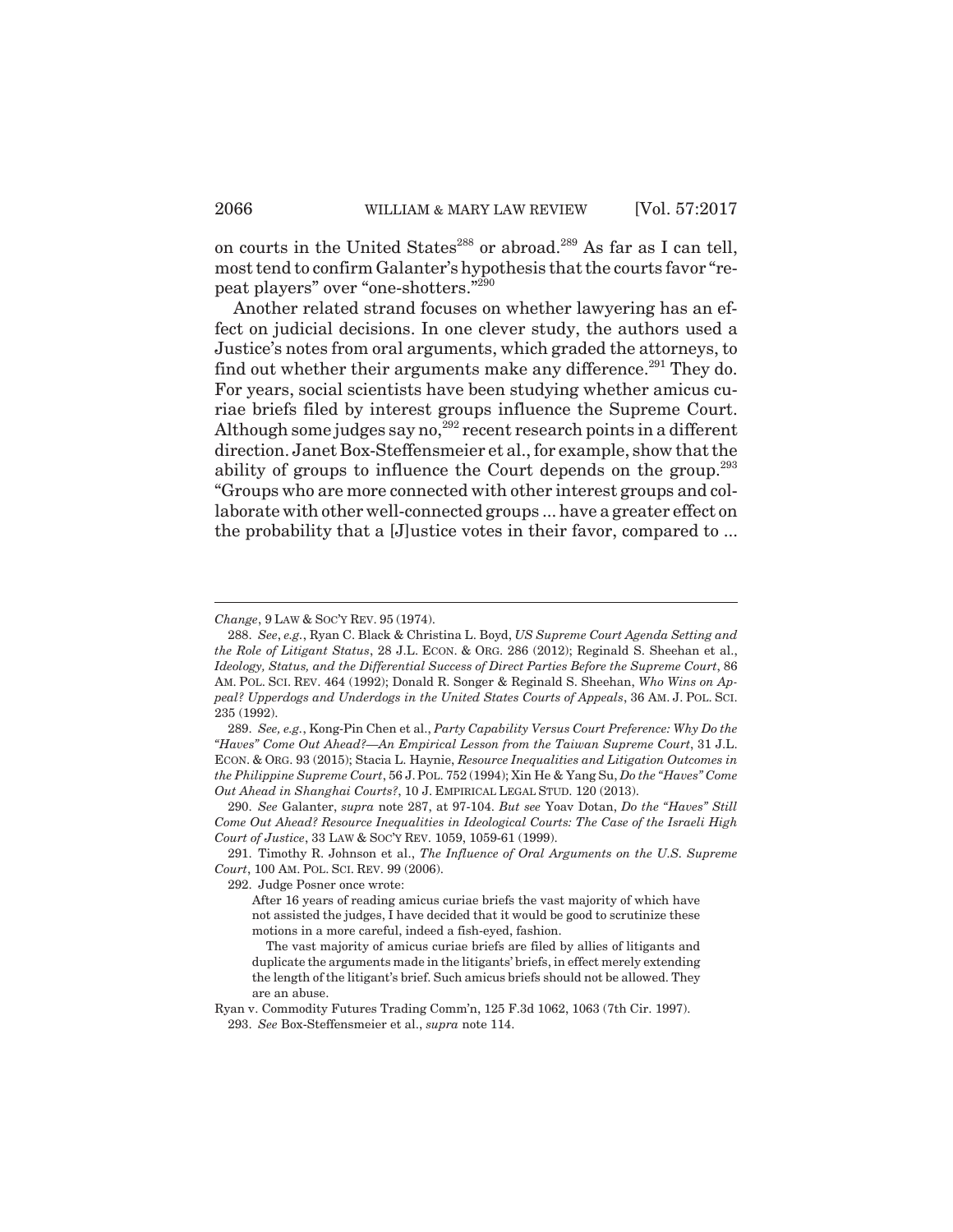on courts in the United States[288] or abroad.[289] As far as I can tell, most tend to confirm Galanter's hypothesis that the courts favor "repeat players" over "one-shotters."[290]

Another related strand focuses on whether lawyering has an effect on judicial decisions. In one clever study, the authors used a Justice's notes from oral arguments, which graded the attorneys, to find out whether their arguments make any difference.[291] They do. For years, social scientists have been studying whether amicus curiae briefs filed by interest groups influence the Supreme Court. Although some judges say no,[292] recent research points in a different direction. Janet Box-Steffensmeier et al., for example, show that the ability of groups to influence the Court depends on the group.[293] "Groups who are more connected with other interest groups and collaborate with other well-connected groups ... have a greater effect on the probability that a [J]ustice votes in their favor, compared to ...

---

*Change*, 9 LAW & SOC'Y REV. 95 (1974).

288. *See*, *e.g.*, Ryan C. Black & Christina L. Boyd, *US Supreme Court Agenda Setting and the Role of Litigant Status*, 28 J.L. ECON. & ORG. 286 (2012); Reginald S. Sheehan et al., *Ideology, Status, and the Differential Success of Direct Parties Before the Supreme Court*, 86 AM. POL. SCI. REV. 464 (1992); Donald R. Songer & Reginald S. Sheehan, *Who Wins on Appeal? Upperdogs and Underdogs in the United States Courts of Appeals*, 36 AM. J. POL. SCI. 235 (1992).

289. *See, e.g.*, Kong-Pin Chen et al., *Party Capability Versus Court Preference: Why Do the "Haves" Come Out Ahead?—An Empirical Lesson from the Taiwan Supreme Court*, 31 J.L. ECON. & ORG. 93 (2015); Stacia L. Haynie, *Resource Inequalities and Litigation Outcomes in the Philippine Supreme Court*, 56 J. POL. 752 (1994); Xin He & Yang Su, *Do the "Haves" Come Out Ahead in Shanghai Courts?*, 10 J. EMPIRICAL LEGAL STUD. 120 (2013).

290. *See* Galanter, *supra* note 287, at 97-104. *But see* Yoav Dotan, *Do the "Haves" Still Come Out Ahead? Resource Inequalities in Ideological Courts: The Case of the Israeli High Court of Justice*, 33 LAW & SOC'Y REV. 1059, 1059-61 (1999).

291. Timothy R. Johnson et al., *The Influence of Oral Arguments on the U.S. Supreme Court*, 100 AM. POL. SCI. REV. 99 (2006).

292. Judge Posner once wrote:

> After 16 years of reading amicus curiae briefs the vast majority of which have not assisted the judges, I have decided that it would be good to scrutinize these motions in a more careful, indeed a fish-eyed, fashion.
>
> The vast majority of amicus curiae briefs are filed by allies of litigants and duplicate the arguments made in the litigants' briefs, in effect merely extending the length of the litigant's brief. Such amicus briefs should not be allowed. They are an abuse.

Ryan v. Commodity Futures Trading Comm'n, 125 F.3d 1062, 1063 (7th Cir. 1997).

293. *See* Box-Steffensmeier et al., *supra* note 114.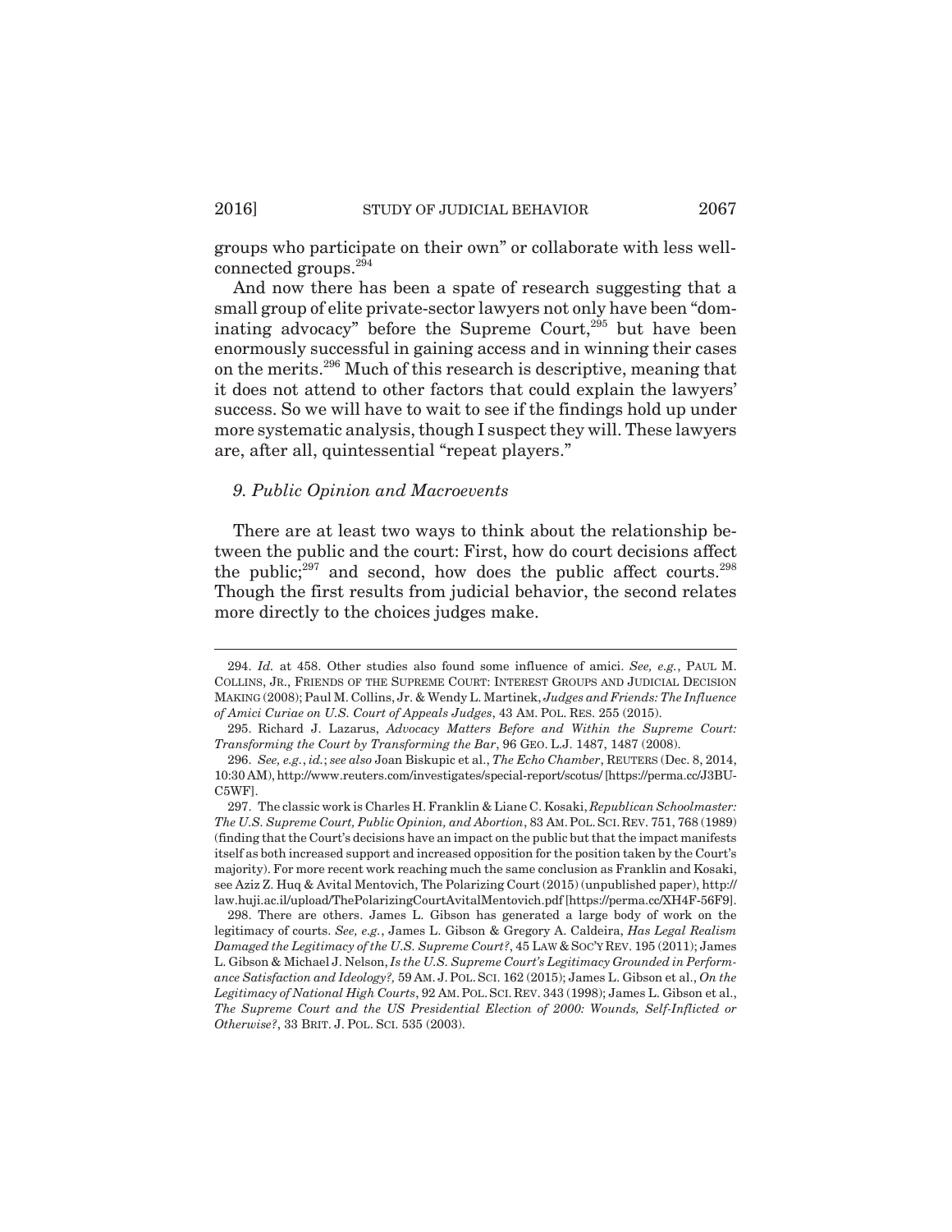groups who participate on their own" or collaborate with less well-connected groups.[294]

And now there has been a spate of research suggesting that a small group of elite private-sector lawyers not only have been "dominating advocacy" before the Supreme Court,[295] but have been enormously successful in gaining access and in winning their cases on the merits.[296] Much of this research is descriptive, meaning that it does not attend to other factors that could explain the lawyers' success. So we will have to wait to see if the findings hold up under more systematic analysis, though I suspect they will. These lawyers are, after all, quintessential "repeat players."

### *9. Public Opinion and Macroevents*

There are at least two ways to think about the relationship between the public and the court: First, how do court decisions affect the public;[297] and second, how does the public affect courts.[298] Though the first results from judicial behavior, the second relates more directly to the choices judges make.

---

294. *Id.* at 458. Other studies also found some influence of amici. *See, e.g.*, PAUL M. COLLINS, JR., FRIENDS OF THE SUPREME COURT: INTEREST GROUPS AND JUDICIAL DECISION MAKING (2008); Paul M. Collins, Jr. & Wendy L. Martinek, *Judges and Friends: The Influence of Amici Curiae on U.S. Court of Appeals Judges*, 43 AM. POL. RES. 255 (2015).

295. Richard J. Lazarus, *Advocacy Matters Before and Within the Supreme Court: Transforming the Court by Transforming the Bar*, 96 GEO. L.J. 1487, 1487 (2008).

296. *See, e.g.*, *id.*; *see also* Joan Biskupic et al., *The Echo Chamber*, REUTERS (Dec. 8, 2014, 10:30 AM), http://www.reuters.com/investigates/special-report/scotus/ [https://perma.cc/J3BU-C5WF].

297. The classic work is Charles H. Franklin & Liane C. Kosaki, *Republican Schoolmaster: The U.S. Supreme Court, Public Opinion, and Abortion*, 83 AM. POL. SCI. REV. 751, 768 (1989) (finding that the Court's decisions have an impact on the public but that the impact manifests itself as both increased support and increased opposition for the position taken by the Court's majority). For more recent work reaching much the same conclusion as Franklin and Kosaki, see Aziz Z. Huq & Avital Mentovich, The Polarizing Court (2015) (unpublished paper), http://law.huji.ac.il/upload/ThePolarizingCourtAvitalMentovich.pdf [https://perma.cc/XH4F-56F9].

298. There are others. James L. Gibson has generated a large body of work on the legitimacy of courts. *See, e.g.*, James L. Gibson & Gregory A. Caldeira, *Has Legal Realism Damaged the Legitimacy of the U.S. Supreme Court?*, 45 LAW & SOC'Y REV. 195 (2011); James L. Gibson & Michael J. Nelson, *Is the U.S. Supreme Court's Legitimacy Grounded in Performance Satisfaction and Ideology?,* 59 AM. J. POL. SCI. 162 (2015); James L. Gibson et al., *On the Legitimacy of National High Courts*, 92 AM. POL. SCI. REV. 343 (1998); James L. Gibson et al., *The Supreme Court and the US Presidential Election of 2000: Wounds, Self-Inflicted or Otherwise?*, 33 BRIT. J. POL. SCI. 535 (2003).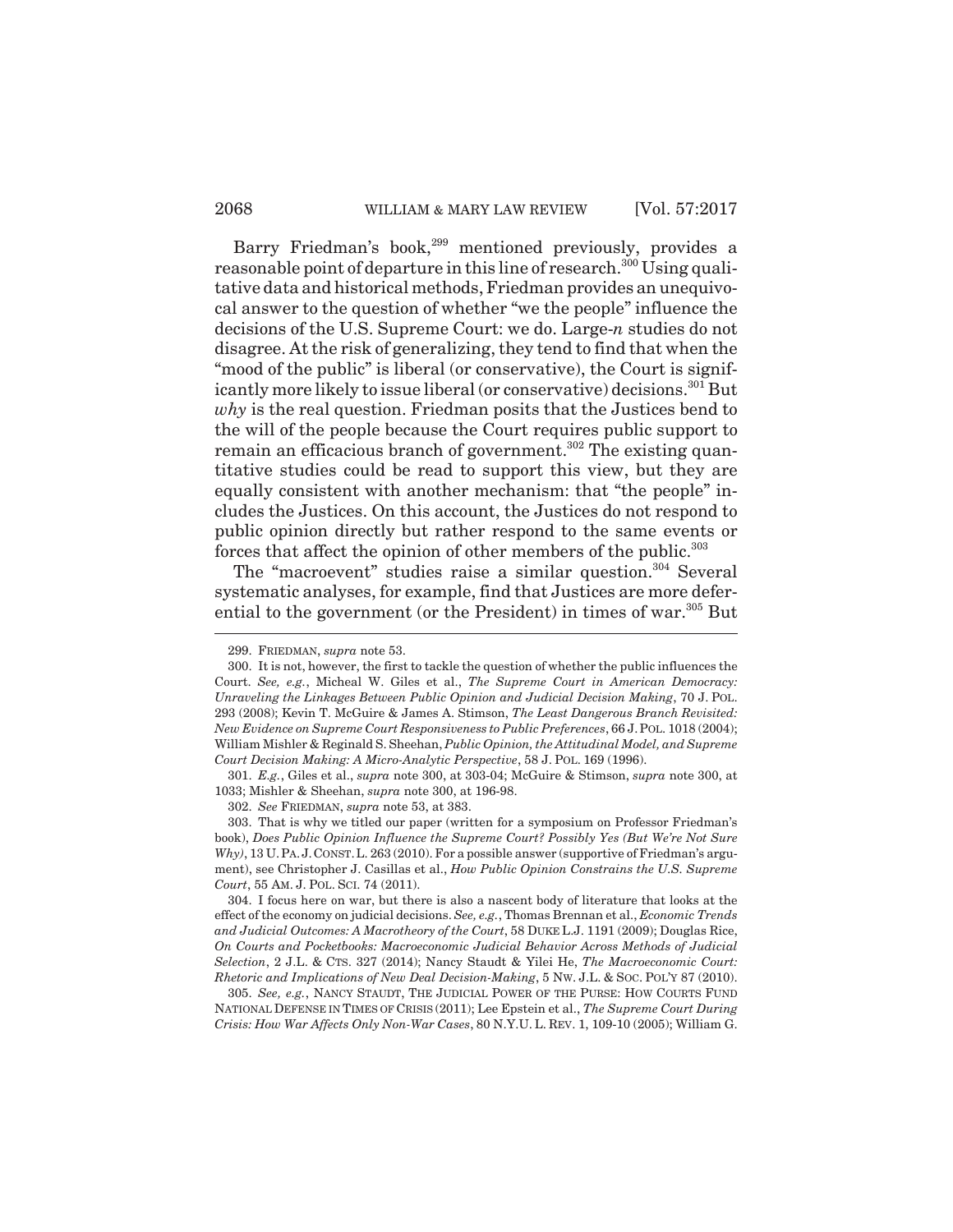Barry Friedman's book,[299] mentioned previously, provides a reasonable point of departure in this line of research.[300] Using qualitative data and historical methods, Friedman provides an unequivocal answer to the question of whether "we the people" influence the decisions of the U.S. Supreme Court: we do. Large-*n* studies do not disagree. At the risk of generalizing, they tend to find that when the "mood of the public" is liberal (or conservative), the Court is significantly more likely to issue liberal (or conservative) decisions.[301] But *why* is the real question. Friedman posits that the Justices bend to the will of the people because the Court requires public support to remain an efficacious branch of government.[302] The existing quantitative studies could be read to support this view, but they are equally consistent with another mechanism: that "the people" includes the Justices. On this account, the Justices do not respond to public opinion directly but rather respond to the same events or forces that affect the opinion of other members of the public.[303]

The "macroevent" studies raise a similar question.[304] Several systematic analyses, for example, find that Justices are more deferential to the government (or the President) in times of war.[305] But

---

299. FRIEDMAN, *supra* note 53.

300. It is not, however, the first to tackle the question of whether the public influences the Court. *See, e.g.*, Micheal W. Giles et al., *The Supreme Court in American Democracy: Unraveling the Linkages Between Public Opinion and Judicial Decision Making*, 70 J. POL. 293 (2008); Kevin T. McGuire & James A. Stimson, *The Least Dangerous Branch Revisited: New Evidence on Supreme Court Responsiveness to Public Preferences*, 66 J. POL. 1018 (2004); William Mishler & Reginald S. Sheehan, *Public Opinion, the Attitudinal Model, and Supreme Court Decision Making: A Micro-Analytic Perspective*, 58 J. POL. 169 (1996).

301. *E.g.*, Giles et al., *supra* note 300, at 303-04; McGuire & Stimson, *supra* note 300, at 1033; Mishler & Sheehan, *supra* note 300, at 196-98.

302. *See* FRIEDMAN, *supra* note 53, at 383.

303. That is why we titled our paper (written for a symposium on Professor Friedman's book), *Does Public Opinion Influence the Supreme Court? Possibly Yes (But We're Not Sure Why)*, 13 U. PA. J. CONST. L. 263 (2010). For a possible answer (supportive of Friedman's argument), see Christopher J. Casillas et al., *How Public Opinion Constrains the U.S. Supreme Court*, 55 AM. J. POL. SCI. 74 (2011).

304. I focus here on war, but there is also a nascent body of literature that looks at the effect of the economy on judicial decisions. *See, e.g.*, Thomas Brennan et al., *Economic Trends and Judicial Outcomes: A Macrotheory of the Court*, 58 DUKE L.J. 1191 (2009); Douglas Rice, *On Courts and Pocketbooks: Macroeconomic Judicial Behavior Across Methods of Judicial Selection*, 2 J.L. & CTS. 327 (2014); Nancy Staudt & Yilei He, *The Macroeconomic Court: Rhetoric and Implications of New Deal Decision-Making*, 5 NW. J.L. & SOC. POL'Y 87 (2010).

305. *See, e.g.*, NANCY STAUDT, THE JUDICIAL POWER OF THE PURSE: HOW COURTS FUND NATIONAL DEFENSE IN TIMES OF CRISIS (2011); Lee Epstein et al., *The Supreme Court During Crisis: How War Affects Only Non-War Cases*, 80 N.Y.U. L. REV. 1, 109-10 (2005); William G.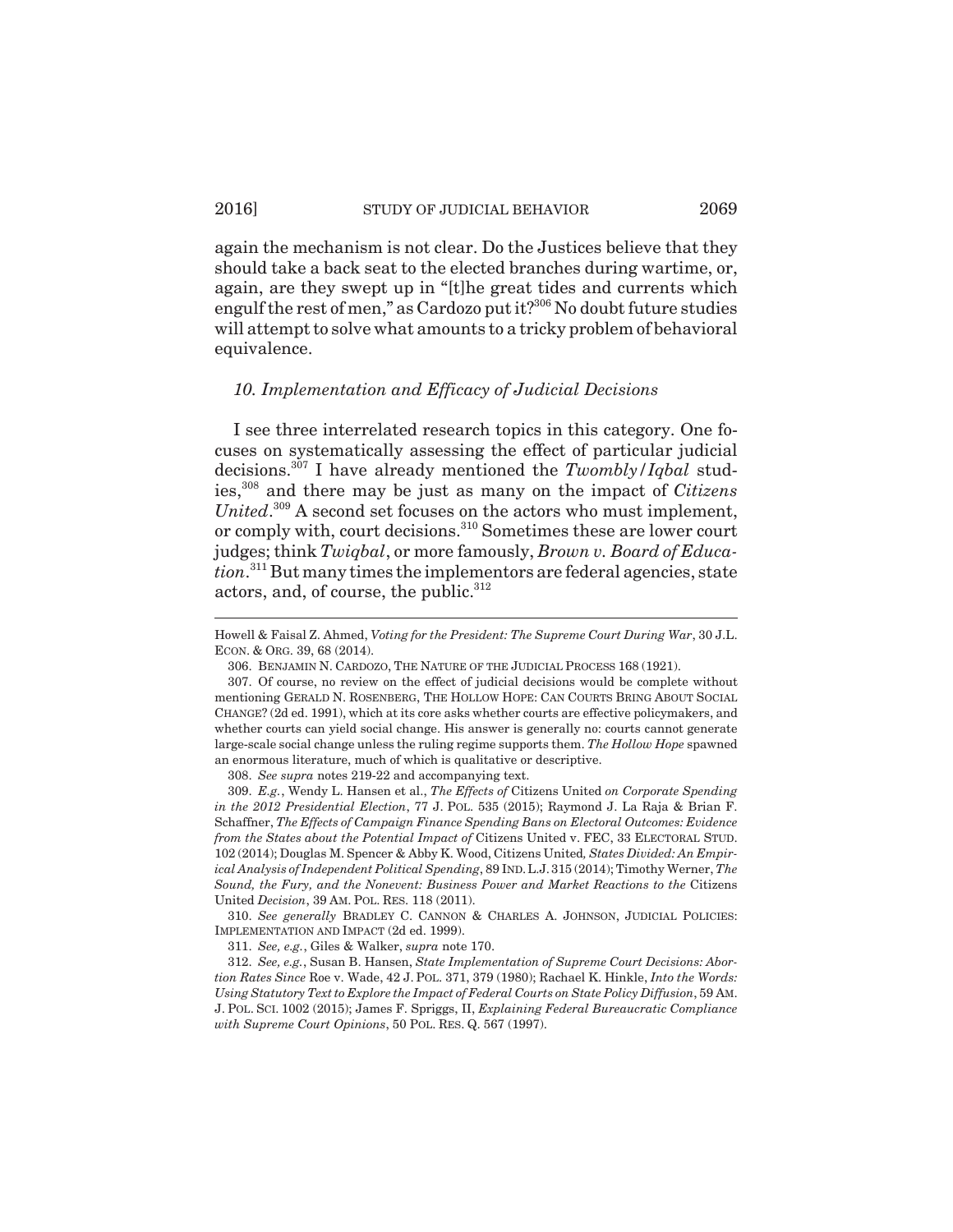again the mechanism is not clear. Do the Justices believe that they should take a back seat to the elected branches during wartime, or, again, are they swept up in "[t]he great tides and currents which engulf the rest of men," as Cardozo put it?[306] No doubt future studies will attempt to solve what amounts to a tricky problem of behavioral equivalence.

### *10. Implementation and Efficacy of Judicial Decisions*

I see three interrelated research topics in this category. One focuses on systematically assessing the effect of particular judicial decisions.[307] I have already mentioned the *Twombly*/*Iqbal* studies,[308] and there may be just as many on the impact of *Citizens United*.[309] A second set focuses on the actors who must implement, or comply with, court decisions.[310] Sometimes these are lower court judges; think *Twiqbal*, or more famously, *Brown v. Board of Education*.[311] But many times the implementors are federal agencies, state actors, and, of course, the public.[312]

---

Howell & Faisal Z. Ahmed, *Voting for the President: The Supreme Court During War*, 30 J.L. ECON. & ORG. 39, 68 (2014).

306. BENJAMIN N. CARDOZO, THE NATURE OF THE JUDICIAL PROCESS 168 (1921).

307. Of course, no review on the effect of judicial decisions would be complete without mentioning GERALD N. ROSENBERG, THE HOLLOW HOPE: CAN COURTS BRING ABOUT SOCIAL CHANGE? (2d ed. 1991), which at its core asks whether courts are effective policymakers, and whether courts can yield social change. His answer is generally no: courts cannot generate large-scale social change unless the ruling regime supports them. *The Hollow Hope* spawned an enormous literature, much of which is qualitative or descriptive.

308. *See supra* notes 219-22 and accompanying text.

309. *E.g.*, Wendy L. Hansen et al., *The Effects of* Citizens United *on Corporate Spending in the 2012 Presidential Election*, 77 J. POL. 535 (2015); Raymond J. La Raja & Brian F. Schaffner, *The Effects of Campaign Finance Spending Bans on Electoral Outcomes: Evidence from the States about the Potential Impact of* Citizens United v. FEC, 33 ELECTORAL STUD. 102 (2014); Douglas M. Spencer & Abby K. Wood, Citizens United*, States Divided: An Empirical Analysis of Independent Political Spending*, 89 IND. L.J. 315 (2014); Timothy Werner, *The Sound, the Fury, and the Nonevent: Business Power and Market Reactions to the* Citizens United *Decision*, 39 AM. POL. RES. 118 (2011).

310. *See generally* BRADLEY C. CANNON & CHARLES A. JOHNSON, JUDICIAL POLICIES: IMPLEMENTATION AND IMPACT (2d ed. 1999).

311. *See, e.g.*, Giles & Walker, *supra* note 170.

312. *See, e.g.*, Susan B. Hansen, *State Implementation of Supreme Court Decisions: Abortion Rates Since* Roe v. Wade, 42 J. POL. 371, 379 (1980); Rachael K. Hinkle, *Into the Words: Using Statutory Text to Explore the Impact of Federal Courts on State Policy Diffusion*, 59 AM. J. POL. SCI. 1002 (2015); James F. Spriggs, II, *Explaining Federal Bureaucratic Compliance with Supreme Court Opinions*, 50 POL. RES. Q. 567 (1997).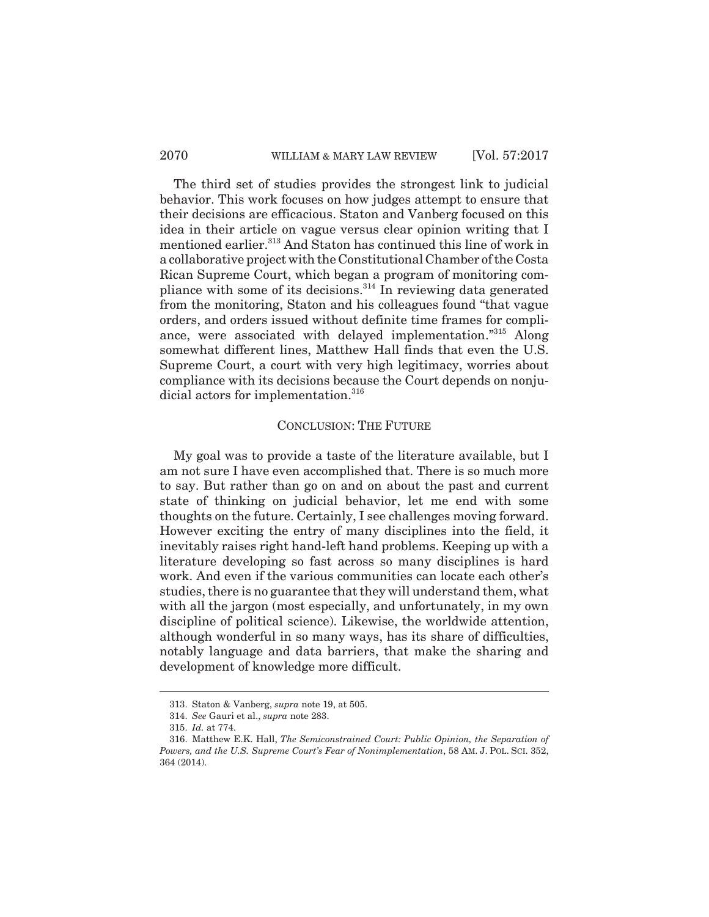The third set of studies provides the strongest link to judicial behavior. This work focuses on how judges attempt to ensure that their decisions are efficacious. Staton and Vanberg focused on this idea in their article on vague versus clear opinion writing that I mentioned earlier.[313] And Staton has continued this line of work in a collaborative project with the Constitutional Chamber of the Costa Rican Supreme Court, which began a program of monitoring compliance with some of its decisions.[314] In reviewing data generated from the monitoring, Staton and his colleagues found "that vague orders, and orders issued without definite time frames for compliance, were associated with delayed implementation."[315] Along somewhat different lines, Matthew Hall finds that even the U.S. Supreme Court, a court with very high legitimacy, worries about compliance with its decisions because the Court depends on nonjudicial actors for implementation.[316]

## CONCLUSION: THE FUTURE

My goal was to provide a taste of the literature available, but I am not sure I have even accomplished that. There is so much more to say. But rather than go on and on about the past and current state of thinking on judicial behavior, let me end with some thoughts on the future. Certainly, I see challenges moving forward. However exciting the entry of many disciplines into the field, it inevitably raises right hand-left hand problems. Keeping up with a literature developing so fast across so many disciplines is hard work. And even if the various communities can locate each other's studies, there is no guarantee that they will understand them, what with all the jargon (most especially, and unfortunately, in my own discipline of political science). Likewise, the worldwide attention, although wonderful in so many ways, has its share of difficulties, notably language and data barriers, that make the sharing and development of knowledge more difficult.

---

313. Staton & Vanberg, *supra* note 19, at 505.

314. *See* Gauri et al., *supra* note 283.

315. *Id.* at 774.

316. Matthew E.K. Hall, *The Semiconstrained Court: Public Opinion, the Separation of Powers, and the U.S. Supreme Court's Fear of Nonimplementation*, 58 AM. J. POL. SCI. 352, 364 (2014).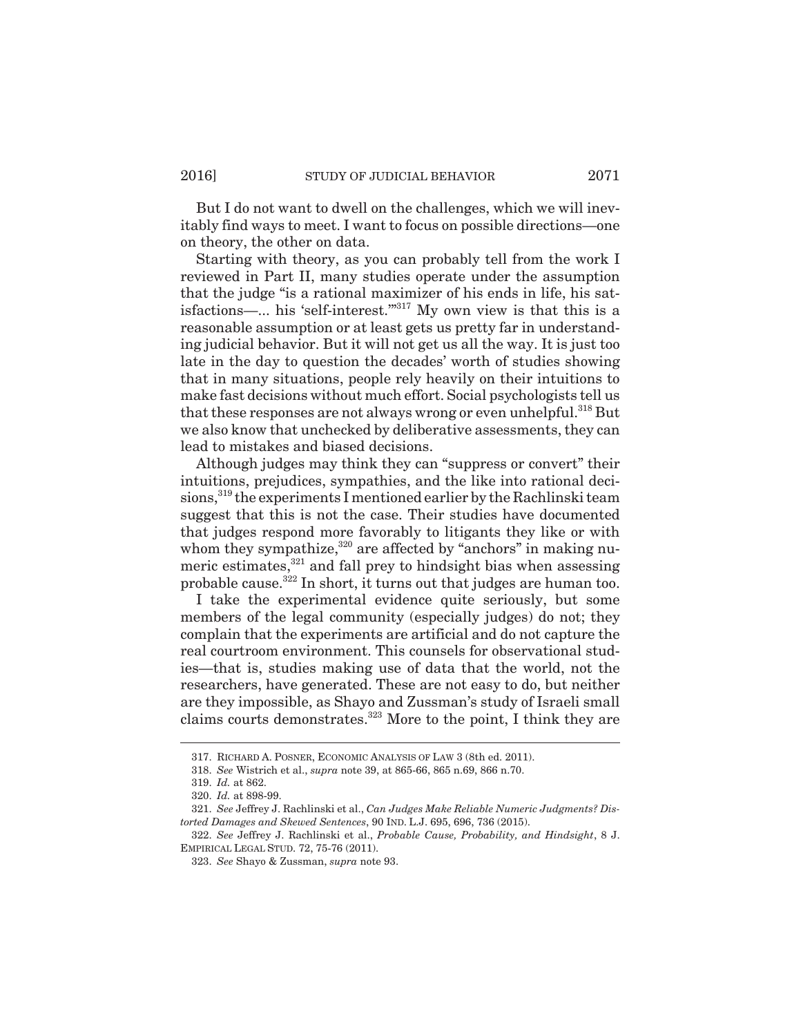But I do not want to dwell on the challenges, which we will inevitably find ways to meet. I want to focus on possible directions—one on theory, the other on data.

Starting with theory, as you can probably tell from the work I reviewed in Part II, many studies operate under the assumption that the judge "is a rational maximizer of his ends in life, his satisfactions—... his 'self-interest.'"[317] My own view is that this is a reasonable assumption or at least gets us pretty far in understanding judicial behavior. But it will not get us all the way. It is just too late in the day to question the decades' worth of studies showing that in many situations, people rely heavily on their intuitions to make fast decisions without much effort. Social psychologists tell us that these responses are not always wrong or even unhelpful.[318] But we also know that unchecked by deliberative assessments, they can lead to mistakes and biased decisions.

Although judges may think they can "suppress or convert" their intuitions, prejudices, sympathies, and the like into rational decisions,[319] the experiments I mentioned earlier by the Rachlinski team suggest that this is not the case. Their studies have documented that judges respond more favorably to litigants they like or with whom they sympathize,[320] are affected by "anchors" in making numeric estimates,[321] and fall prey to hindsight bias when assessing probable cause.[322] In short, it turns out that judges are human too.

I take the experimental evidence quite seriously, but some members of the legal community (especially judges) do not; they complain that the experiments are artificial and do not capture the real courtroom environment. This counsels for observational studies—that is, studies making use of data that the world, not the researchers, have generated. These are not easy to do, but neither are they impossible, as Shayo and Zussman's study of Israeli small claims courts demonstrates.[323] More to the point, I think they are

---

317. RICHARD A. POSNER, ECONOMIC ANALYSIS OF LAW 3 (8th ed. 2011).

318. *See* Wistrich et al., *supra* note 39, at 865-66, 865 n.69, 866 n.70.

319. *Id.* at 862.

320. *Id.* at 898-99.

321. *See* Jeffrey J. Rachlinski et al., *Can Judges Make Reliable Numeric Judgments? Distorted Damages and Skewed Sentences*, 90 IND. L.J. 695, 696, 736 (2015).

322. *See* Jeffrey J. Rachlinski et al., *Probable Cause, Probability, and Hindsight*, 8 J. EMPIRICAL LEGAL STUD. 72, 75-76 (2011).

323. *See* Shayo & Zussman, *supra* note 93.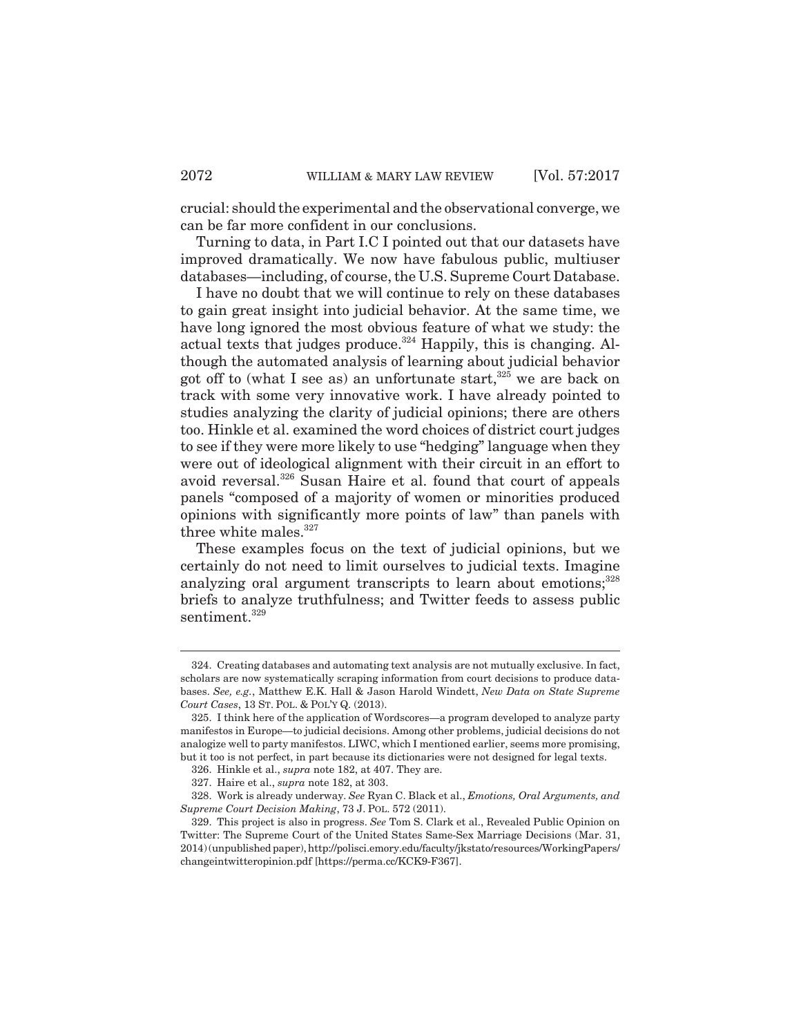crucial: should the experimental and the observational converge, we can be far more confident in our conclusions.

Turning to data, in Part I.C I pointed out that our datasets have improved dramatically. We now have fabulous public, multiuser databases—including, of course, the U.S. Supreme Court Database.

I have no doubt that we will continue to rely on these databases to gain great insight into judicial behavior. At the same time, we have long ignored the most obvious feature of what we study: the actual texts that judges produce.[324] Happily, this is changing. Although the automated analysis of learning about judicial behavior got off to (what I see as) an unfortunate start,[325] we are back on track with some very innovative work. I have already pointed to studies analyzing the clarity of judicial opinions; there are others too. Hinkle et al. examined the word choices of district court judges to see if they were more likely to use "hedging" language when they were out of ideological alignment with their circuit in an effort to avoid reversal.[326] Susan Haire et al. found that court of appeals panels "composed of a majority of women or minorities produced opinions with significantly more points of law" than panels with three white males.[327]

These examples focus on the text of judicial opinions, but we certainly do not need to limit ourselves to judicial texts. Imagine analyzing oral argument transcripts to learn about emotions;[328] briefs to analyze truthfulness; and Twitter feeds to assess public sentiment.[329]

---

324. Creating databases and automating text analysis are not mutually exclusive. In fact, scholars are now systematically scraping information from court decisions to produce databases. *See, e.g.*, Matthew E.K. Hall & Jason Harold Windett, *New Data on State Supreme Court Cases*, 13 ST. POL. & POL'Y Q. (2013).

325. I think here of the application of Wordscores—a program developed to analyze party manifestos in Europe—to judicial decisions. Among other problems, judicial decisions do not analogize well to party manifestos. LIWC, which I mentioned earlier, seems more promising, but it too is not perfect, in part because its dictionaries were not designed for legal texts.

326. Hinkle et al., *supra* note 182, at 407. They are.

327. Haire et al., *supra* note 182, at 303.

328. Work is already underway. *See* Ryan C. Black et al., *Emotions, Oral Arguments, and Supreme Court Decision Making*, 73 J. POL. 572 (2011).

329. This project is also in progress. *See* Tom S. Clark et al., Revealed Public Opinion on Twitter: The Supreme Court of the United States Same-Sex Marriage Decisions (Mar. 31, 2014) (unpublished paper), http://polisci.emory.edu/faculty/jkstato/resources/WorkingPapers/changeintwitteropinion.pdf [https://perma.cc/KCK9-F367].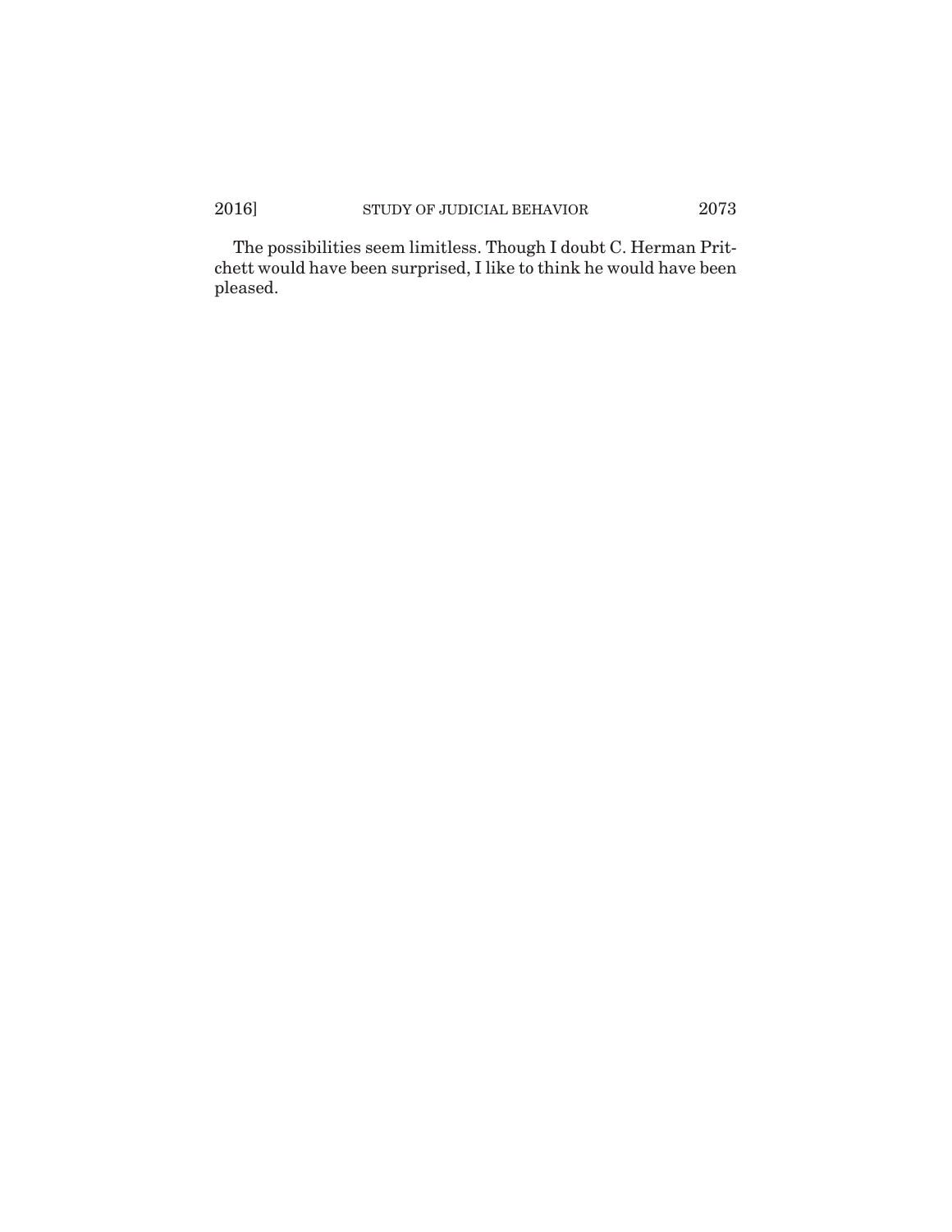The possibilities seem limitless. Though I doubt C. Herman Pritchett would have been surprised, I like to think he would have been pleased.